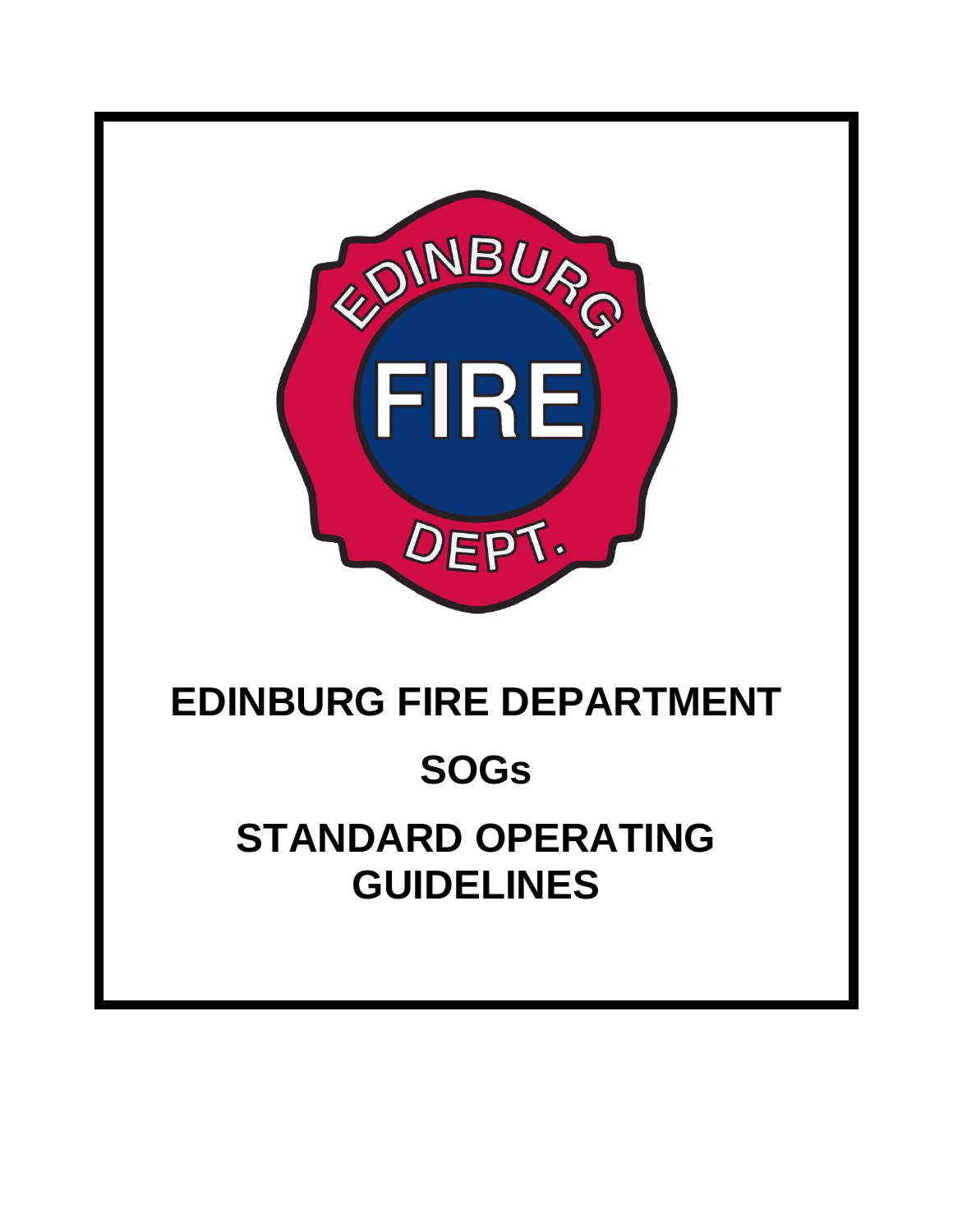# EDINBURG FIRE DEPARTMENT

## SOGs

## STANDARD OPERATING GUIDELINES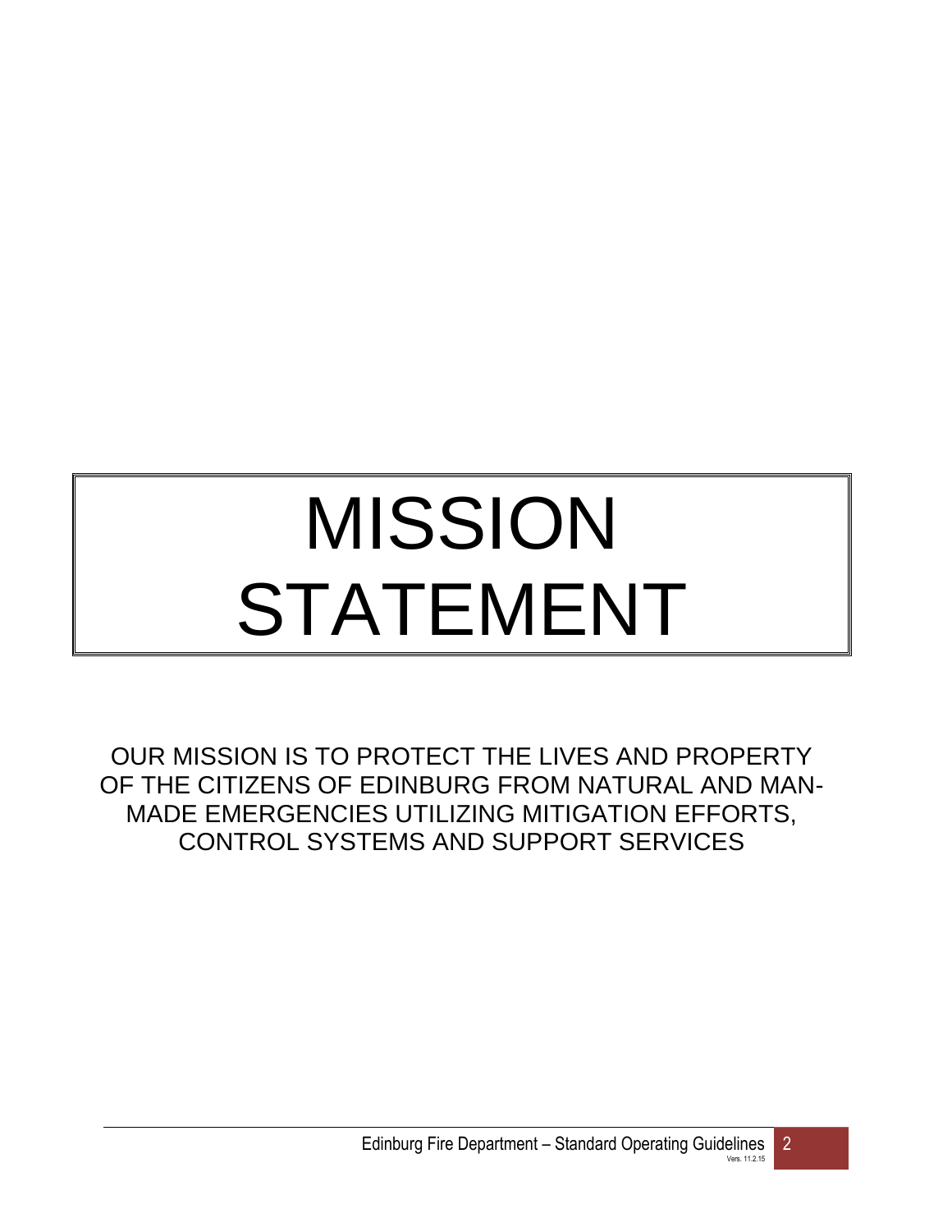# MISSION STATEMENT

OUR MISSION IS TO PROTECT THE LIVES AND PROPERTY OF THE CITIZENS OF EDINBURG FROM NATURAL AND MAN-MADE EMERGENCIES UTILIZING MITIGATION EFFORTS, CONTROL SYSTEMS AND SUPPORT SERVICES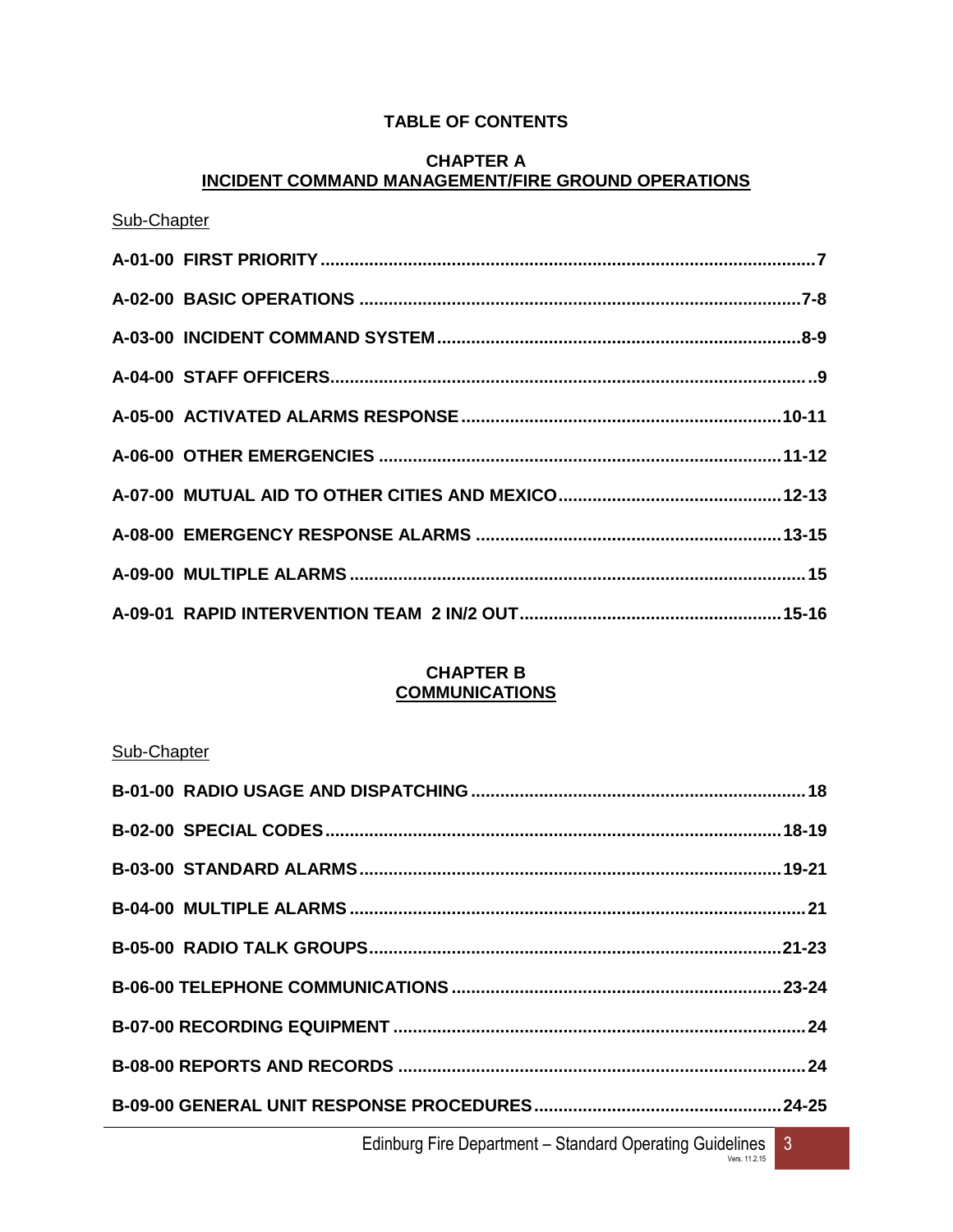# TABLE OF CONTENTS

## CHAPTER A
## INCIDENT COMMAND MANAGEMENT/FIRE GROUND OPERATIONS

Sub-Chapter

**A-01-00 FIRST PRIORITY ..... 7**

**A-02-00 BASIC OPERATIONS ..... 7-8**

**A-03-00 INCIDENT COMMAND SYSTEM ..... 8-9**

**A-04-00 STAFF OFFICERS ..... 9**

**A-05-00 ACTIVATED ALARMS RESPONSE ..... 10-11**

**A-06-00 OTHER EMERGENCIES ..... 11-12**

**A-07-00 MUTUAL AID TO OTHER CITIES AND MEXICO ..... 12-13**

**A-08-00 EMERGENCY RESPONSE ALARMS ..... 13-15**

**A-09-00 MULTIPLE ALARMS ..... 15**

**A-09-01 RAPID INTERVENTION TEAM 2 IN/2 OUT ..... 15-16**

## CHAPTER B
## COMMUNICATIONS

Sub-Chapter

**B-01-00 RADIO USAGE AND DISPATCHING ..... 18**

**B-02-00 SPECIAL CODES ..... 18-19**

**B-03-00 STANDARD ALARMS ..... 19-21**

**B-04-00 MULTIPLE ALARMS ..... 21**

**B-05-00 RADIO TALK GROUPS ..... 21-23**

**B-06-00 TELEPHONE COMMUNICATIONS ..... 23-24**

**B-07-00 RECORDING EQUIPMENT ..... 24**

**B-08-00 REPORTS AND RECORDS ..... 24**

**B-09-00 GENERAL UNIT RESPONSE PROCEDURES ..... 24-25**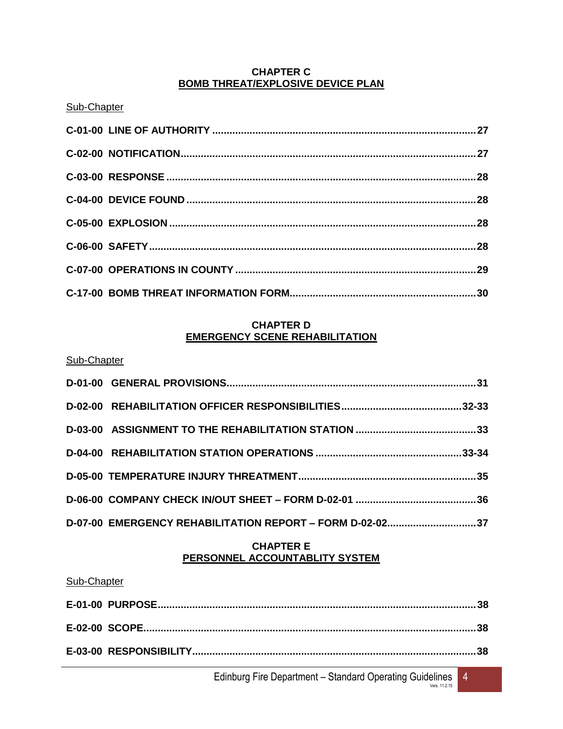## CHAPTER C
## BOMB THREAT/EXPLOSIVE DEVICE PLAN

Sub-Chapter

**C-01-00 LINE OF AUTHORITY ........................................................................................ 27**

**C-02-00 NOTIFICATION.................................................................................................... 27**

**C-03-00 RESPONSE ........................................................................................................ 28**

**C-04-00 DEVICE FOUND .................................................................................................. 28**

**C-05-00 EXPLOSION ........................................................................................................ 28**

**C-06-00 SAFETY ............................................................................................................... 28**

**C-07-00 OPERATIONS IN COUNTY ................................................................................. 29**

**C-17-00 BOMB THREAT INFORMATION FORM............................................................. 30**

## CHAPTER D
## EMERGENCY SCENE REHABILITATION

Sub-Chapter

**D-01-00 GENERAL PROVISIONS..................................................................................... 31**

**D-02-00 REHABILITATION OFFICER RESPONSIBILITIES.........................................32-33**

**D-03-00 ASSIGNMENT TO THE REHABILITATION STATION ........................................ 33**

**D-04-00 REHABILITATION STATION OPERATIONS .................................................33-34**

**D-05-00 TEMPERATURE INJURY THREATMENT........................................................... 35**

**D-06-00 COMPANY CHECK IN/OUT SHEET – FORM D-02-01 ........................................ 36**

**D-07-00 EMERGENCY REHABILITATION REPORT – FORM D-02-02.............................. 37**

## CHAPTER E
## PERSONNEL ACCOUNTABLITY SYSTEM

Sub-Chapter

**E-01-00 PURPOSE............................................................................................................. 38**

**E-02-00 SCOPE.................................................................................................................. 38**

**E-03-00 RESPONSIBILITY................................................................................................. 38**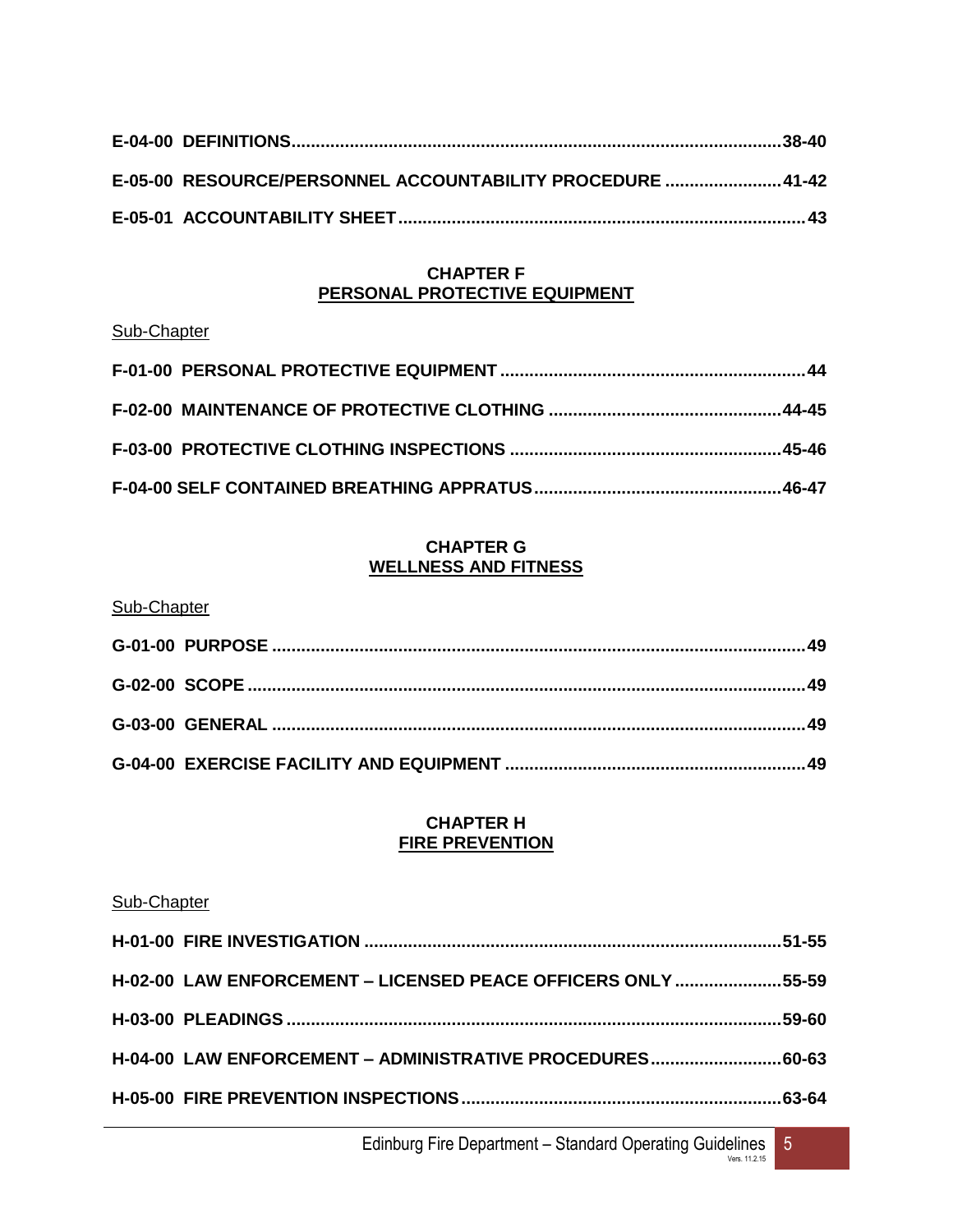**E-04-00 DEFINITIONS....................................................................................................38-40**

**E-05-00 RESOURCE/PERSONNEL ACCOUNTABILITY PROCEDURE ........................41-42**

**E-05-01 ACCOUNTABILITY SHEET...................................................................................43**

## CHAPTER F
## PERSONAL PROTECTIVE EQUIPMENT

Sub-Chapter

**F-01-00 PERSONAL PROTECTIVE EQUIPMENT ..............................................................44**

**F-02-00 MAINTENANCE OF PROTECTIVE CLOTHING ...............................................44-45**

**F-03-00 PROTECTIVE CLOTHING INSPECTIONS .......................................................45-46**

**F-04-00 SELF CONTAINED BREATHING APPRATUS..................................................46-47**

## CHAPTER G
## WELLNESS AND FITNESS

Sub-Chapter

**G-01-00 PURPOSE ..............................................................................................................49**

**G-02-00 SCOPE ...................................................................................................................49**

**G-03-00 GENERAL .............................................................................................................49**

**G-04-00 EXERCISE FACILITY AND EQUIPMENT ..............................................................49**

## CHAPTER H
## FIRE PREVENTION

Sub-Chapter

**H-01-00 FIRE INVESTIGATION ......................................................................................51-55**

**H-02-00 LAW ENFORCEMENT – LICENSED PEACE OFFICERS ONLY ......................55-59**

**H-03-00 PLEADINGS ......................................................................................................59-60**

**H-04-00 LAW ENFORCEMENT – ADMINISTRATIVE PROCEDURES...........................60-63**

**H-05-00 FIRE PREVENTION INSPECTIONS..................................................................63-64**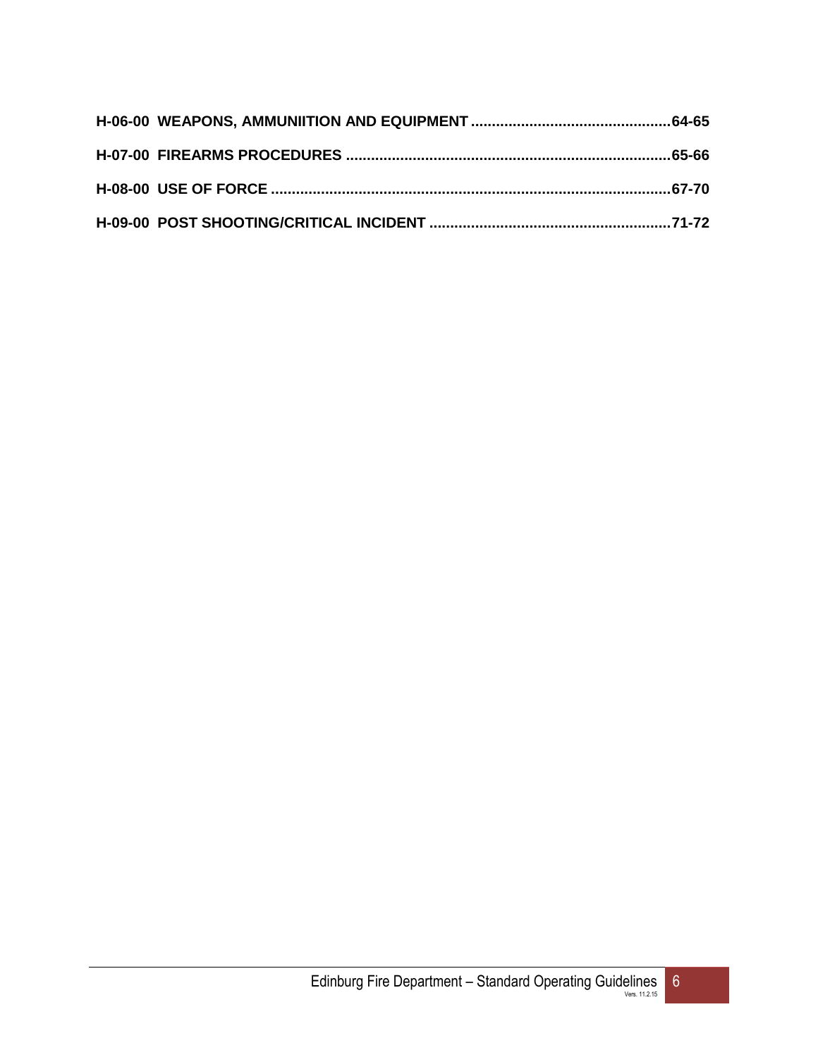**H-06-00 WEAPONS, AMMUNIITION AND EQUIPMENT ................................................64-65**

**H-07-00 FIREARMS PROCEDURES ..............................................................................65-66**

**H-08-00 USE OF FORCE ...............................................................................................67-70**

**H-09-00 POST SHOOTING/CRITICAL INCIDENT ..........................................................71-72**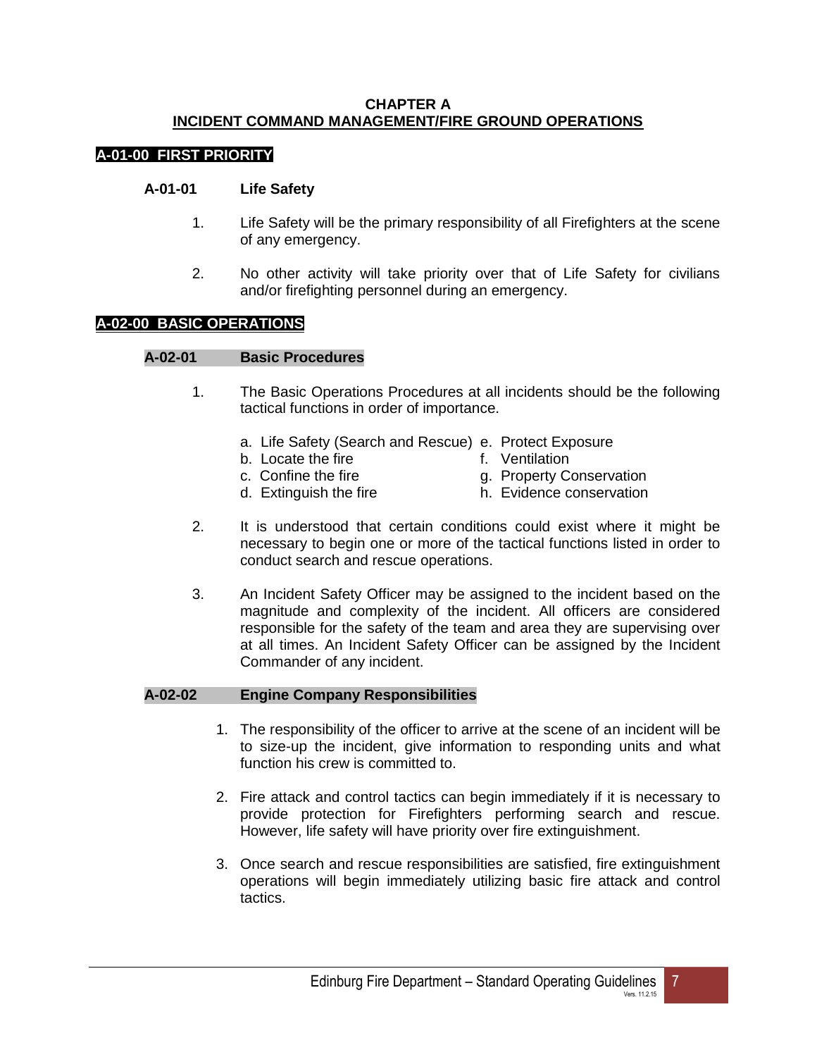# CHAPTER A
# INCIDENT COMMAND MANAGEMENT/FIRE GROUND OPERATIONS

## A-01-00 FIRST PRIORITY

### A-01-01 Life Safety

1. Life Safety will be the primary responsibility of all Firefighters at the scene of any emergency.

2. No other activity will take priority over that of Life Safety for civilians and/or firefighting personnel during an emergency.

## A-02-00 BASIC OPERATIONS

### A-02-01 Basic Procedures

1. The Basic Operations Procedures at all incidents should be the following tactical functions in order of importance.

   a. Life Safety (Search and Rescue)
   b. Locate the fire
   c. Confine the fire
   d. Extinguish the fire
   e. Protect Exposure
   f. Ventilation
   g. Property Conservation
   h. Evidence conservation

2. It is understood that certain conditions could exist where it might be necessary to begin one or more of the tactical functions listed in order to conduct search and rescue operations.

3. An Incident Safety Officer may be assigned to the incident based on the magnitude and complexity of the incident. All officers are considered responsible for the safety of the team and area they are supervising over at all times. An Incident Safety Officer can be assigned by the Incident Commander of any incident.

### A-02-02 Engine Company Responsibilities

1. The responsibility of the officer to arrive at the scene of an incident will be to size-up the incident, give information to responding units and what function his crew is committed to.

2. Fire attack and control tactics can begin immediately if it is necessary to provide protection for Firefighters performing search and rescue. However, life safety will have priority over fire extinguishment.

3. Once search and rescue responsibilities are satisfied, fire extinguishment operations will begin immediately utilizing basic fire attack and control tactics.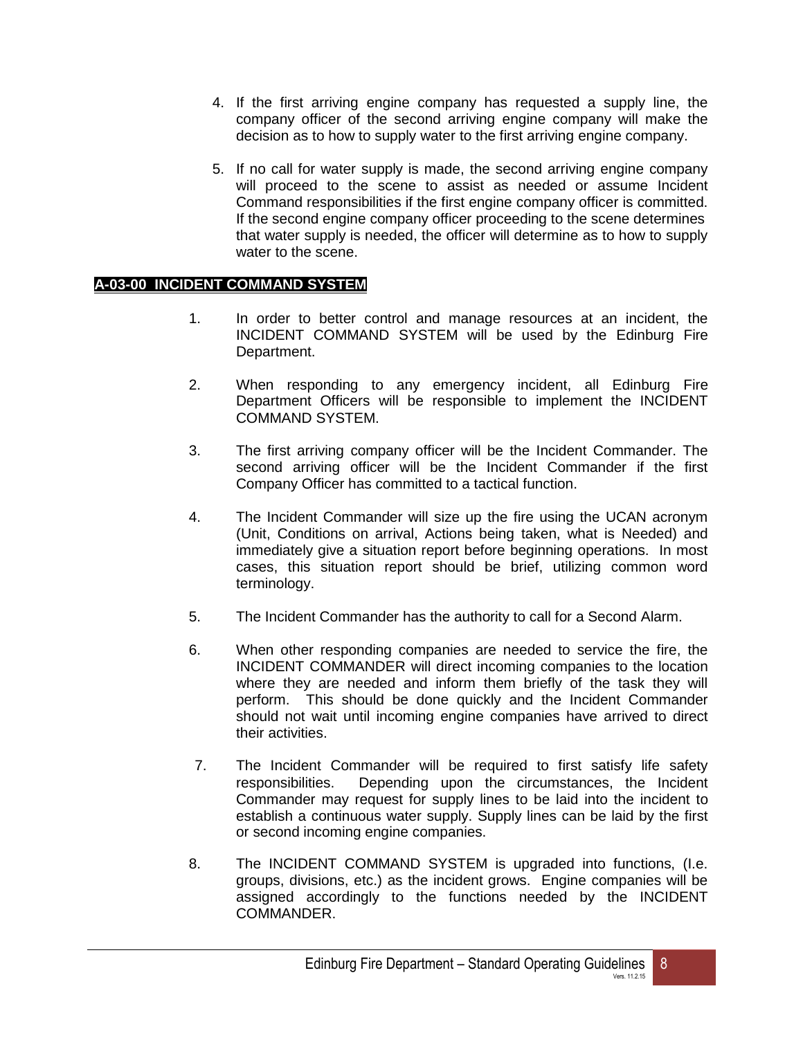4. If the first arriving engine company has requested a supply line, the company officer of the second arriving engine company will make the decision as to how to supply water to the first arriving engine company.

5. If no call for water supply is made, the second arriving engine company will proceed to the scene to assist as needed or assume Incident Command responsibilities if the first engine company officer is committed. If the second engine company officer proceeding to the scene determines that water supply is needed, the officer will determine as to how to supply water to the scene.

## A-03-00 INCIDENT COMMAND SYSTEM

1. In order to better control and manage resources at an incident, the INCIDENT COMMAND SYSTEM will be used by the Edinburg Fire Department.

2. When responding to any emergency incident, all Edinburg Fire Department Officers will be responsible to implement the INCIDENT COMMAND SYSTEM.

3. The first arriving company officer will be the Incident Commander. The second arriving officer will be the Incident Commander if the first Company Officer has committed to a tactical function.

4. The Incident Commander will size up the fire using the UCAN acronym (Unit, Conditions on arrival, Actions being taken, what is Needed) and immediately give a situation report before beginning operations. In most cases, this situation report should be brief, utilizing common word terminology.

5. The Incident Commander has the authority to call for a Second Alarm.

6. When other responding companies are needed to service the fire, the INCIDENT COMMANDER will direct incoming companies to the location where they are needed and inform them briefly of the task they will perform. This should be done quickly and the Incident Commander should not wait until incoming engine companies have arrived to direct their activities.

7. The Incident Commander will be required to first satisfy life safety responsibilities. Depending upon the circumstances, the Incident Commander may request for supply lines to be laid into the incident to establish a continuous water supply. Supply lines can be laid by the first or second incoming engine companies.

8. The INCIDENT COMMAND SYSTEM is upgraded into functions, (I.e. groups, divisions, etc.) as the incident grows. Engine companies will be assigned accordingly to the functions needed by the INCIDENT COMMANDER.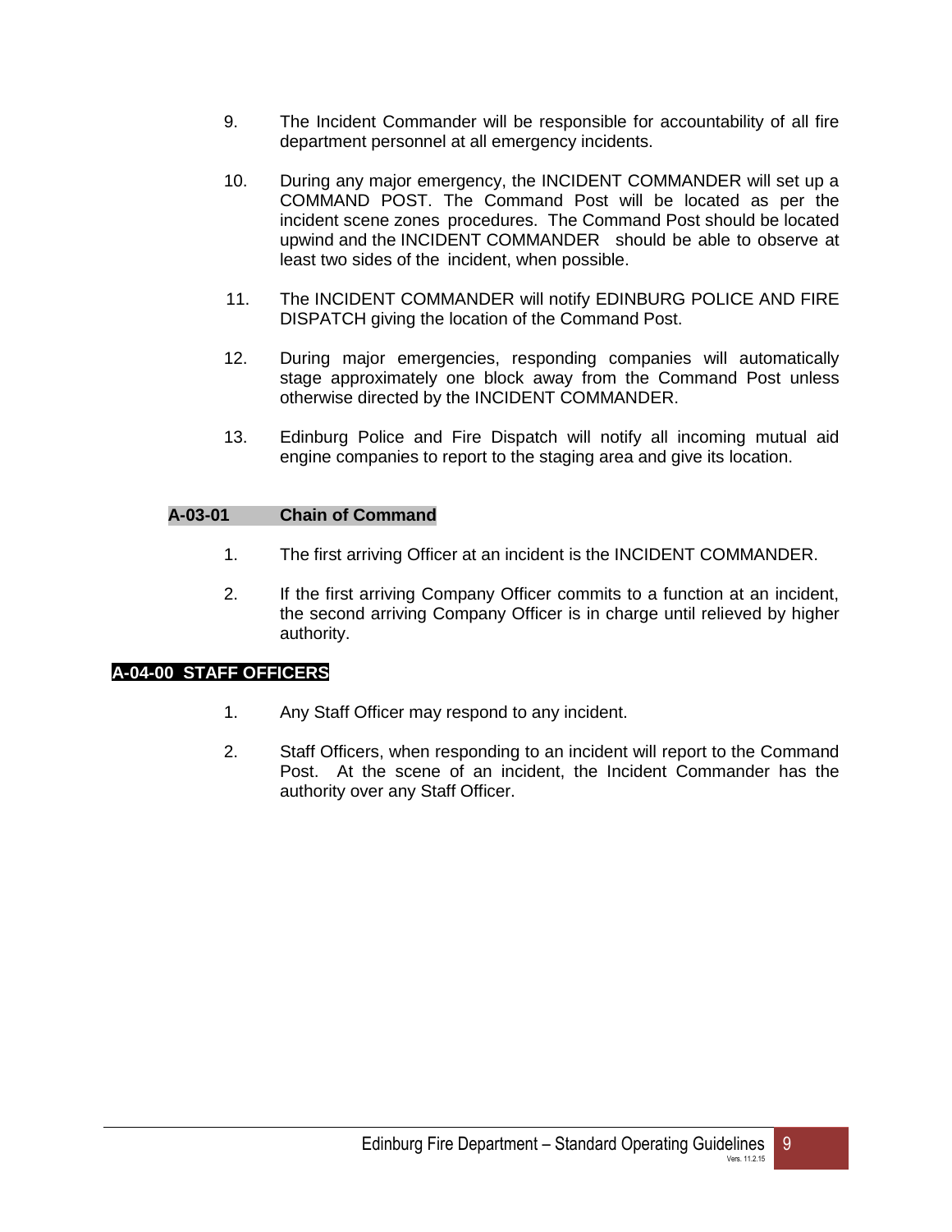9. The Incident Commander will be responsible for accountability of all fire department personnel at all emergency incidents.

10. During any major emergency, the INCIDENT COMMANDER will set up a COMMAND POST. The Command Post will be located as per the incident scene zones procedures. The Command Post should be located upwind and the INCIDENT COMMANDER should be able to observe at least two sides of the incident, when possible.

11. The INCIDENT COMMANDER will notify EDINBURG POLICE AND FIRE DISPATCH giving the location of the Command Post.

12. During major emergencies, responding companies will automatically stage approximately one block away from the Command Post unless otherwise directed by the INCIDENT COMMANDER.

13. Edinburg Police and Fire Dispatch will notify all incoming mutual aid engine companies to report to the staging area and give its location.

### A-03-01 Chain of Command

1. The first arriving Officer at an incident is the INCIDENT COMMANDER.

2. If the first arriving Company Officer commits to a function at an incident, the second arriving Company Officer is in charge until relieved by higher authority.

## A-04-00 STAFF OFFICERS

1. Any Staff Officer may respond to any incident.

2. Staff Officers, when responding to an incident will report to the Command Post. At the scene of an incident, the Incident Commander has the authority over any Staff Officer.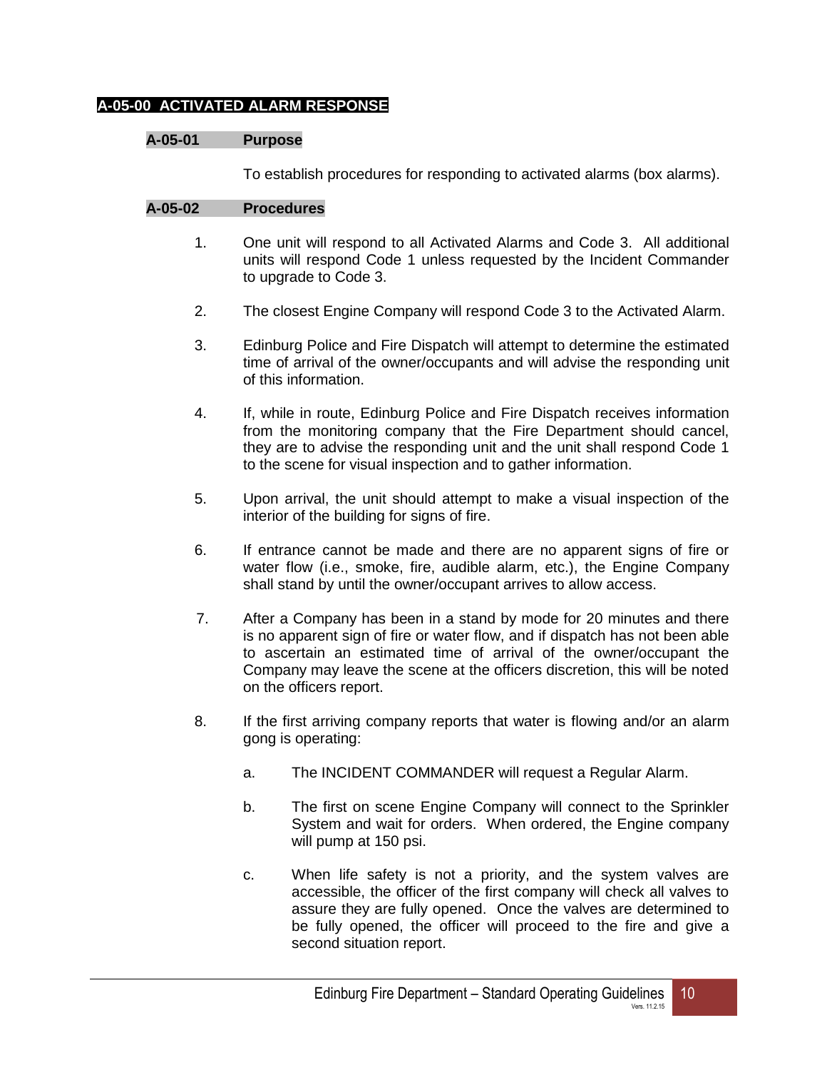# A-05-00 ACTIVATED ALARM RESPONSE

## A-05-01 Purpose

To establish procedures for responding to activated alarms (box alarms).

## A-05-02 Procedures

1. One unit will respond to all Activated Alarms and Code 3. All additional units will respond Code 1 unless requested by the Incident Commander to upgrade to Code 3.

2. The closest Engine Company will respond Code 3 to the Activated Alarm.

3. Edinburg Police and Fire Dispatch will attempt to determine the estimated time of arrival of the owner/occupants and will advise the responding unit of this information.

4. If, while in route, Edinburg Police and Fire Dispatch receives information from the monitoring company that the Fire Department should cancel, they are to advise the responding unit and the unit shall respond Code 1 to the scene for visual inspection and to gather information.

5. Upon arrival, the unit should attempt to make a visual inspection of the interior of the building for signs of fire.

6. If entrance cannot be made and there are no apparent signs of fire or water flow (i.e., smoke, fire, audible alarm, etc.), the Engine Company shall stand by until the owner/occupant arrives to allow access.

7. After a Company has been in a stand by mode for 20 minutes and there is no apparent sign of fire or water flow, and if dispatch has not been able to ascertain an estimated time of arrival of the owner/occupant the Company may leave the scene at the officers discretion, this will be noted on the officers report.

8. If the first arriving company reports that water is flowing and/or an alarm gong is operating:

   a. The INCIDENT COMMANDER will request a Regular Alarm.

   b. The first on scene Engine Company will connect to the Sprinkler System and wait for orders. When ordered, the Engine company will pump at 150 psi.

   c. When life safety is not a priority, and the system valves are accessible, the officer of the first company will check all valves to assure they are fully opened. Once the valves are determined to be fully opened, the officer will proceed to the fire and give a second situation report.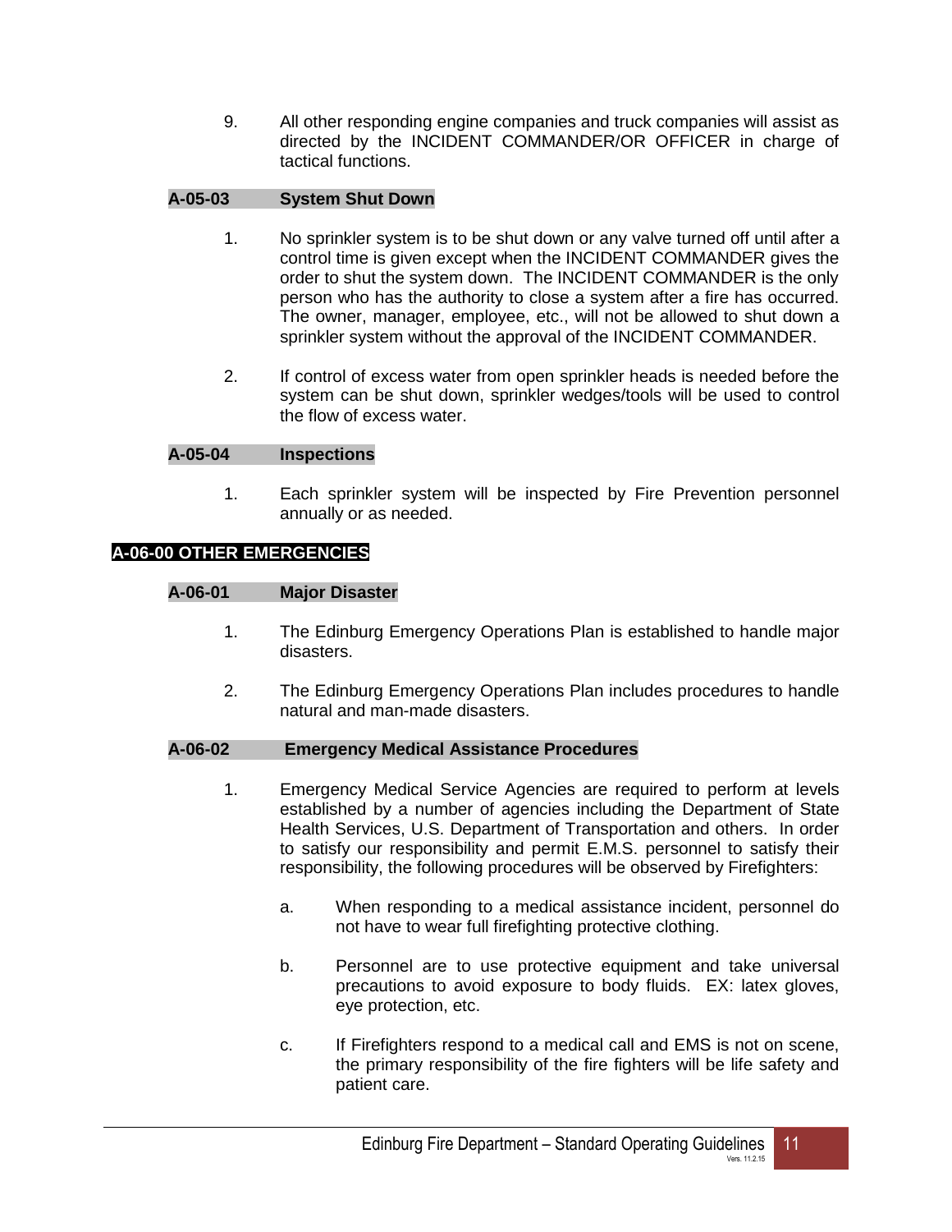9. All other responding engine companies and truck companies will assist as directed by the INCIDENT COMMANDER/OR OFFICER in charge of tactical functions.

### A-05-03 System Shut Down

1. No sprinkler system is to be shut down or any valve turned off until after a control time is given except when the INCIDENT COMMANDER gives the order to shut the system down. The INCIDENT COMMANDER is the only person who has the authority to close a system after a fire has occurred. The owner, manager, employee, etc., will not be allowed to shut down a sprinkler system without the approval of the INCIDENT COMMANDER.

2. If control of excess water from open sprinkler heads is needed before the system can be shut down, sprinkler wedges/tools will be used to control the flow of excess water.

### A-05-04 Inspections

1. Each sprinkler system will be inspected by Fire Prevention personnel annually or as needed.

## A-06-00 OTHER EMERGENCIES

### A-06-01 Major Disaster

1. The Edinburg Emergency Operations Plan is established to handle major disasters.

2. The Edinburg Emergency Operations Plan includes procedures to handle natural and man-made disasters.

### A-06-02 Emergency Medical Assistance Procedures

1. Emergency Medical Service Agencies are required to perform at levels established by a number of agencies including the Department of State Health Services, U.S. Department of Transportation and others. In order to satisfy our responsibility and permit E.M.S. personnel to satisfy their responsibility, the following procedures will be observed by Firefighters:

   a. When responding to a medical assistance incident, personnel do not have to wear full firefighting protective clothing.

   b. Personnel are to use protective equipment and take universal precautions to avoid exposure to body fluids. EX: latex gloves, eye protection, etc.

   c. If Firefighters respond to a medical call and EMS is not on scene, the primary responsibility of the fire fighters will be life safety and patient care.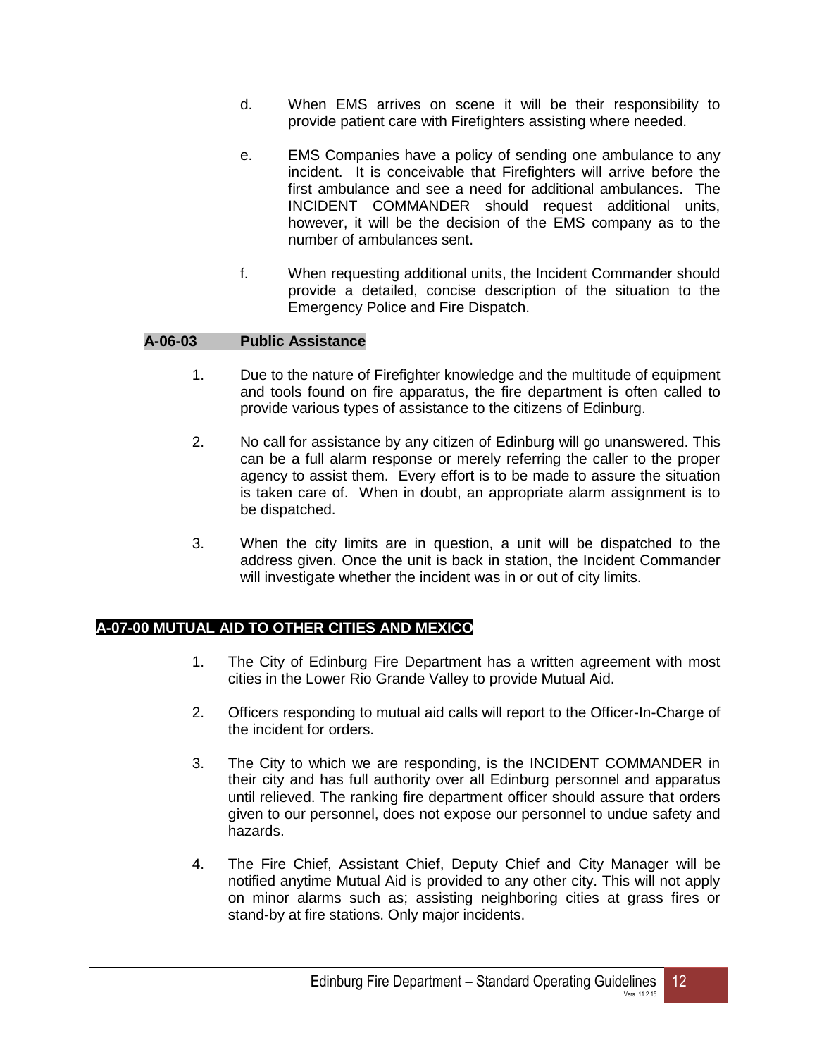d. When EMS arrives on scene it will be their responsibility to provide patient care with Firefighters assisting where needed.

e. EMS Companies have a policy of sending one ambulance to any incident. It is conceivable that Firefighters will arrive before the first ambulance and see a need for additional ambulances. The INCIDENT COMMANDER should request additional units, however, it will be the decision of the EMS company as to the number of ambulances sent.

f. When requesting additional units, the Incident Commander should provide a detailed, concise description of the situation to the Emergency Police and Fire Dispatch.

### A-06-03 Public Assistance

1. Due to the nature of Firefighter knowledge and the multitude of equipment and tools found on fire apparatus, the fire department is often called to provide various types of assistance to the citizens of Edinburg.

2. No call for assistance by any citizen of Edinburg will go unanswered. This can be a full alarm response or merely referring the caller to the proper agency to assist them. Every effort is to be made to assure the situation is taken care of. When in doubt, an appropriate alarm assignment is to be dispatched.

3. When the city limits are in question, a unit will be dispatched to the address given. Once the unit is back in station, the Incident Commander will investigate whether the incident was in or out of city limits.

## A-07-00 MUTUAL AID TO OTHER CITIES AND MEXICO

1. The City of Edinburg Fire Department has a written agreement with most cities in the Lower Rio Grande Valley to provide Mutual Aid.

2. Officers responding to mutual aid calls will report to the Officer-In-Charge of the incident for orders.

3. The City to which we are responding, is the INCIDENT COMMANDER in their city and has full authority over all Edinburg personnel and apparatus until relieved. The ranking fire department officer should assure that orders given to our personnel, does not expose our personnel to undue safety and hazards.

4. The Fire Chief, Assistant Chief, Deputy Chief and City Manager will be notified anytime Mutual Aid is provided to any other city. This will not apply on minor alarms such as; assisting neighboring cities at grass fires or stand-by at fire stations. Only major incidents.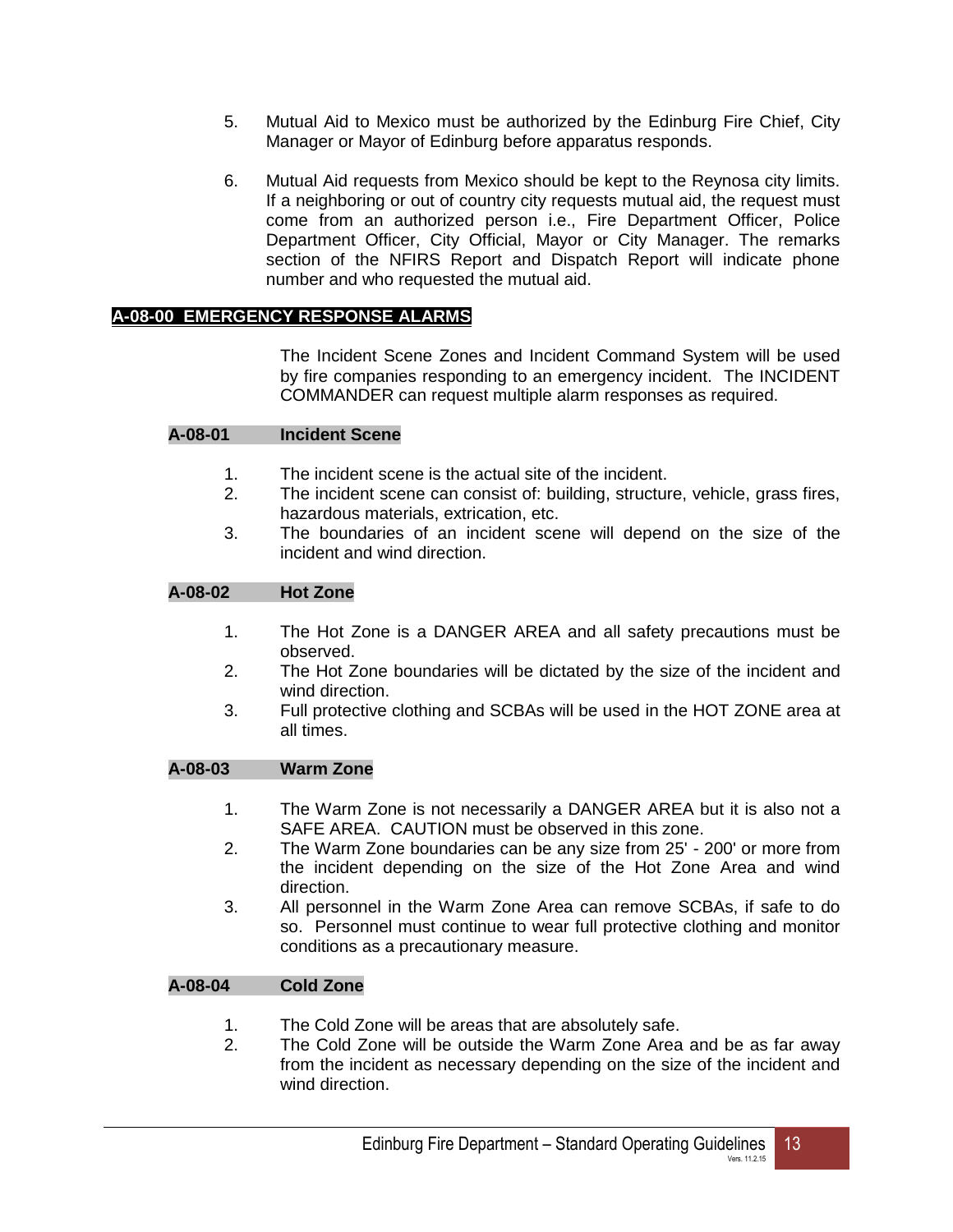5. Mutual Aid to Mexico must be authorized by the Edinburg Fire Chief, City Manager or Mayor of Edinburg before apparatus responds.

6. Mutual Aid requests from Mexico should be kept to the Reynosa city limits. If a neighboring or out of country city requests mutual aid, the request must come from an authorized person i.e., Fire Department Officer, Police Department Officer, City Official, Mayor or City Manager. The remarks section of the NFIRS Report and Dispatch Report will indicate phone number and who requested the mutual aid.

## A-08-00 EMERGENCY RESPONSE ALARMS

The Incident Scene Zones and Incident Command System will be used by fire companies responding to an emergency incident. The INCIDENT COMMANDER can request multiple alarm responses as required.

### A-08-01 Incident Scene

1. The incident scene is the actual site of the incident.
2. The incident scene can consist of: building, structure, vehicle, grass fires, hazardous materials, extrication, etc.
3. The boundaries of an incident scene will depend on the size of the incident and wind direction.

### A-08-02 Hot Zone

1. The Hot Zone is a DANGER AREA and all safety precautions must be observed.
2. The Hot Zone boundaries will be dictated by the size of the incident and wind direction.
3. Full protective clothing and SCBAs will be used in the HOT ZONE area at all times.

### A-08-03 Warm Zone

1. The Warm Zone is not necessarily a DANGER AREA but it is also not a SAFE AREA. CAUTION must be observed in this zone.
2. The Warm Zone boundaries can be any size from 25' - 200' or more from the incident depending on the size of the Hot Zone Area and wind direction.
3. All personnel in the Warm Zone Area can remove SCBAs, if safe to do so. Personnel must continue to wear full protective clothing and monitor conditions as a precautionary measure.

### A-08-04 Cold Zone

1. The Cold Zone will be areas that are absolutely safe.
2. The Cold Zone will be outside the Warm Zone Area and be as far away from the incident as necessary depending on the size of the incident and wind direction.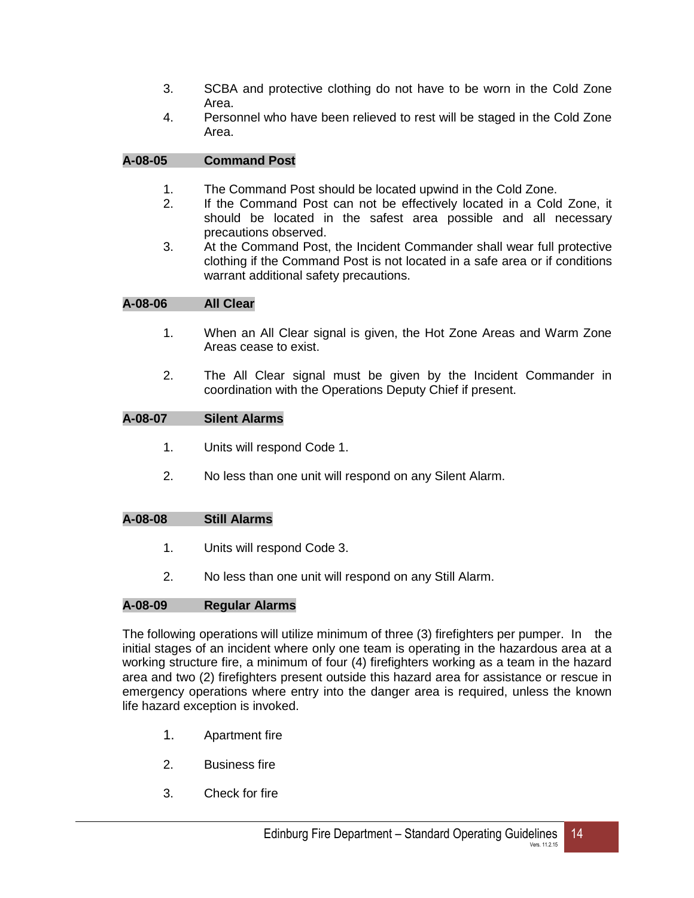3. SCBA and protective clothing do not have to be worn in the Cold Zone Area.
4. Personnel who have been relieved to rest will be staged in the Cold Zone Area.

### A-08-05 Command Post

1. The Command Post should be located upwind in the Cold Zone.
2. If the Command Post can not be effectively located in a Cold Zone, it should be located in the safest area possible and all necessary precautions observed.
3. At the Command Post, the Incident Commander shall wear full protective clothing if the Command Post is not located in a safe area or if conditions warrant additional safety precautions.

### A-08-06 All Clear

1. When an All Clear signal is given, the Hot Zone Areas and Warm Zone Areas cease to exist.

2. The All Clear signal must be given by the Incident Commander in coordination with the Operations Deputy Chief if present.

### A-08-07 Silent Alarms

1. Units will respond Code 1.

2. No less than one unit will respond on any Silent Alarm.

### A-08-08 Still Alarms

1. Units will respond Code 3.

2. No less than one unit will respond on any Still Alarm.

### A-08-09 Regular Alarms

The following operations will utilize minimum of three (3) firefighters per pumper. In the initial stages of an incident where only one team is operating in the hazardous area at a working structure fire, a minimum of four (4) firefighters working as a team in the hazard area and two (2) firefighters present outside this hazard area for assistance or rescue in emergency operations where entry into the danger area is required, unless the known life hazard exception is invoked.

1. Apartment fire

2. Business fire

3. Check for fire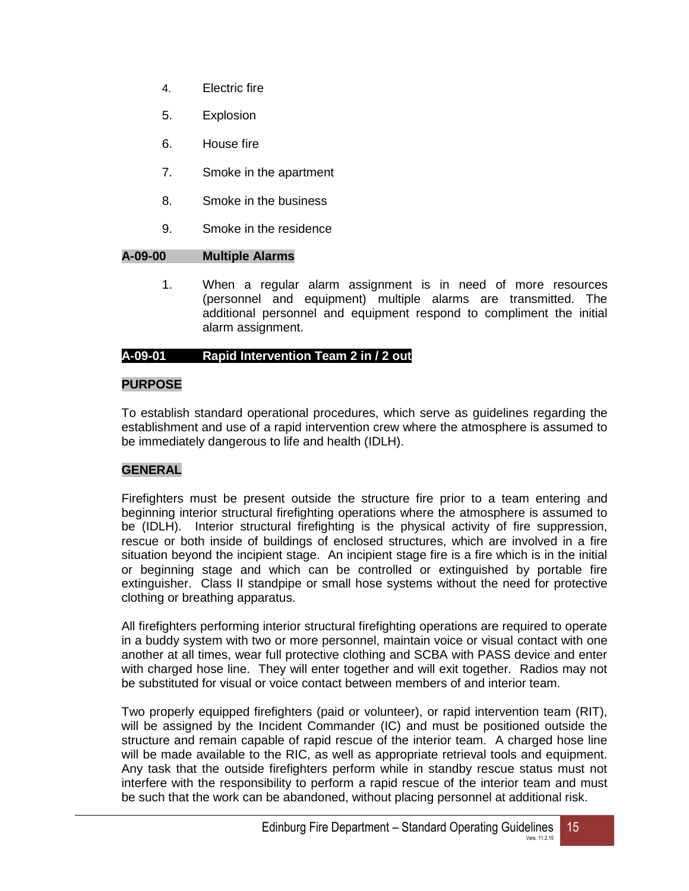4. Electric fire

5. Explosion

6. House fire

7. Smoke in the apartment

8. Smoke in the business

9. Smoke in the residence

## A-09-00 Multiple Alarms

1. When a regular alarm assignment is in need of more resources (personnel and equipment) multiple alarms are transmitted. The additional personnel and equipment respond to compliment the initial alarm assignment.

## A-09-01 Rapid Intervention Team 2 in / 2 out

### PURPOSE

To establish standard operational procedures, which serve as guidelines regarding the establishment and use of a rapid intervention crew where the atmosphere is assumed to be immediately dangerous to life and health (IDLH).

### GENERAL

Firefighters must be present outside the structure fire prior to a team entering and beginning interior structural firefighting operations where the atmosphere is assumed to be (IDLH). Interior structural firefighting is the physical activity of fire suppression, rescue or both inside of buildings of enclosed structures, which are involved in a fire situation beyond the incipient stage. An incipient stage fire is a fire which is in the initial or beginning stage and which can be controlled or extinguished by portable fire extinguisher. Class II standpipe or small hose systems without the need for protective clothing or breathing apparatus.

All firefighters performing interior structural firefighting operations are required to operate in a buddy system with two or more personnel, maintain voice or visual contact with one another at all times, wear full protective clothing and SCBA with PASS device and enter with charged hose line. They will enter together and will exit together. Radios may not be substituted for visual or voice contact between members of and interior team.

Two properly equipped firefighters (paid or volunteer), or rapid intervention team (RIT), will be assigned by the Incident Commander (IC) and must be positioned outside the structure and remain capable of rapid rescue of the interior team. A charged hose line will be made available to the RIC, as well as appropriate retrieval tools and equipment. Any task that the outside firefighters perform while in standby rescue status must not interfere with the responsibility to perform a rapid rescue of the interior team and must be such that the work can be abandoned, without placing personnel at additional risk.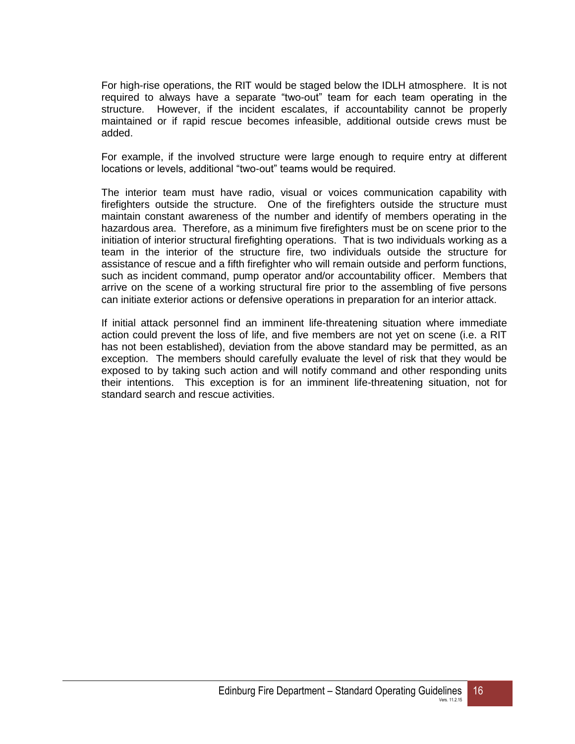For high-rise operations, the RIT would be staged below the IDLH atmosphere. It is not required to always have a separate "two-out" team for each team operating in the structure. However, if the incident escalates, if accountability cannot be properly maintained or if rapid rescue becomes infeasible, additional outside crews must be added.

For example, if the involved structure were large enough to require entry at different locations or levels, additional "two-out" teams would be required.

The interior team must have radio, visual or voices communication capability with firefighters outside the structure. One of the firefighters outside the structure must maintain constant awareness of the number and identify of members operating in the hazardous area. Therefore, as a minimum five firefighters must be on scene prior to the initiation of interior structural firefighting operations. That is two individuals working as a team in the interior of the structure fire, two individuals outside the structure for assistance of rescue and a fifth firefighter who will remain outside and perform functions, such as incident command, pump operator and/or accountability officer. Members that arrive on the scene of a working structural fire prior to the assembling of five persons can initiate exterior actions or defensive operations in preparation for an interior attack.

If initial attack personnel find an imminent life-threatening situation where immediate action could prevent the loss of life, and five members are not yet on scene (i.e. a RIT has not been established), deviation from the above standard may be permitted, as an exception. The members should carefully evaluate the level of risk that they would be exposed to by taking such action and will notify command and other responding units their intentions. This exception is for an imminent life-threatening situation, not for standard search and rescue activities.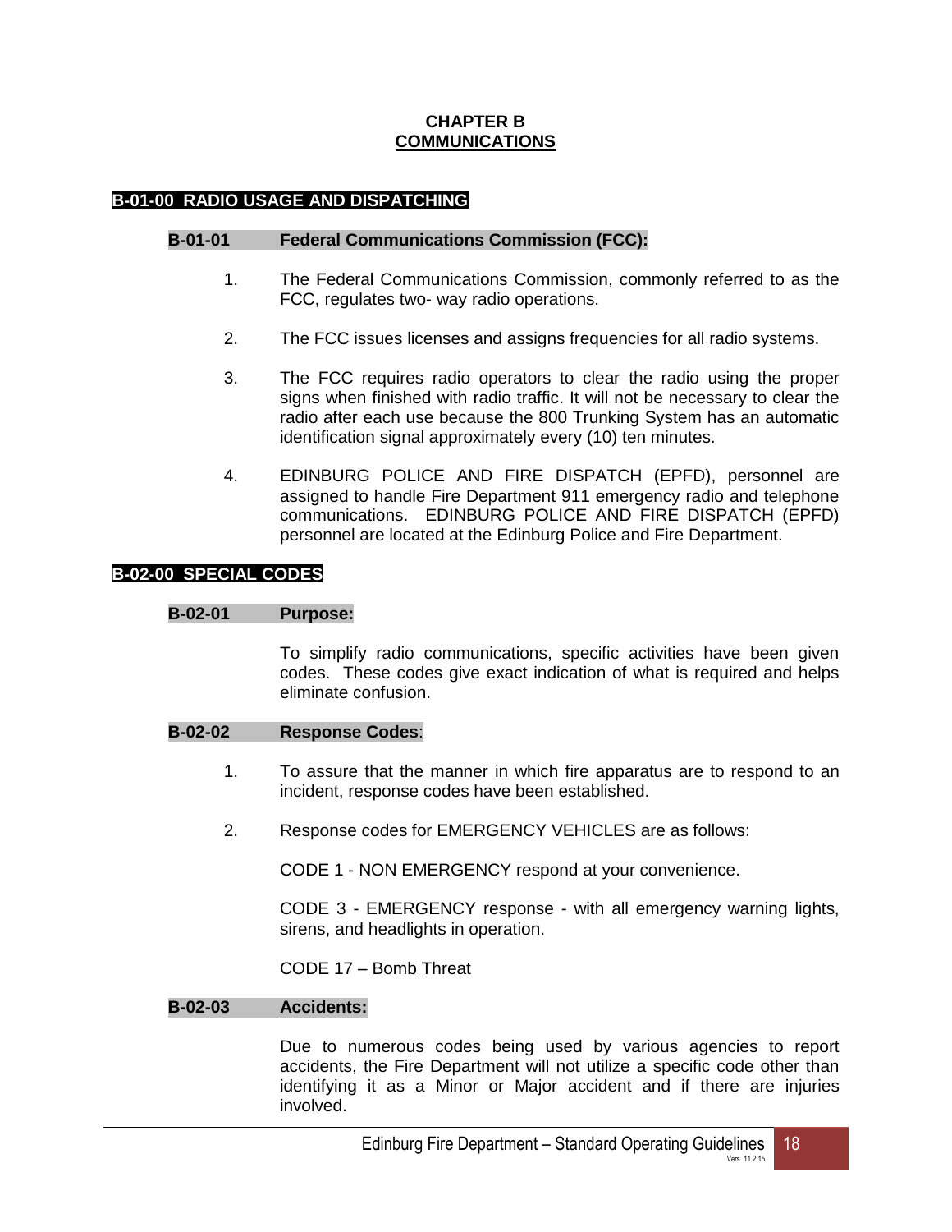# CHAPTER B
# COMMUNICATIONS

## B-01-00 RADIO USAGE AND DISPATCHING

### B-01-01 Federal Communications Commission (FCC):

1. The Federal Communications Commission, commonly referred to as the FCC, regulates two- way radio operations.

2. The FCC issues licenses and assigns frequencies for all radio systems.

3. The FCC requires radio operators to clear the radio using the proper signs when finished with radio traffic. It will not be necessary to clear the radio after each use because the 800 Trunking System has an automatic identification signal approximately every (10) ten minutes.

4. EDINBURG POLICE AND FIRE DISPATCH (EPFD), personnel are assigned to handle Fire Department 911 emergency radio and telephone communications. EDINBURG POLICE AND FIRE DISPATCH (EPFD) personnel are located at the Edinburg Police and Fire Department.

## B-02-00 SPECIAL CODES

### B-02-01 Purpose:

To simplify radio communications, specific activities have been given codes. These codes give exact indication of what is required and helps eliminate confusion.

### B-02-02 Response Codes:

1. To assure that the manner in which fire apparatus are to respond to an incident, response codes have been established.

2. Response codes for EMERGENCY VEHICLES are as follows:

   CODE 1 - NON EMERGENCY respond at your convenience.

   CODE 3 - EMERGENCY response - with all emergency warning lights, sirens, and headlights in operation.

   CODE 17 – Bomb Threat

### B-02-03 Accidents:

Due to numerous codes being used by various agencies to report accidents, the Fire Department will not utilize a specific code other than identifying it as a Minor or Major accident and if there are injuries involved.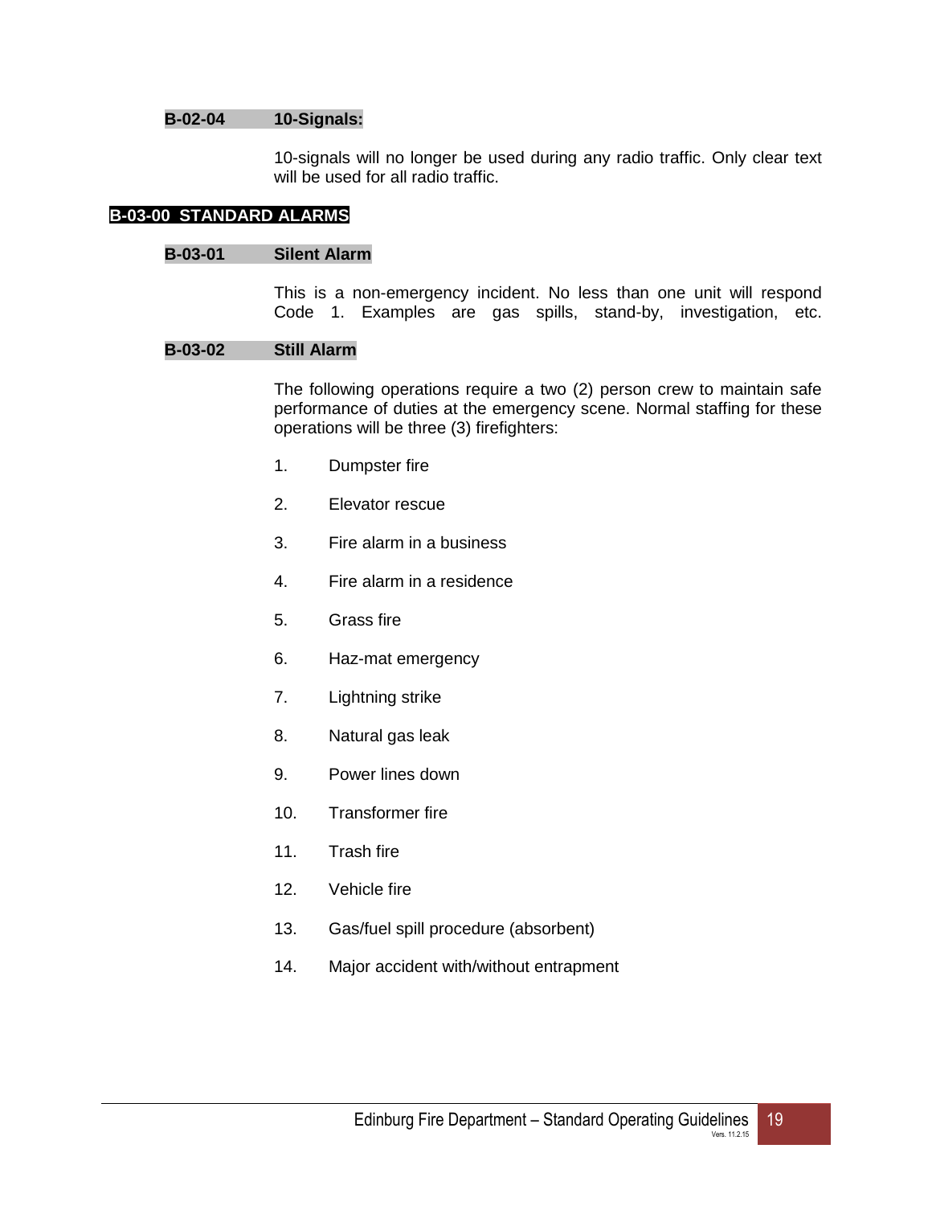### B-02-04 10-Signals:

10-signals will no longer be used during any radio traffic. Only clear text will be used for all radio traffic.

## B-03-00 STANDARD ALARMS

### B-03-01 Silent Alarm

This is a non-emergency incident. No less than one unit will respond Code 1. Examples are gas spills, stand-by, investigation, etc.

### B-03-02 Still Alarm

The following operations require a two (2) person crew to maintain safe performance of duties at the emergency scene. Normal staffing for these operations will be three (3) firefighters:

1. Dumpster fire
2. Elevator rescue
3. Fire alarm in a business
4. Fire alarm in a residence
5. Grass fire
6. Haz-mat emergency
7. Lightning strike
8. Natural gas leak
9. Power lines down
10. Transformer fire
11. Trash fire
12. Vehicle fire
13. Gas/fuel spill procedure (absorbent)
14. Major accident with/without entrapment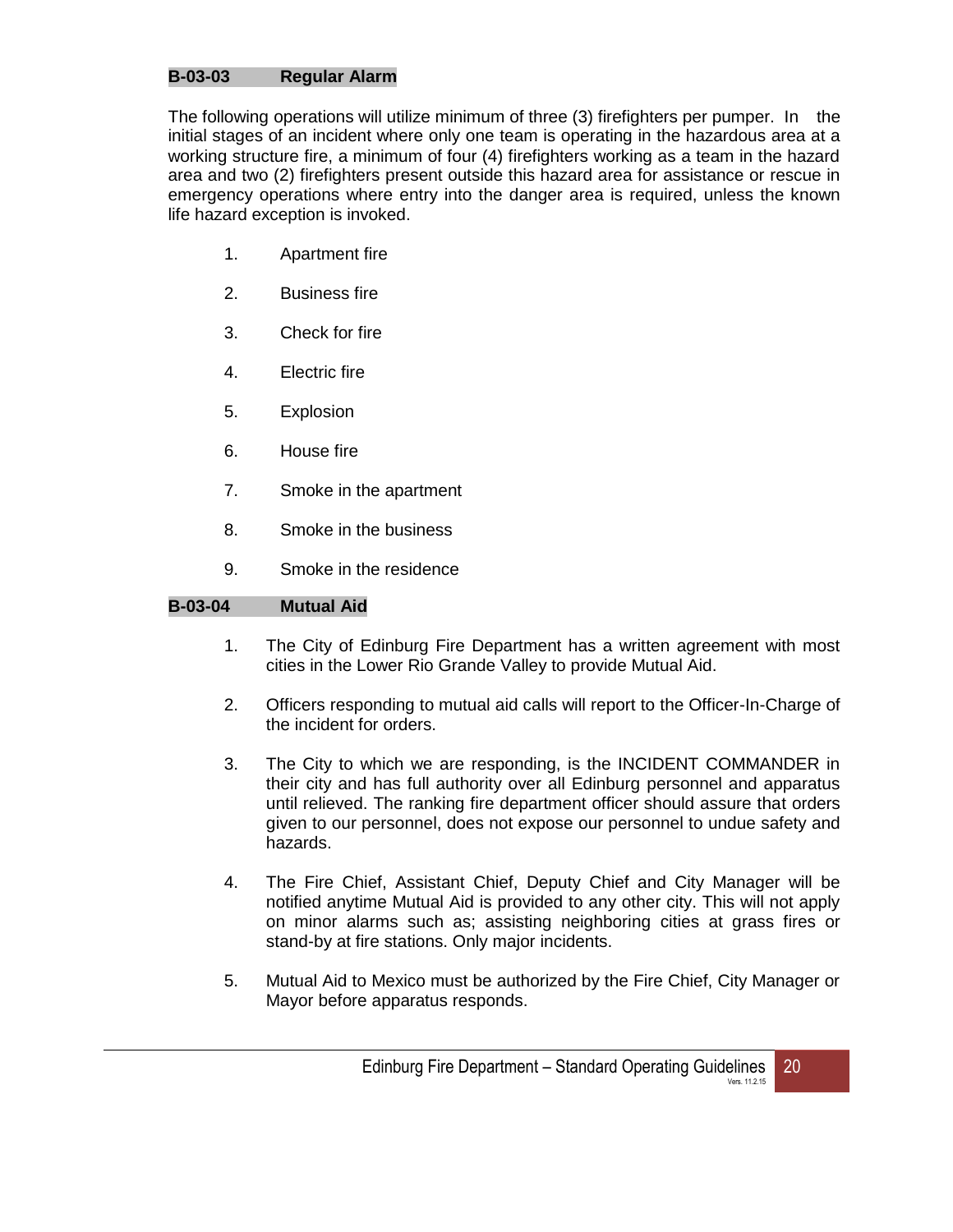## B-03-03 Regular Alarm

The following operations will utilize minimum of three (3) firefighters per pumper. In the initial stages of an incident where only one team is operating in the hazardous area at a working structure fire, a minimum of four (4) firefighters working as a team in the hazard area and two (2) firefighters present outside this hazard area for assistance or rescue in emergency operations where entry into the danger area is required, unless the known life hazard exception is invoked.

1. Apartment fire
2. Business fire
3. Check for fire
4. Electric fire
5. Explosion
6. House fire
7. Smoke in the apartment
8. Smoke in the business
9. Smoke in the residence

## B-03-04 Mutual Aid

1. The City of Edinburg Fire Department has a written agreement with most cities in the Lower Rio Grande Valley to provide Mutual Aid.
2. Officers responding to mutual aid calls will report to the Officer-In-Charge of the incident for orders.
3. The City to which we are responding, is the INCIDENT COMMANDER in their city and has full authority over all Edinburg personnel and apparatus until relieved. The ranking fire department officer should assure that orders given to our personnel, does not expose our personnel to undue safety and hazards.
4. The Fire Chief, Assistant Chief, Deputy Chief and City Manager will be notified anytime Mutual Aid is provided to any other city. This will not apply on minor alarms such as; assisting neighboring cities at grass fires or stand-by at fire stations. Only major incidents.
5. Mutual Aid to Mexico must be authorized by the Fire Chief, City Manager or Mayor before apparatus responds.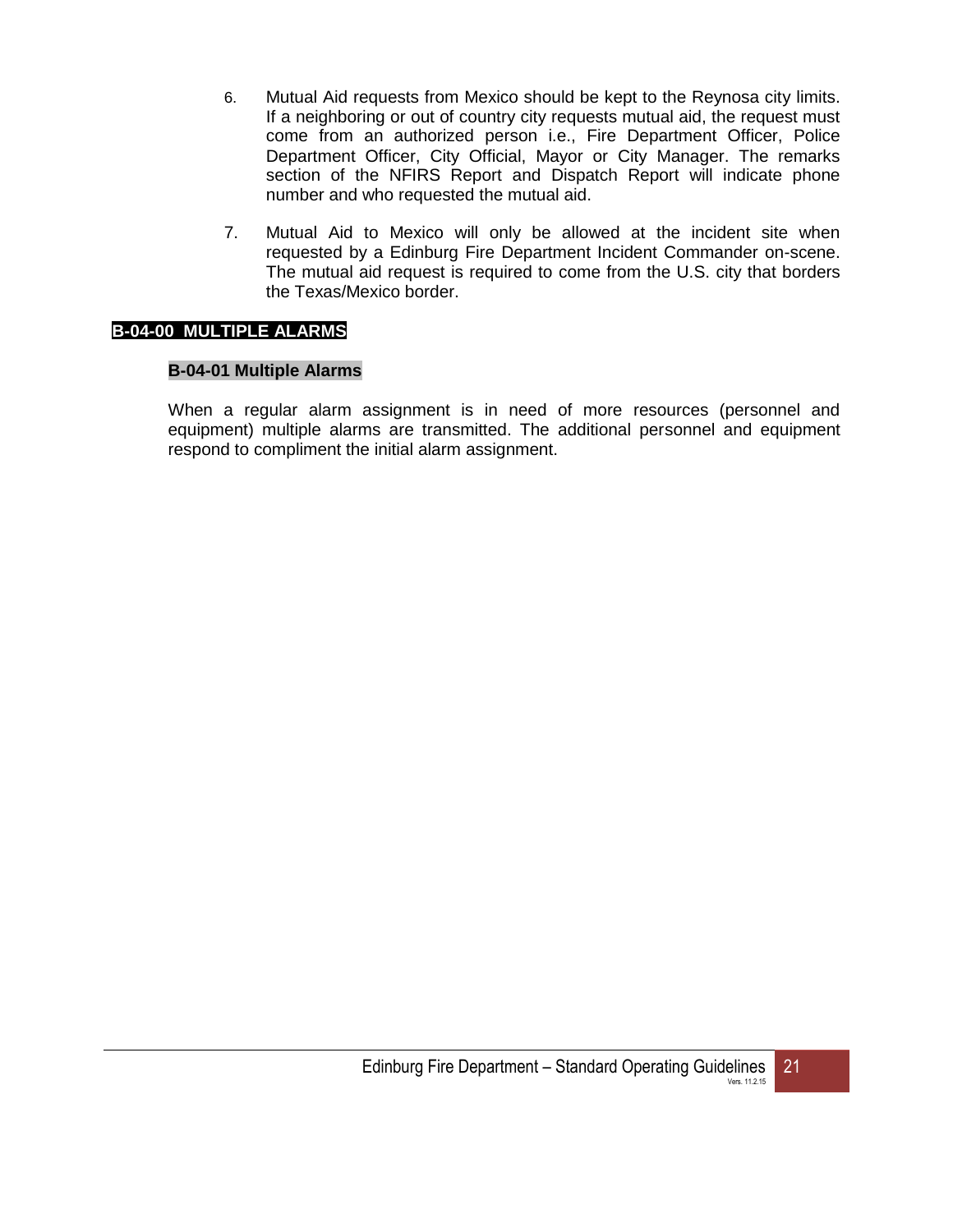6. Mutual Aid requests from Mexico should be kept to the Reynosa city limits. If a neighboring or out of country city requests mutual aid, the request must come from an authorized person i.e., Fire Department Officer, Police Department Officer, City Official, Mayor or City Manager. The remarks section of the NFIRS Report and Dispatch Report will indicate phone number and who requested the mutual aid.

7. Mutual Aid to Mexico will only be allowed at the incident site when requested by a Edinburg Fire Department Incident Commander on-scene. The mutual aid request is required to come from the U.S. city that borders the Texas/Mexico border.

## B-04-00 MULTIPLE ALARMS

### B-04-01 Multiple Alarms

When a regular alarm assignment is in need of more resources (personnel and equipment) multiple alarms are transmitted. The additional personnel and equipment respond to compliment the initial alarm assignment.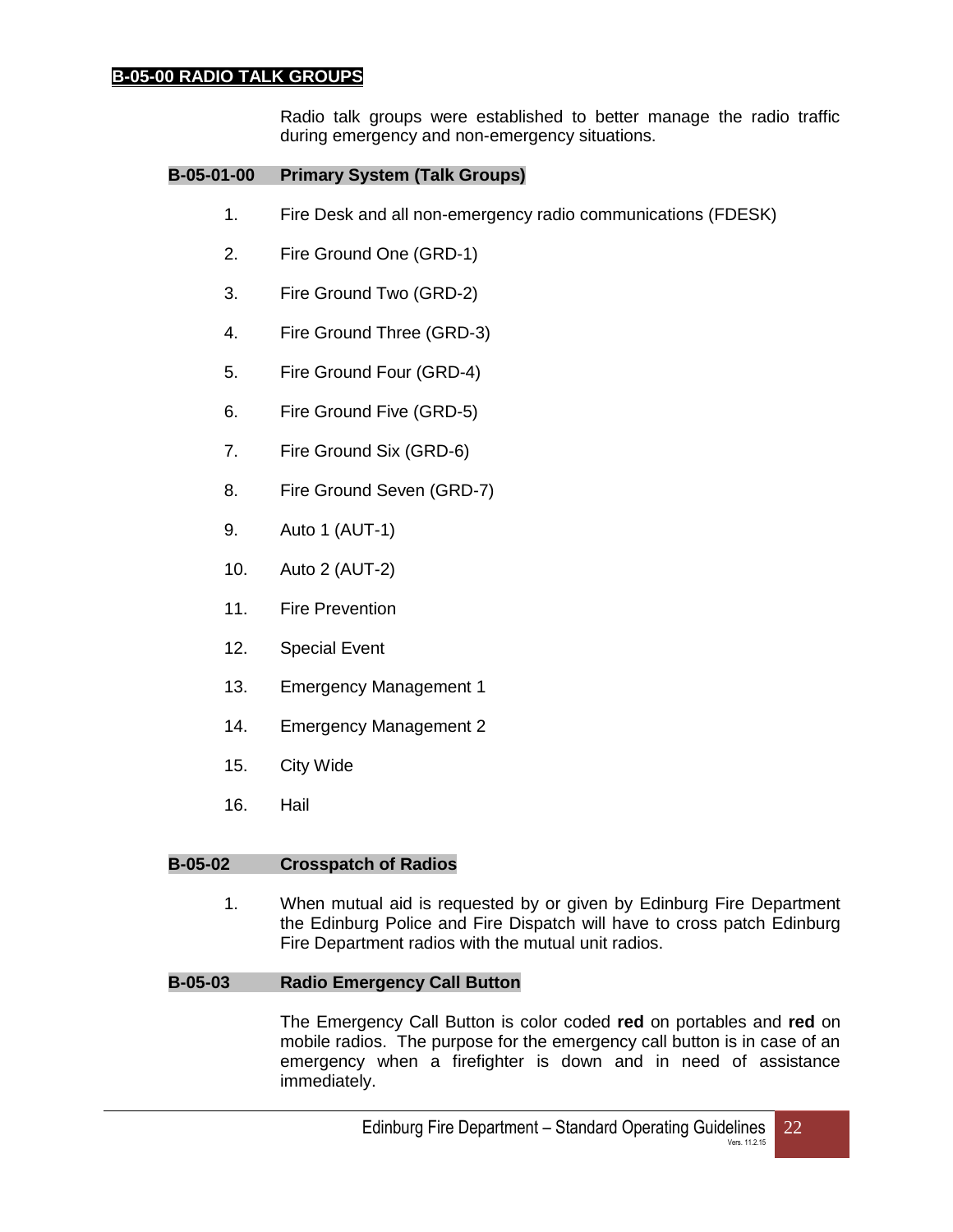## B-05-00 RADIO TALK GROUPS

Radio talk groups were established to better manage the radio traffic during emergency and non-emergency situations.

### B-05-01-00 Primary System (Talk Groups)

1. Fire Desk and all non-emergency radio communications (FDESK)
2. Fire Ground One (GRD-1)
3. Fire Ground Two (GRD-2)
4. Fire Ground Three (GRD-3)
5. Fire Ground Four (GRD-4)
6. Fire Ground Five (GRD-5)
7. Fire Ground Six (GRD-6)
8. Fire Ground Seven (GRD-7)
9. Auto 1 (AUT-1)
10. Auto 2 (AUT-2)
11. Fire Prevention
12. Special Event
13. Emergency Management 1
14. Emergency Management 2
15. City Wide
16. Hail

### B-05-02 Crosspatch of Radios

1. When mutual aid is requested by or given by Edinburg Fire Department the Edinburg Police and Fire Dispatch will have to cross patch Edinburg Fire Department radios with the mutual unit radios.

### B-05-03 Radio Emergency Call Button

The Emergency Call Button is color coded **red** on portables and **red** on mobile radios. The purpose for the emergency call button is in case of an emergency when a firefighter is down and in need of assistance immediately.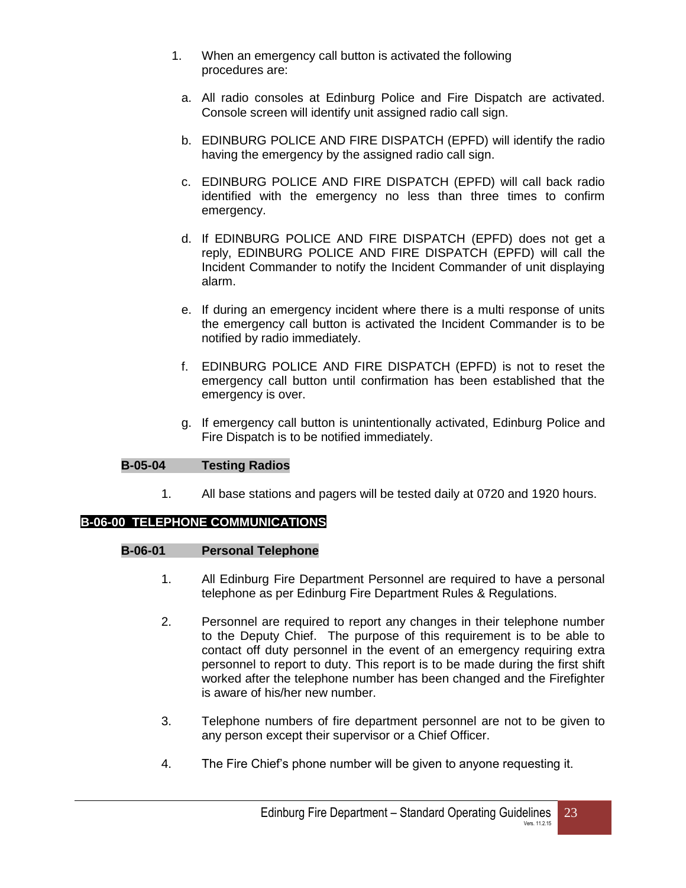1. When an emergency call button is activated the following procedures are:

   a. All radio consoles at Edinburg Police and Fire Dispatch are activated. Console screen will identify unit assigned radio call sign.

   b. EDINBURG POLICE AND FIRE DISPATCH (EPFD) will identify the radio having the emergency by the assigned radio call sign.

   c. EDINBURG POLICE AND FIRE DISPATCH (EPFD) will call back radio identified with the emergency no less than three times to confirm emergency.

   d. If EDINBURG POLICE AND FIRE DISPATCH (EPFD) does not get a reply, EDINBURG POLICE AND FIRE DISPATCH (EPFD) will call the Incident Commander to notify the Incident Commander of unit displaying alarm.

   e. If during an emergency incident where there is a multi response of units the emergency call button is activated the Incident Commander is to be notified by radio immediately.

   f. EDINBURG POLICE AND FIRE DISPATCH (EPFD) is not to reset the emergency call button until confirmation has been established that the emergency is over.

   g. If emergency call button is unintentionally activated, Edinburg Police and Fire Dispatch is to be notified immediately.

### B-05-04 Testing Radios

1. All base stations and pagers will be tested daily at 0720 and 1920 hours.

## B-06-00 TELEPHONE COMMUNICATIONS

### B-06-01 Personal Telephone

1. All Edinburg Fire Department Personnel are required to have a personal telephone as per Edinburg Fire Department Rules & Regulations.

2. Personnel are required to report any changes in their telephone number to the Deputy Chief. The purpose of this requirement is to be able to contact off duty personnel in the event of an emergency requiring extra personnel to report to duty. This report is to be made during the first shift worked after the telephone number has been changed and the Firefighter is aware of his/her new number.

3. Telephone numbers of fire department personnel are not to be given to any person except their supervisor or a Chief Officer.

4. The Fire Chief's phone number will be given to anyone requesting it.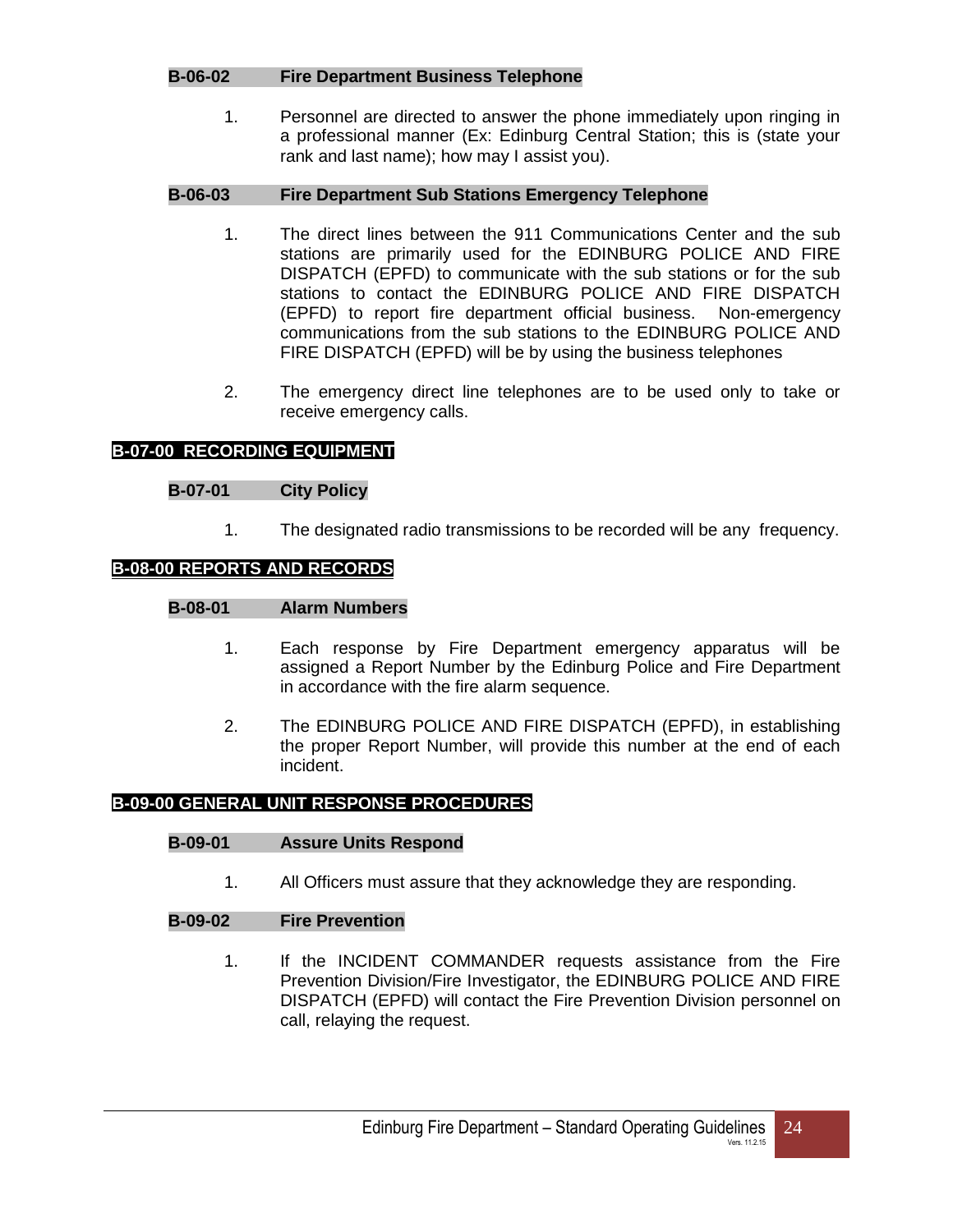### B-06-02 Fire Department Business Telephone

1. Personnel are directed to answer the phone immediately upon ringing in a professional manner (Ex: Edinburg Central Station; this is (state your rank and last name); how may I assist you).

### B-06-03 Fire Department Sub Stations Emergency Telephone

1. The direct lines between the 911 Communications Center and the sub stations are primarily used for the EDINBURG POLICE AND FIRE DISPATCH (EPFD) to communicate with the sub stations or for the sub stations to contact the EDINBURG POLICE AND FIRE DISPATCH (EPFD) to report fire department official business. Non-emergency communications from the sub stations to the EDINBURG POLICE AND FIRE DISPATCH (EPFD) will be by using the business telephones

2. The emergency direct line telephones are to be used only to take or receive emergency calls.

## B-07-00 RECORDING EQUIPMENT

### B-07-01 City Policy

1. The designated radio transmissions to be recorded will be any frequency.

## B-08-00 REPORTS AND RECORDS

### B-08-01 Alarm Numbers

1. Each response by Fire Department emergency apparatus will be assigned a Report Number by the Edinburg Police and Fire Department in accordance with the fire alarm sequence.

2. The EDINBURG POLICE AND FIRE DISPATCH (EPFD), in establishing the proper Report Number, will provide this number at the end of each incident.

## B-09-00 GENERAL UNIT RESPONSE PROCEDURES

### B-09-01 Assure Units Respond

1. All Officers must assure that they acknowledge they are responding.

### B-09-02 Fire Prevention

1. If the INCIDENT COMMANDER requests assistance from the Fire Prevention Division/Fire Investigator, the EDINBURG POLICE AND FIRE DISPATCH (EPFD) will contact the Fire Prevention Division personnel on call, relaying the request.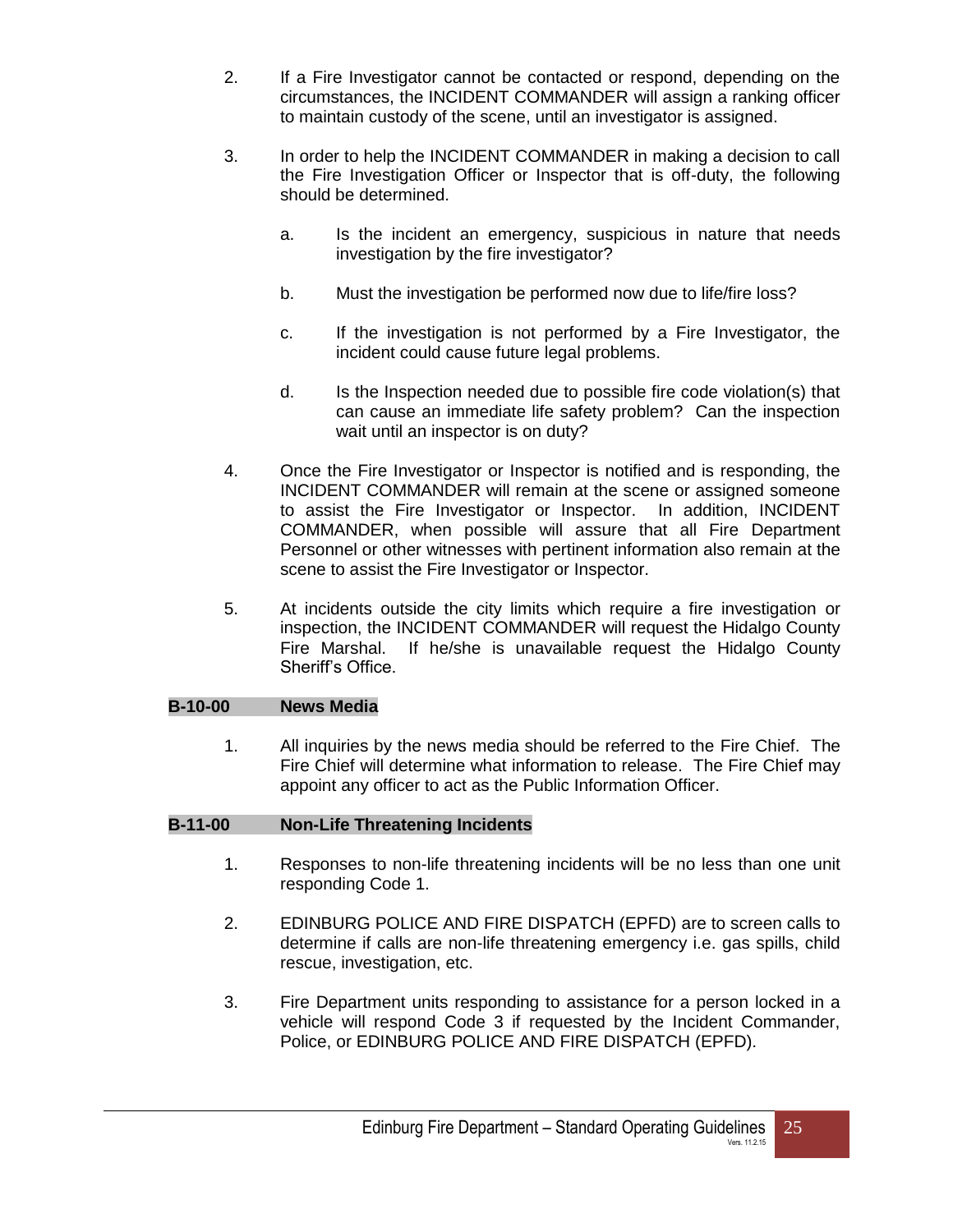2. If a Fire Investigator cannot be contacted or respond, depending on the circumstances, the INCIDENT COMMANDER will assign a ranking officer to maintain custody of the scene, until an investigator is assigned.

3. In order to help the INCIDENT COMMANDER in making a decision to call the Fire Investigation Officer or Inspector that is off-duty, the following should be determined.

   a. Is the incident an emergency, suspicious in nature that needs investigation by the fire investigator?

   b. Must the investigation be performed now due to life/fire loss?

   c. If the investigation is not performed by a Fire Investigator, the incident could cause future legal problems.

   d. Is the Inspection needed due to possible fire code violation(s) that can cause an immediate life safety problem? Can the inspection wait until an inspector is on duty?

4. Once the Fire Investigator or Inspector is notified and is responding, the INCIDENT COMMANDER will remain at the scene or assigned someone to assist the Fire Investigator or Inspector. In addition, INCIDENT COMMANDER, when possible will assure that all Fire Department Personnel or other witnesses with pertinent information also remain at the scene to assist the Fire Investigator or Inspector.

5. At incidents outside the city limits which require a fire investigation or inspection, the INCIDENT COMMANDER will request the Hidalgo County Fire Marshal. If he/she is unavailable request the Hidalgo County Sheriff's Office.

## B-10-00 News Media

1. All inquiries by the news media should be referred to the Fire Chief. The Fire Chief will determine what information to release. The Fire Chief may appoint any officer to act as the Public Information Officer.

## B-11-00 Non-Life Threatening Incidents

1. Responses to non-life threatening incidents will be no less than one unit responding Code 1.

2. EDINBURG POLICE AND FIRE DISPATCH (EPFD) are to screen calls to determine if calls are non-life threatening emergency i.e. gas spills, child rescue, investigation, etc.

3. Fire Department units responding to assistance for a person locked in a vehicle will respond Code 3 if requested by the Incident Commander, Police, or EDINBURG POLICE AND FIRE DISPATCH (EPFD).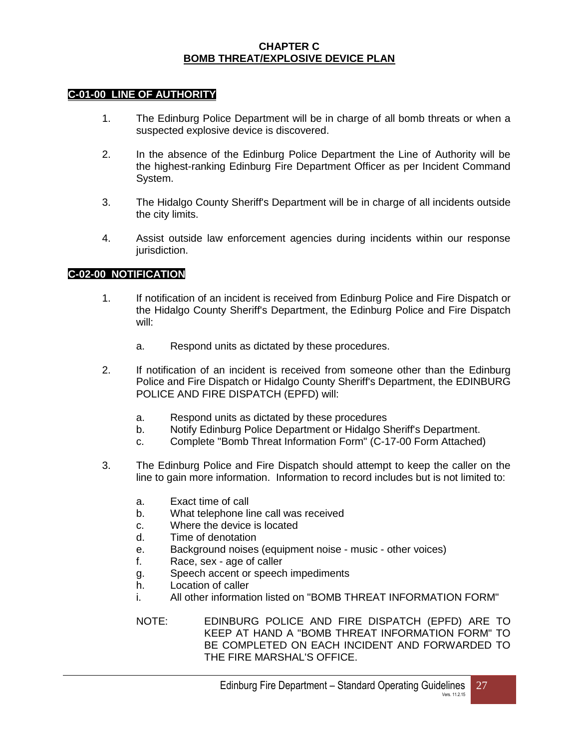# CHAPTER C
## BOMB THREAT/EXPLOSIVE DEVICE PLAN

### C-01-00 LINE OF AUTHORITY

1. The Edinburg Police Department will be in charge of all bomb threats or when a suspected explosive device is discovered.

2. In the absence of the Edinburg Police Department the Line of Authority will be the highest-ranking Edinburg Fire Department Officer as per Incident Command System.

3. The Hidalgo County Sheriff's Department will be in charge of all incidents outside the city limits.

4. Assist outside law enforcement agencies during incidents within our response jurisdiction.

### C-02-00 NOTIFICATION

1. If notification of an incident is received from Edinburg Police and Fire Dispatch or the Hidalgo County Sheriff's Department, the Edinburg Police and Fire Dispatch will:

   a. Respond units as dictated by these procedures.

2. If notification of an incident is received from someone other than the Edinburg Police and Fire Dispatch or Hidalgo County Sheriff's Department, the EDINBURG POLICE AND FIRE DISPATCH (EPFD) will:

   a. Respond units as dictated by these procedures
   b. Notify Edinburg Police Department or Hidalgo Sheriff's Department.
   c. Complete "Bomb Threat Information Form" (C-17-00 Form Attached)

3. The Edinburg Police and Fire Dispatch should attempt to keep the caller on the line to gain more information. Information to record includes but is not limited to:

   a. Exact time of call
   b. What telephone line call was received
   c. Where the device is located
   d. Time of denotation
   e. Background noises (equipment noise - music - other voices)
   f. Race, sex - age of caller
   g. Speech accent or speech impediments
   h. Location of caller
   i. All other information listed on "BOMB THREAT INFORMATION FORM"

   NOTE: EDINBURG POLICE AND FIRE DISPATCH (EPFD) ARE TO KEEP AT HAND A "BOMB THREAT INFORMATION FORM" TO BE COMPLETED ON EACH INCIDENT AND FORWARDED TO THE FIRE MARSHAL'S OFFICE.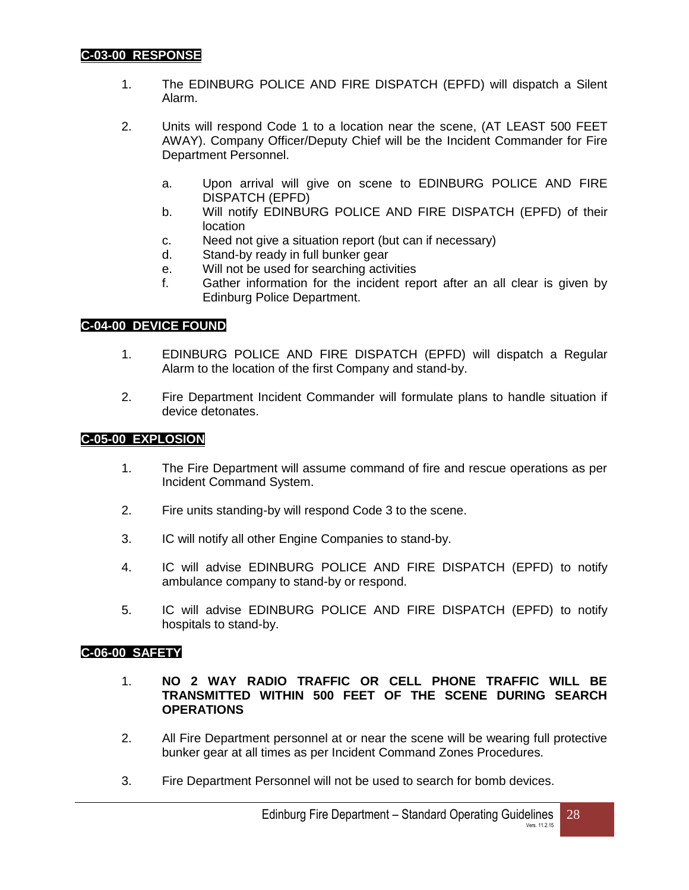## C-03-00 RESPONSE

1. The EDINBURG POLICE AND FIRE DISPATCH (EPFD) will dispatch a Silent Alarm.

2. Units will respond Code 1 to a location near the scene, (AT LEAST 500 FEET AWAY). Company Officer/Deputy Chief will be the Incident Commander for Fire Department Personnel.

   a. Upon arrival will give on scene to EDINBURG POLICE AND FIRE DISPATCH (EPFD)
   b. Will notify EDINBURG POLICE AND FIRE DISPATCH (EPFD) of their location
   c. Need not give a situation report (but can if necessary)
   d. Stand-by ready in full bunker gear
   e. Will not be used for searching activities
   f. Gather information for the incident report after an all clear is given by Edinburg Police Department.

## C-04-00 DEVICE FOUND

1. EDINBURG POLICE AND FIRE DISPATCH (EPFD) will dispatch a Regular Alarm to the location of the first Company and stand-by.

2. Fire Department Incident Commander will formulate plans to handle situation if device detonates.

## C-05-00 EXPLOSION

1. The Fire Department will assume command of fire and rescue operations as per Incident Command System.

2. Fire units standing-by will respond Code 3 to the scene.

3. IC will notify all other Engine Companies to stand-by.

4. IC will advise EDINBURG POLICE AND FIRE DISPATCH (EPFD) to notify ambulance company to stand-by or respond.

5. IC will advise EDINBURG POLICE AND FIRE DISPATCH (EPFD) to notify hospitals to stand-by.

## C-06-00 SAFETY

1. **NO 2 WAY RADIO TRAFFIC OR CELL PHONE TRAFFIC WILL BE TRANSMITTED WITHIN 500 FEET OF THE SCENE DURING SEARCH OPERATIONS**

2. All Fire Department personnel at or near the scene will be wearing full protective bunker gear at all times as per Incident Command Zones Procedures.

3. Fire Department Personnel will not be used to search for bomb devices.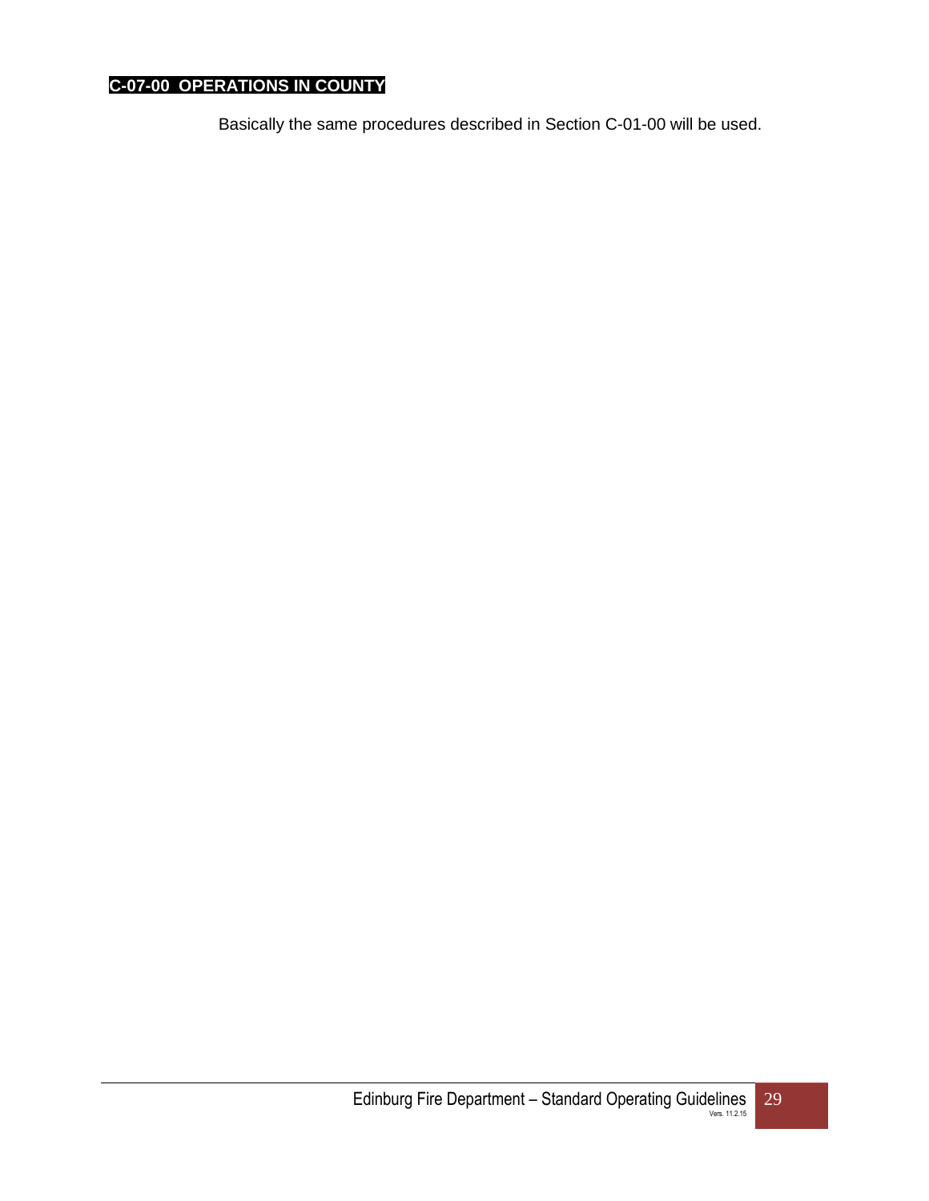## C-07-00 OPERATIONS IN COUNTY

Basically the same procedures described in Section C-01-00 will be used.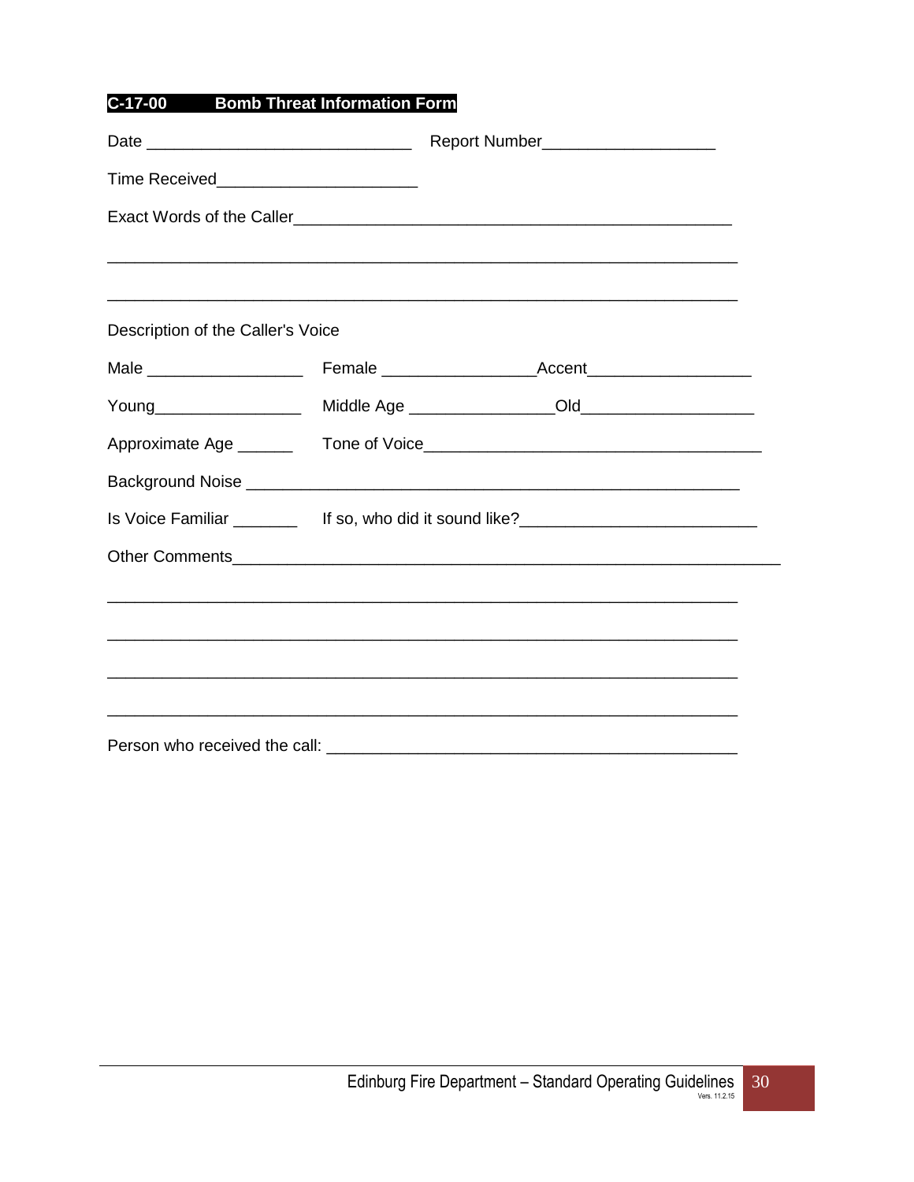## C-17-00 Bomb Threat Information Form

Date ______________________________ Report Number___________________

Time Received______________________

Exact Words of the Caller_________________________________________________

________________________________________________________________________

________________________________________________________________________

Description of the Caller's Voice

Male _________________ Female _________________Accent__________________

Young________________ Middle Age ________________Old___________________

Approximate Age ______ Tone of Voice____________________________________

Background Noise ______________________________________________________

Is Voice Familiar _______ If so, who did it sound like?__________________________

Other Comments_________________________________________________________

________________________________________________________________________

________________________________________________________________________

________________________________________________________________________

________________________________________________________________________

Person who received the call: ______________________________________________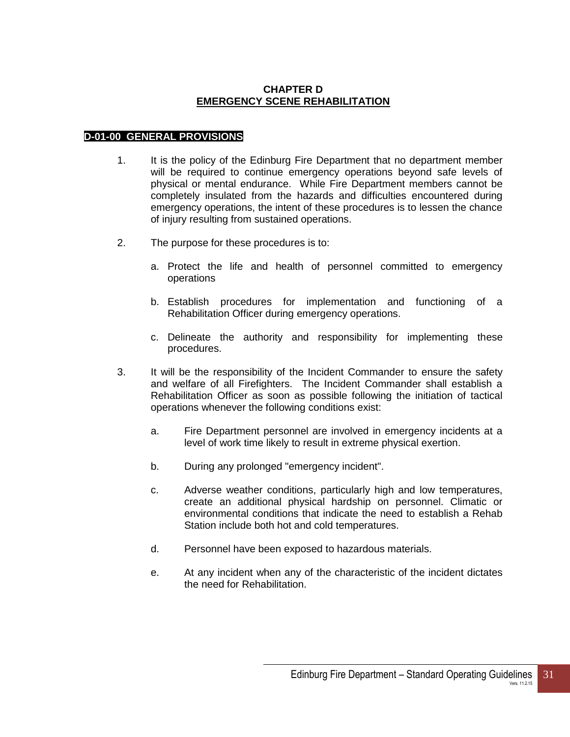# CHAPTER D
## EMERGENCY SCENE REHABILITATION

### D-01-00 GENERAL PROVISIONS

1. It is the policy of the Edinburg Fire Department that no department member will be required to continue emergency operations beyond safe levels of physical or mental endurance. While Fire Department members cannot be completely insulated from the hazards and difficulties encountered during emergency operations, the intent of these procedures is to lessen the chance of injury resulting from sustained operations.

2. The purpose for these procedures is to:

   a. Protect the life and health of personnel committed to emergency operations

   b. Establish procedures for implementation and functioning of a Rehabilitation Officer during emergency operations.

   c. Delineate the authority and responsibility for implementing these procedures.

3. It will be the responsibility of the Incident Commander to ensure the safety and welfare of all Firefighters. The Incident Commander shall establish a Rehabilitation Officer as soon as possible following the initiation of tactical operations whenever the following conditions exist:

   a. Fire Department personnel are involved in emergency incidents at a level of work time likely to result in extreme physical exertion.

   b. During any prolonged "emergency incident".

   c. Adverse weather conditions, particularly high and low temperatures, create an additional physical hardship on personnel. Climatic or environmental conditions that indicate the need to establish a Rehab Station include both hot and cold temperatures.

   d. Personnel have been exposed to hazardous materials.

   e. At any incident when any of the characteristic of the incident dictates the need for Rehabilitation.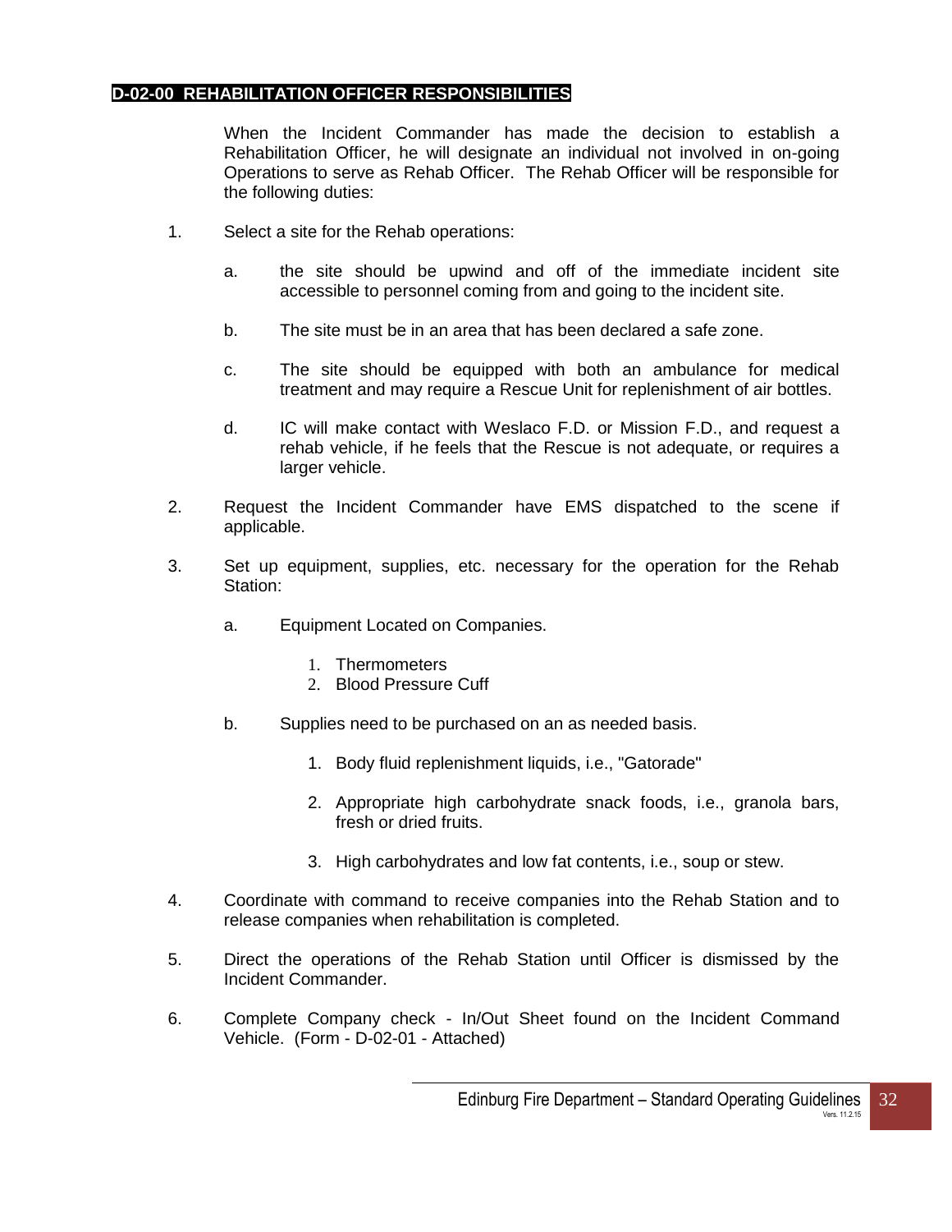## D-02-00 REHABILITATION OFFICER RESPONSIBILITIES

When the Incident Commander has made the decision to establish a Rehabilitation Officer, he will designate an individual not involved in on-going Operations to serve as Rehab Officer. The Rehab Officer will be responsible for the following duties:

1. Select a site for the Rehab operations:

   a. the site should be upwind and off of the immediate incident site accessible to personnel coming from and going to the incident site.

   b. The site must be in an area that has been declared a safe zone.

   c. The site should be equipped with both an ambulance for medical treatment and may require a Rescue Unit for replenishment of air bottles.

   d. IC will make contact with Weslaco F.D. or Mission F.D., and request a rehab vehicle, if he feels that the Rescue is not adequate, or requires a larger vehicle.

2. Request the Incident Commander have EMS dispatched to the scene if applicable.

3. Set up equipment, supplies, etc. necessary for the operation for the Rehab Station:

   a. Equipment Located on Companies.

      1. Thermometers
      2. Blood Pressure Cuff

   b. Supplies need to be purchased on an as needed basis.

      1. Body fluid replenishment liquids, i.e., "Gatorade"

      2. Appropriate high carbohydrate snack foods, i.e., granola bars, fresh or dried fruits.

      3. High carbohydrates and low fat contents, i.e., soup or stew.

4. Coordinate with command to receive companies into the Rehab Station and to release companies when rehabilitation is completed.

5. Direct the operations of the Rehab Station until Officer is dismissed by the Incident Commander.

6. Complete Company check - In/Out Sheet found on the Incident Command Vehicle. (Form - D-02-01 - Attached)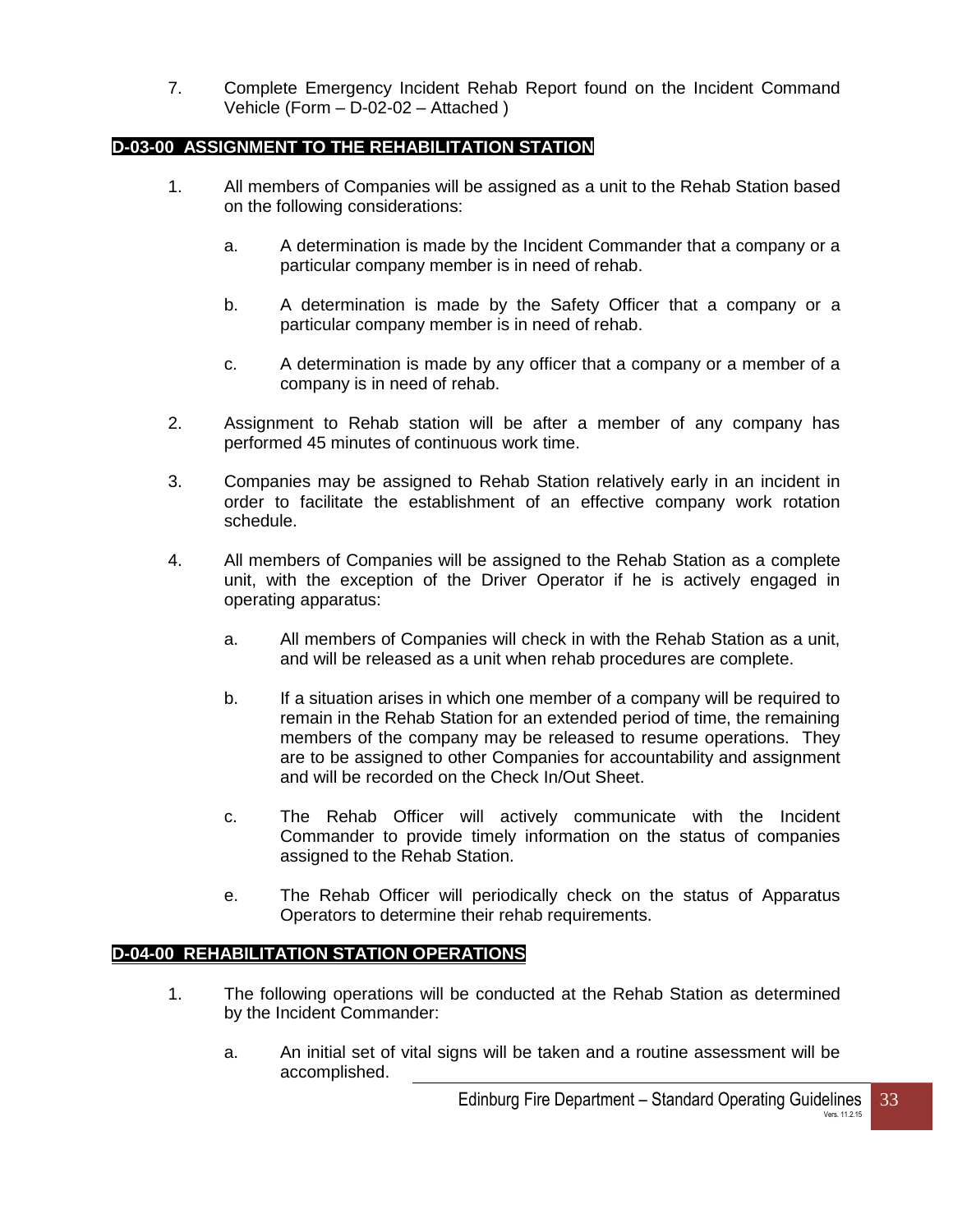7. Complete Emergency Incident Rehab Report found on the Incident Command Vehicle (Form – D-02-02 – Attached )

## D-03-00 ASSIGNMENT TO THE REHABILITATION STATION

1. All members of Companies will be assigned as a unit to the Rehab Station based on the following considerations:

   a. A determination is made by the Incident Commander that a company or a particular company member is in need of rehab.

   b. A determination is made by the Safety Officer that a company or a particular company member is in need of rehab.

   c. A determination is made by any officer that a company or a member of a company is in need of rehab.

2. Assignment to Rehab station will be after a member of any company has performed 45 minutes of continuous work time.

3. Companies may be assigned to Rehab Station relatively early in an incident in order to facilitate the establishment of an effective company work rotation schedule.

4. All members of Companies will be assigned to the Rehab Station as a complete unit, with the exception of the Driver Operator if he is actively engaged in operating apparatus:

   a. All members of Companies will check in with the Rehab Station as a unit, and will be released as a unit when rehab procedures are complete.

   b. If a situation arises in which one member of a company will be required to remain in the Rehab Station for an extended period of time, the remaining members of the company may be released to resume operations. They are to be assigned to other Companies for accountability and assignment and will be recorded on the Check In/Out Sheet.

   c. The Rehab Officer will actively communicate with the Incident Commander to provide timely information on the status of companies assigned to the Rehab Station.

   e. The Rehab Officer will periodically check on the status of Apparatus Operators to determine their rehab requirements.

## D-04-00 REHABILITATION STATION OPERATIONS

1. The following operations will be conducted at the Rehab Station as determined by the Incident Commander:

   a. An initial set of vital signs will be taken and a routine assessment will be accomplished.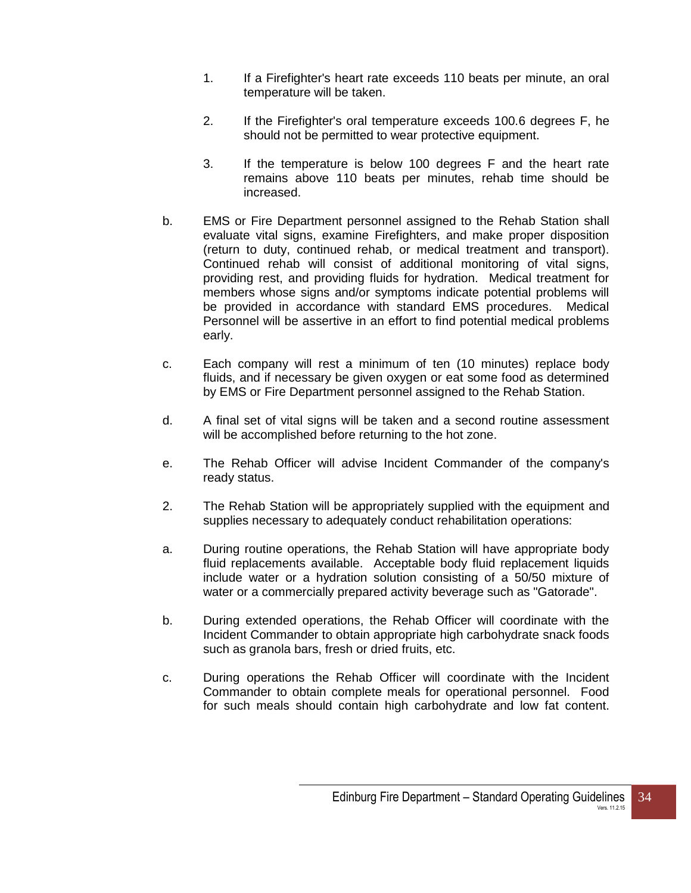1. If a Firefighter's heart rate exceeds 110 beats per minute, an oral temperature will be taken.

2. If the Firefighter's oral temperature exceeds 100.6 degrees F, he should not be permitted to wear protective equipment.

3. If the temperature is below 100 degrees F and the heart rate remains above 110 beats per minutes, rehab time should be increased.

b. EMS or Fire Department personnel assigned to the Rehab Station shall evaluate vital signs, examine Firefighters, and make proper disposition (return to duty, continued rehab, or medical treatment and transport). Continued rehab will consist of additional monitoring of vital signs, providing rest, and providing fluids for hydration. Medical treatment for members whose signs and/or symptoms indicate potential problems will be provided in accordance with standard EMS procedures. Medical Personnel will be assertive in an effort to find potential medical problems early.

c. Each company will rest a minimum of ten (10 minutes) replace body fluids, and if necessary be given oxygen or eat some food as determined by EMS or Fire Department personnel assigned to the Rehab Station.

d. A final set of vital signs will be taken and a second routine assessment will be accomplished before returning to the hot zone.

e. The Rehab Officer will advise Incident Commander of the company's ready status.

2. The Rehab Station will be appropriately supplied with the equipment and supplies necessary to adequately conduct rehabilitation operations:

a. During routine operations, the Rehab Station will have appropriate body fluid replacements available. Acceptable body fluid replacement liquids include water or a hydration solution consisting of a 50/50 mixture of water or a commercially prepared activity beverage such as "Gatorade".

b. During extended operations, the Rehab Officer will coordinate with the Incident Commander to obtain appropriate high carbohydrate snack foods such as granola bars, fresh or dried fruits, etc.

c. During operations the Rehab Officer will coordinate with the Incident Commander to obtain complete meals for operational personnel. Food for such meals should contain high carbohydrate and low fat content.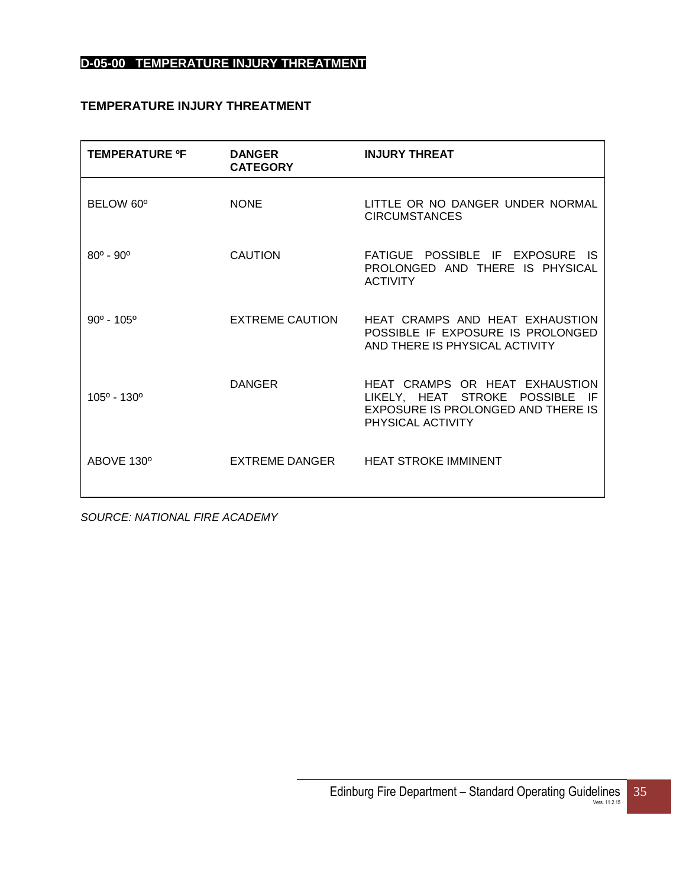## D-05-00 TEMPERATURE INJURY THREATMENT

### TEMPERATURE INJURY THREATMENT

| TEMPERATURE ºF | DANGER CATEGORY | INJURY THREAT |
|---|---|---|
| BELOW 60º | NONE | LITTLE OR NO DANGER UNDER NORMAL CIRCUMSTANCES |
| 80º - 90º | CAUTION | FATIGUE POSSIBLE IF EXPOSURE IS PROLONGED AND THERE IS PHYSICAL ACTIVITY |
| 90º - 105º | EXTREME CAUTION | HEAT CRAMPS AND HEAT EXHAUSTION POSSIBLE IF EXPOSURE IS PROLONGED AND THERE IS PHYSICAL ACTIVITY |
| 105º - 130º | DANGER | HEAT CRAMPS OR HEAT EXHAUSTION LIKELY, HEAT STROKE POSSIBLE IF EXPOSURE IS PROLONGED AND THERE IS PHYSICAL ACTIVITY |
| ABOVE 130º | EXTREME DANGER | HEAT STROKE IMMINENT |

*SOURCE: NATIONAL FIRE ACADEMY*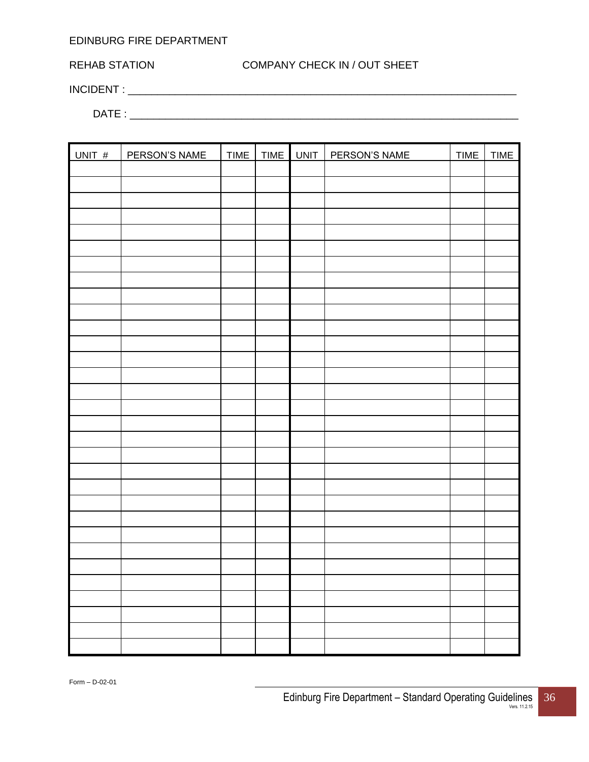EDINBURG FIRE DEPARTMENT

REHAB STATION COMPANY CHECK IN / OUT SHEET

INCIDENT : ______________________________________________________________________

DATE : ______________________________________________________________________

| UNIT # | PERSON'S NAME | TIME | TIME | UNIT | PERSON'S NAME | TIME | TIME |
|---|---|---|---|---|---|---|---|
| | | | | | | | |
| | | | | | | | |
| | | | | | | | |
| | | | | | | | |
| | | | | | | | |
| | | | | | | | |
| | | | | | | | |
| | | | | | | | |
| | | | | | | | |
| | | | | | | | |
| | | | | | | | |
| | | | | | | | |
| | | | | | | | |
| | | | | | | | |
| | | | | | | | |
| | | | | | | | |
| | | | | | | | |
| | | | | | | | |
| | | | | | | | |
| | | | | | | | |
| | | | | | | | |
| | | | | | | | |
| | | | | | | | |
| | | | | | | | |
| | | | | | | | |
| | | | | | | | |
| | | | | | | | |
| | | | | | | | |
| | | | | | | | |
| | | | | | | | |
| | | | | | | | |

Form – D-02-01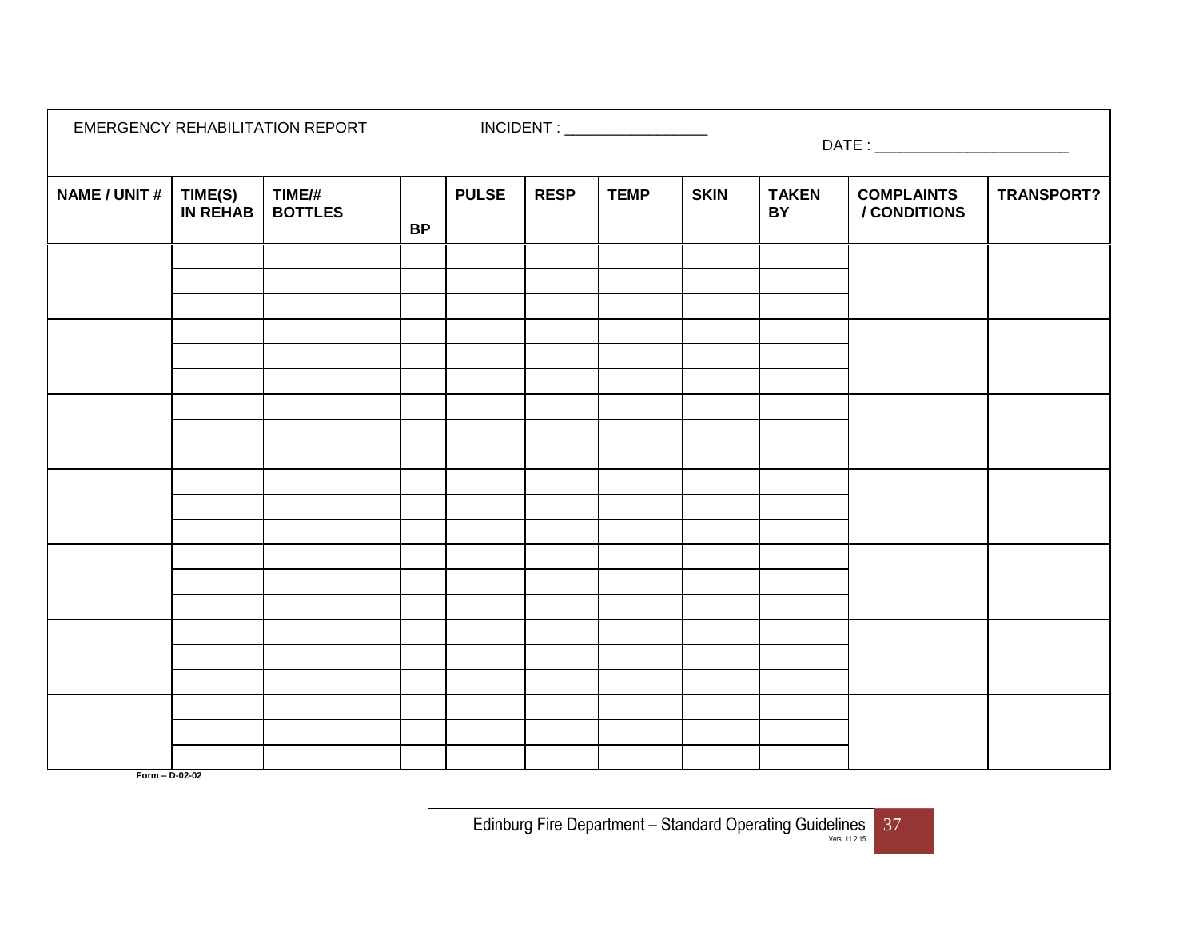EMERGENCY REHABILITATION REPORT INCIDENT : _________________ DATE : _______________________

| NAME / UNIT # | TIME(S) IN REHAB | TIME/# BOTTLES | BP | PULSE | RESP | TEMP | SKIN | TAKEN BY | COMPLAINTS / CONDITIONS | TRANSPORT? |
|---|---|---|---|---|---|---|---|---|---|---|
| | | | | | | | | | | |
| | | | | | | | | | | |
| | | | | | | | | | | |
| | | | | | | | | | | |
| | | | | | | | | | | |
| | | | | | | | | | | |
| | | | | | | | | | | |
| | | | | | | | | | | |
| | | | | | | | | | | |
| | | | | | | | | | | |
| | | | | | | | | | | |
| | | | | | | | | | | |
| | | | | | | | | | | |
| | | | | | | | | | | |
| | | | | | | | | | | |
| | | | | | | | | | | |
| | | | | | | | | | | |
| | | | | | | | | | | |
| | | | | | | | | | | |
| | | | | | | | | | | |
| | | | | | | | | | | |

Form – D-02-02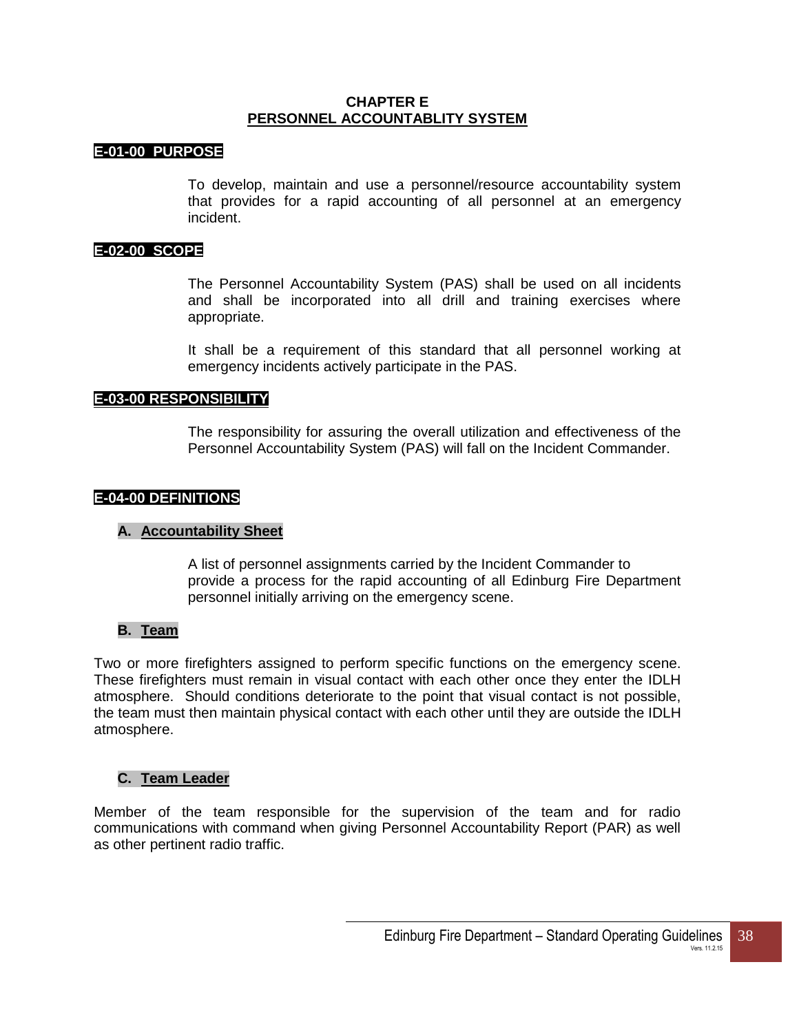# CHAPTER E
## PERSONNEL ACCOUNTABLITY SYSTEM

### E-01-00 PURPOSE

To develop, maintain and use a personnel/resource accountability system that provides for a rapid accounting of all personnel at an emergency incident.

### E-02-00 SCOPE

The Personnel Accountability System (PAS) shall be used on all incidents and shall be incorporated into all drill and training exercises where appropriate.

It shall be a requirement of this standard that all personnel working at emergency incidents actively participate in the PAS.

### E-03-00 RESPONSIBILITY

The responsibility for assuring the overall utilization and effectiveness of the Personnel Accountability System (PAS) will fall on the Incident Commander.

### E-04-00 DEFINITIONS

#### A. Accountability Sheet

A list of personnel assignments carried by the Incident Commander to provide a process for the rapid accounting of all Edinburg Fire Department personnel initially arriving on the emergency scene.

#### B. Team

Two or more firefighters assigned to perform specific functions on the emergency scene. These firefighters must remain in visual contact with each other once they enter the IDLH atmosphere. Should conditions deteriorate to the point that visual contact is not possible, the team must then maintain physical contact with each other until they are outside the IDLH atmosphere.

#### C. Team Leader

Member of the team responsible for the supervision of the team and for radio communications with command when giving Personnel Accountability Report (PAR) as well as other pertinent radio traffic.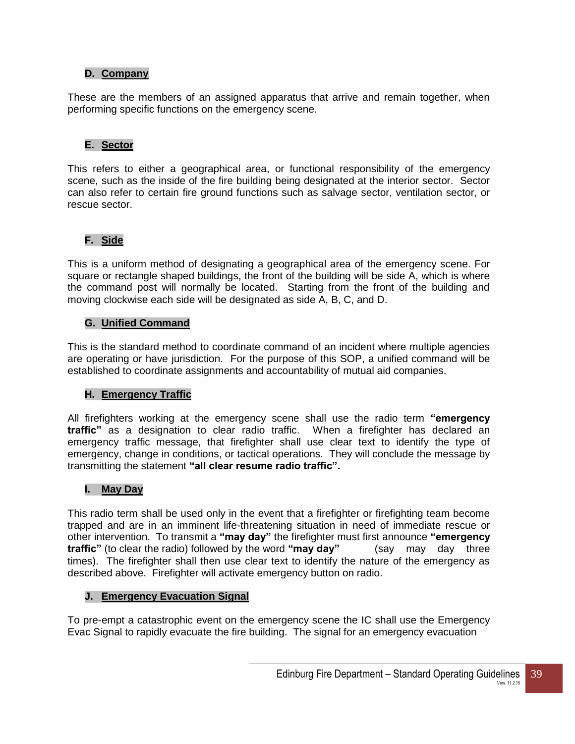### D. Company

These are the members of an assigned apparatus that arrive and remain together, when performing specific functions on the emergency scene.

### E. Sector

This refers to either a geographical area, or functional responsibility of the emergency scene, such as the inside of the fire building being designated at the interior sector. Sector can also refer to certain fire ground functions such as salvage sector, ventilation sector, or rescue sector.

### F. Side

This is a uniform method of designating a geographical area of the emergency scene. For square or rectangle shaped buildings, the front of the building will be side A, which is where the command post will normally be located. Starting from the front of the building and moving clockwise each side will be designated as side A, B, C, and D.

### G. Unified Command

This is the standard method to coordinate command of an incident where multiple agencies are operating or have jurisdiction. For the purpose of this SOP, a unified command will be established to coordinate assignments and accountability of mutual aid companies.

### H. Emergency Traffic

All firefighters working at the emergency scene shall use the radio term **"emergency traffic"** as a designation to clear radio traffic. When a firefighter has declared an emergency traffic message, that firefighter shall use clear text to identify the type of emergency, change in conditions, or tactical operations. They will conclude the message by transmitting the statement **"all clear resume radio traffic".**

### I. May Day

This radio term shall be used only in the event that a firefighter or firefighting team become trapped and are in an imminent life-threatening situation in need of immediate rescue or other intervention. To transmit a **"may day"** the firefighter must first announce **"emergency traffic"** (to clear the radio) followed by the word **"may day"** (say may day three times). The firefighter shall then use clear text to identify the nature of the emergency as described above. Firefighter will activate emergency button on radio.

### J. Emergency Evacuation Signal

To pre-empt a catastrophic event on the emergency scene the IC shall use the Emergency Evac Signal to rapidly evacuate the fire building. The signal for an emergency evacuation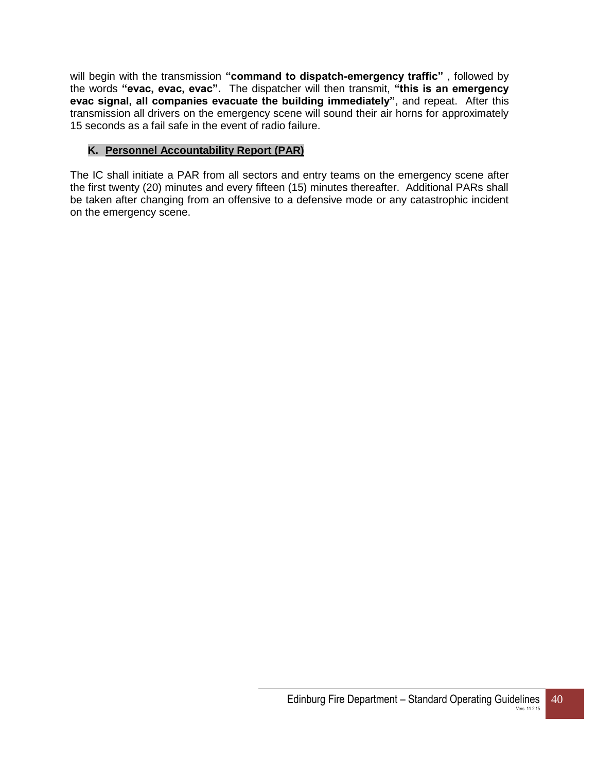will begin with the transmission **"command to dispatch-emergency traffic"** , followed by the words **"evac, evac, evac".** The dispatcher will then transmit, **"this is an emergency evac signal, all companies evacuate the building immediately"**, and repeat. After this transmission all drivers on the emergency scene will sound their air horns for approximately 15 seconds as a fail safe in the event of radio failure.

### K. Personnel Accountability Report (PAR)

The IC shall initiate a PAR from all sectors and entry teams on the emergency scene after the first twenty (20) minutes and every fifteen (15) minutes thereafter. Additional PARs shall be taken after changing from an offensive to a defensive mode or any catastrophic incident on the emergency scene.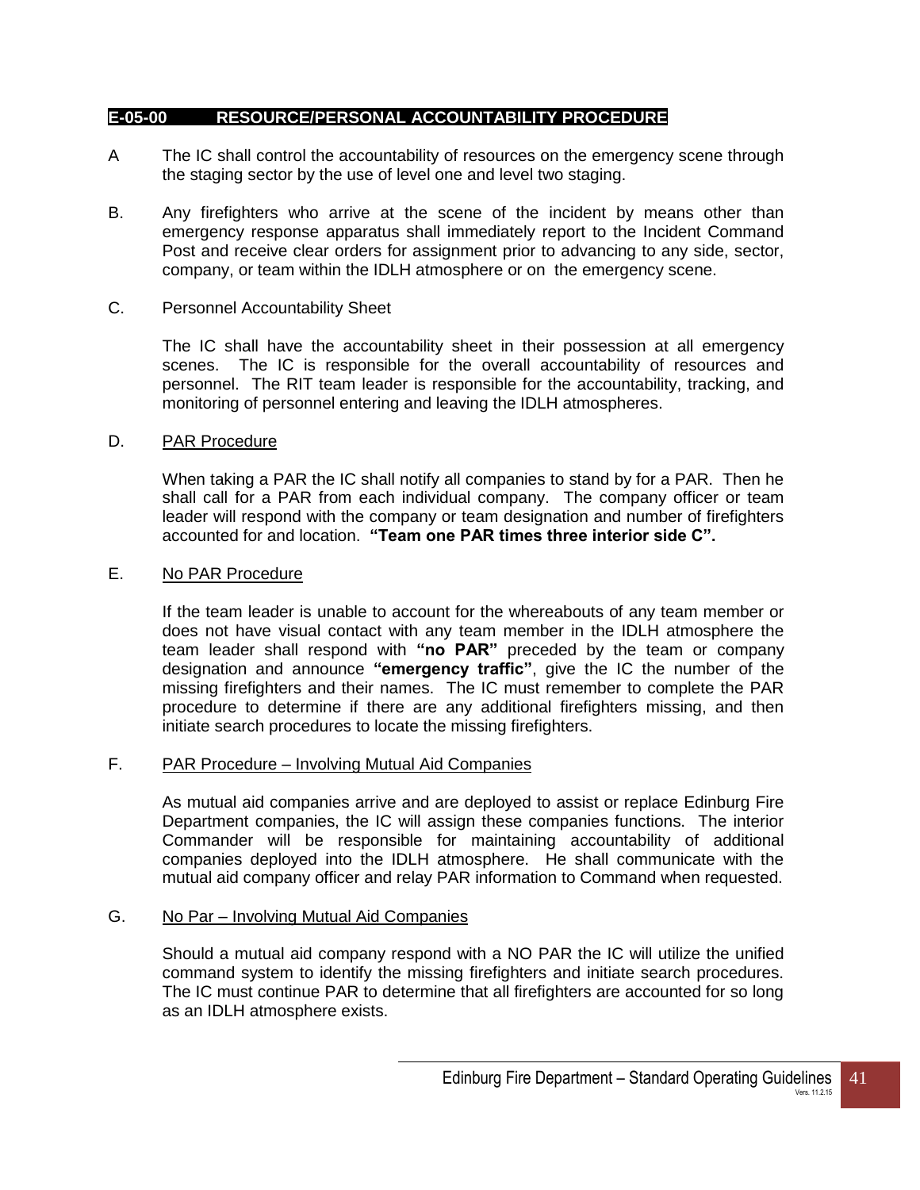## E-05-00 RESOURCE/PERSONAL ACCOUNTABILITY PROCEDURE

A The IC shall control the accountability of resources on the emergency scene through the staging sector by the use of level one and level two staging.

B. Any firefighters who arrive at the scene of the incident by means other than emergency response apparatus shall immediately report to the Incident Command Post and receive clear orders for assignment prior to advancing to any side, sector, company, or team within the IDLH atmosphere or on the emergency scene.

C. Personnel Accountability Sheet

The IC shall have the accountability sheet in their possession at all emergency scenes. The IC is responsible for the overall accountability of resources and personnel. The RIT team leader is responsible for the accountability, tracking, and monitoring of personnel entering and leaving the IDLH atmospheres.

D. PAR Procedure

When taking a PAR the IC shall notify all companies to stand by for a PAR. Then he shall call for a PAR from each individual company. The company officer or team leader will respond with the company or team designation and number of firefighters accounted for and location. **"Team one PAR times three interior side C".**

E. No PAR Procedure

If the team leader is unable to account for the whereabouts of any team member or does not have visual contact with any team member in the IDLH atmosphere the team leader shall respond with **"no PAR"** preceded by the team or company designation and announce **"emergency traffic"**, give the IC the number of the missing firefighters and their names. The IC must remember to complete the PAR procedure to determine if there are any additional firefighters missing, and then initiate search procedures to locate the missing firefighters.

F. PAR Procedure – Involving Mutual Aid Companies

As mutual aid companies arrive and are deployed to assist or replace Edinburg Fire Department companies, the IC will assign these companies functions. The interior Commander will be responsible for maintaining accountability of additional companies deployed into the IDLH atmosphere. He shall communicate with the mutual aid company officer and relay PAR information to Command when requested.

G. No Par – Involving Mutual Aid Companies

Should a mutual aid company respond with a NO PAR the IC will utilize the unified command system to identify the missing firefighters and initiate search procedures. The IC must continue PAR to determine that all firefighters are accounted for so long as an IDLH atmosphere exists.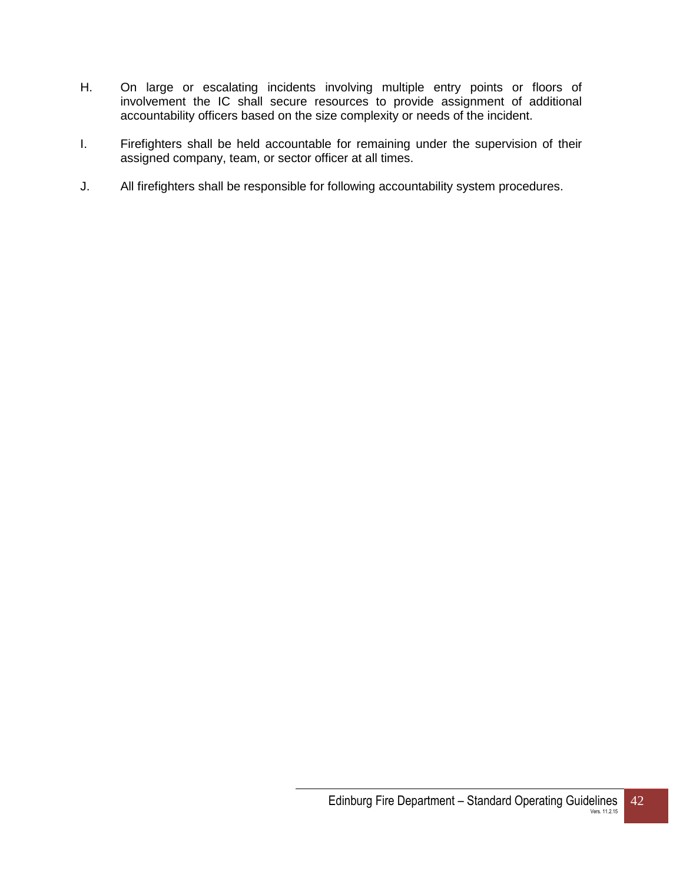H. On large or escalating incidents involving multiple entry points or floors of involvement the IC shall secure resources to provide assignment of additional accountability officers based on the size complexity or needs of the incident.

I. Firefighters shall be held accountable for remaining under the supervision of their assigned company, team, or sector officer at all times.

J. All firefighters shall be responsible for following accountability system procedures.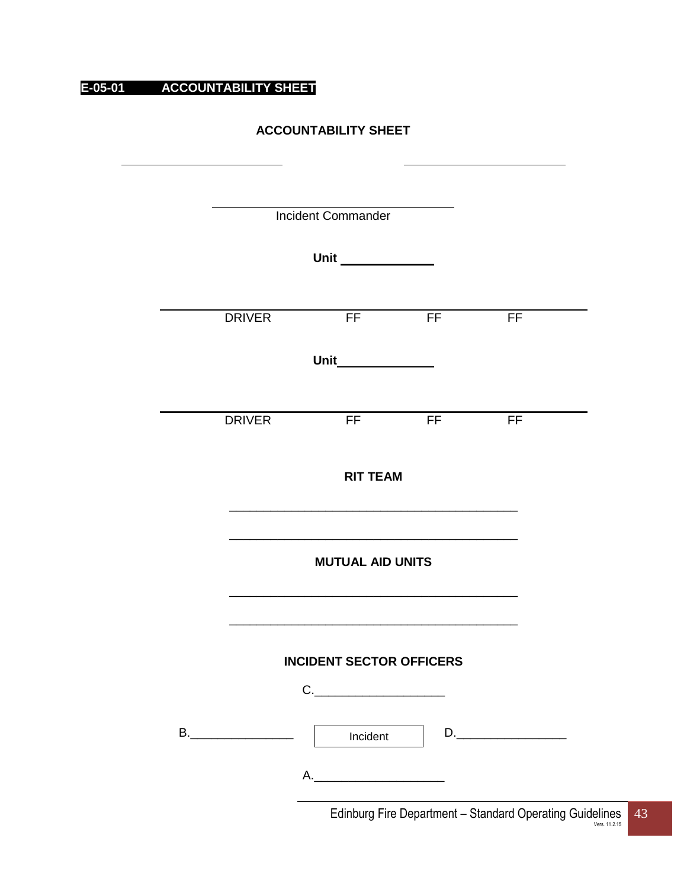## E-05-01 ACCOUNTABILITY SHEET

**ACCOUNTABILITY SHEET**

\_\_\_\_\_\_\_\_\_\_\_\_\_\_\_\_\_\_\_\_\_\_\_\_\_ \_\_\_\_\_\_\_\_\_\_\_\_\_\_\_\_\_\_\_\_\_\_\_\_\_

\_\_\_\_\_\_\_\_\_\_\_\_\_\_\_\_\_\_\_\_\_\_\_\_\_\_\_\_\_\_\_\_\_\_\_\_\_\_

Incident Commander

**Unit** \_\_\_\_\_\_\_\_\_\_\_\_\_\_

| DRIVER | FF | FF | FF |
|---|---|---|---|

**Unit** \_\_\_\_\_\_\_\_\_\_\_\_\_\_

| DRIVER | FF | FF | FF |
|---|---|---|---|

**RIT TEAM**

\_\_\_\_\_\_\_\_\_\_\_\_\_\_\_\_\_\_\_\_\_\_\_\_\_\_\_\_\_\_\_\_\_\_\_\_\_\_\_\_\_\_\_\_

\_\_\_\_\_\_\_\_\_\_\_\_\_\_\_\_\_\_\_\_\_\_\_\_\_\_\_\_\_\_\_\_\_\_\_\_\_\_\_\_\_\_\_\_

**MUTUAL AID UNITS**

\_\_\_\_\_\_\_\_\_\_\_\_\_\_\_\_\_\_\_\_\_\_\_\_\_\_\_\_\_\_\_\_\_\_\_\_\_\_\_\_\_\_\_\_

\_\_\_\_\_\_\_\_\_\_\_\_\_\_\_\_\_\_\_\_\_\_\_\_\_\_\_\_\_\_\_\_\_\_\_\_\_\_\_\_\_\_\_\_

**INCIDENT SECTOR OFFICERS**

C.\_\_\_\_\_\_\_\_\_\_\_\_\_\_\_\_\_\_\_\_

B.\_\_\_\_\_\_\_\_\_\_\_\_\_\_\_\_ Incident D.\_\_\_\_\_\_\_\_\_\_\_\_\_\_\_\_\_

A.\_\_\_\_\_\_\_\_\_\_\_\_\_\_\_\_\_\_\_\_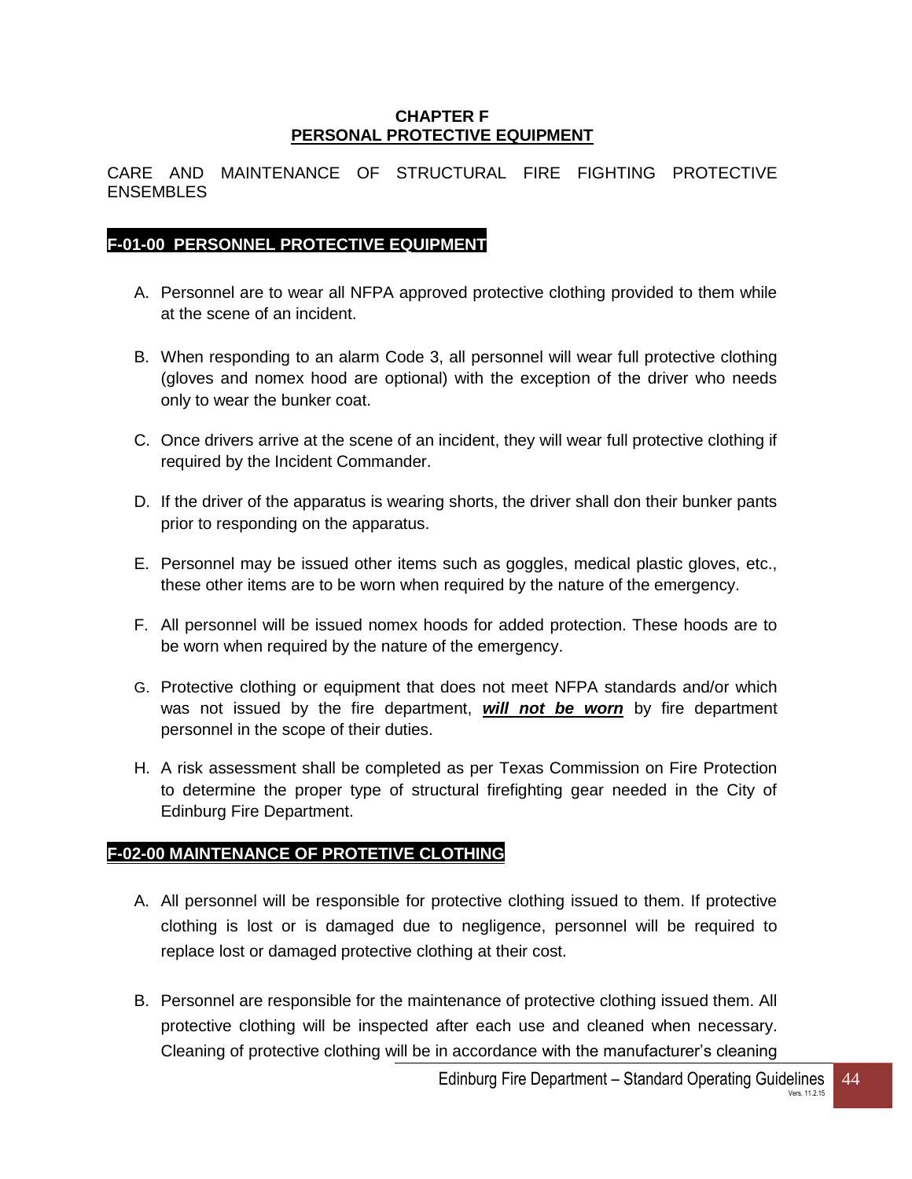**CHAPTER F**
**PERSONAL PROTECTIVE EQUIPMENT**

CARE AND MAINTENANCE OF STRUCTURAL FIRE FIGHTING PROTECTIVE ENSEMBLES

## F-01-00 PERSONNEL PROTECTIVE EQUIPMENT

A. Personnel are to wear all NFPA approved protective clothing provided to them while at the scene of an incident.

B. When responding to an alarm Code 3, all personnel will wear full protective clothing (gloves and nomex hood are optional) with the exception of the driver who needs only to wear the bunker coat.

C. Once drivers arrive at the scene of an incident, they will wear full protective clothing if required by the Incident Commander.

D. If the driver of the apparatus is wearing shorts, the driver shall don their bunker pants prior to responding on the apparatus.

E. Personnel may be issued other items such as goggles, medical plastic gloves, etc., these other items are to be worn when required by the nature of the emergency.

F. All personnel will be issued nomex hoods for added protection. These hoods are to be worn when required by the nature of the emergency.

G. Protective clothing or equipment that does not meet NFPA standards and/or which was not issued by the fire department, ***will not be worn*** by fire department personnel in the scope of their duties.

H. A risk assessment shall be completed as per Texas Commission on Fire Protection to determine the proper type of structural firefighting gear needed in the City of Edinburg Fire Department.

## F-02-00 MAINTENANCE OF PROTETIVE CLOTHING

A. All personnel will be responsible for protective clothing issued to them. If protective clothing is lost or is damaged due to negligence, personnel will be required to replace lost or damaged protective clothing at their cost.

B. Personnel are responsible for the maintenance of protective clothing issued them. All protective clothing will be inspected after each use and cleaned when necessary. Cleaning of protective clothing will be in accordance with the manufacturer's cleaning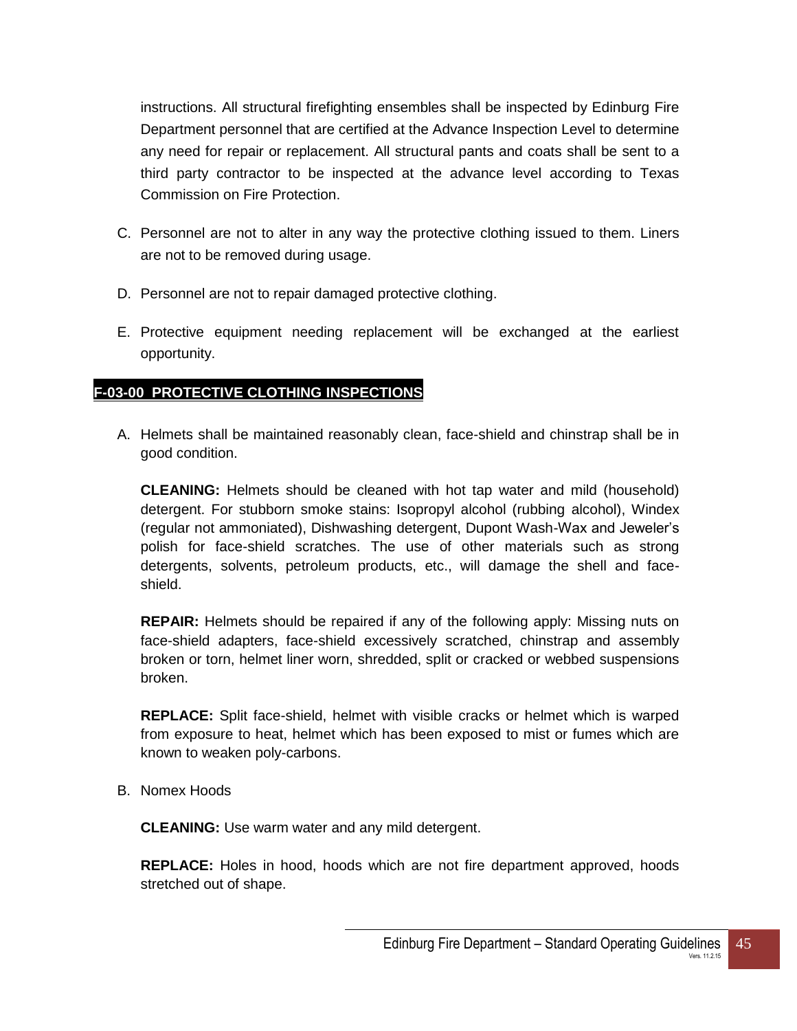instructions. All structural firefighting ensembles shall be inspected by Edinburg Fire Department personnel that are certified at the Advance Inspection Level to determine any need for repair or replacement. All structural pants and coats shall be sent to a third party contractor to be inspected at the advance level according to Texas Commission on Fire Protection.

C. Personnel are not to alter in any way the protective clothing issued to them. Liners are not to be removed during usage.

D. Personnel are not to repair damaged protective clothing.

E. Protective equipment needing replacement will be exchanged at the earliest opportunity.

## F-03-00 PROTECTIVE CLOTHING INSPECTIONS

A. Helmets shall be maintained reasonably clean, face-shield and chinstrap shall be in good condition.

**CLEANING:** Helmets should be cleaned with hot tap water and mild (household) detergent. For stubborn smoke stains: Isopropyl alcohol (rubbing alcohol), Windex (regular not ammoniated), Dishwashing detergent, Dupont Wash-Wax and Jeweler's polish for face-shield scratches. The use of other materials such as strong detergents, solvents, petroleum products, etc., will damage the shell and face-shield.

**REPAIR:** Helmets should be repaired if any of the following apply: Missing nuts on face-shield adapters, face-shield excessively scratched, chinstrap and assembly broken or torn, helmet liner worn, shredded, split or cracked or webbed suspensions broken.

**REPLACE:** Split face-shield, helmet with visible cracks or helmet which is warped from exposure to heat, helmet which has been exposed to mist or fumes which are known to weaken poly-carbons.

B. Nomex Hoods

**CLEANING:** Use warm water and any mild detergent.

**REPLACE:** Holes in hood, hoods which are not fire department approved, hoods stretched out of shape.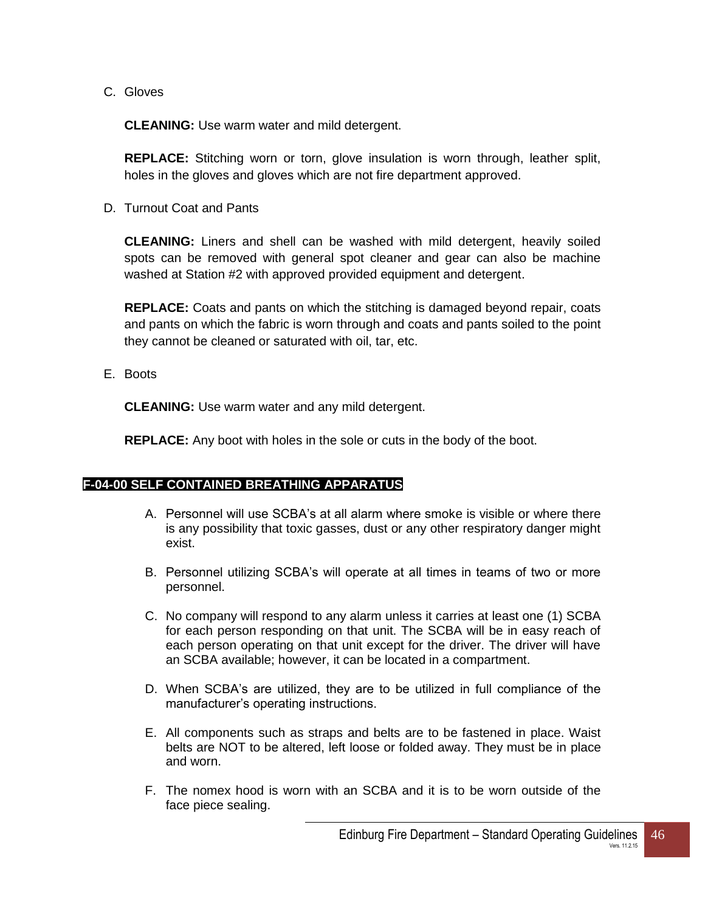C. Gloves

**CLEANING:** Use warm water and mild detergent.

**REPLACE:** Stitching worn or torn, glove insulation is worn through, leather split, holes in the gloves and gloves which are not fire department approved.

D. Turnout Coat and Pants

**CLEANING:** Liners and shell can be washed with mild detergent, heavily soiled spots can be removed with general spot cleaner and gear can also be machine washed at Station #2 with approved provided equipment and detergent.

**REPLACE:** Coats and pants on which the stitching is damaged beyond repair, coats and pants on which the fabric is worn through and coats and pants soiled to the point they cannot be cleaned or saturated with oil, tar, etc.

E. Boots

**CLEANING:** Use warm water and any mild detergent.

**REPLACE:** Any boot with holes in the sole or cuts in the body of the boot.

## F-04-00 SELF CONTAINED BREATHING APPARATUS

A. Personnel will use SCBA's at all alarm where smoke is visible or where there is any possibility that toxic gasses, dust or any other respiratory danger might exist.

B. Personnel utilizing SCBA's will operate at all times in teams of two or more personnel.

C. No company will respond to any alarm unless it carries at least one (1) SCBA for each person responding on that unit. The SCBA will be in easy reach of each person operating on that unit except for the driver. The driver will have an SCBA available; however, it can be located in a compartment.

D. When SCBA's are utilized, they are to be utilized in full compliance of the manufacturer's operating instructions.

E. All components such as straps and belts are to be fastened in place. Waist belts are NOT to be altered, left loose or folded away. They must be in place and worn.

F. The nomex hood is worn with an SCBA and it is to be worn outside of the face piece sealing.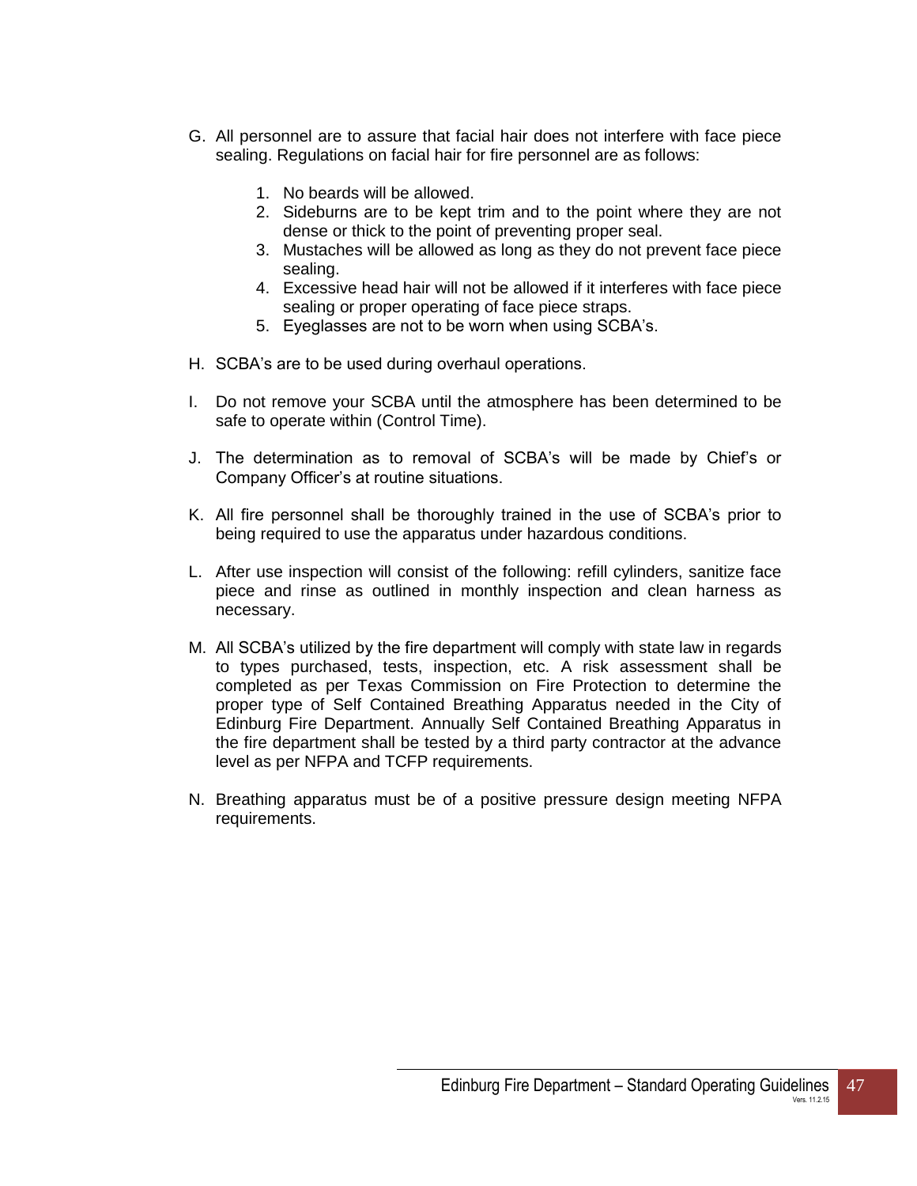G. All personnel are to assure that facial hair does not interfere with face piece sealing. Regulations on facial hair for fire personnel are as follows:

   1. No beards will be allowed.
   2. Sideburns are to be kept trim and to the point where they are not dense or thick to the point of preventing proper seal.
   3. Mustaches will be allowed as long as they do not prevent face piece sealing.
   4. Excessive head hair will not be allowed if it interferes with face piece sealing or proper operating of face piece straps.
   5. Eyeglasses are not to be worn when using SCBA's.

H. SCBA's are to be used during overhaul operations.

I. Do not remove your SCBA until the atmosphere has been determined to be safe to operate within (Control Time).

J. The determination as to removal of SCBA's will be made by Chief's or Company Officer's at routine situations.

K. All fire personnel shall be thoroughly trained in the use of SCBA's prior to being required to use the apparatus under hazardous conditions.

L. After use inspection will consist of the following: refill cylinders, sanitize face piece and rinse as outlined in monthly inspection and clean harness as necessary.

M. All SCBA's utilized by the fire department will comply with state law in regards to types purchased, tests, inspection, etc. A risk assessment shall be completed as per Texas Commission on Fire Protection to determine the proper type of Self Contained Breathing Apparatus needed in the City of Edinburg Fire Department. Annually Self Contained Breathing Apparatus in the fire department shall be tested by a third party contractor at the advance level as per NFPA and TCFP requirements.

N. Breathing apparatus must be of a positive pressure design meeting NFPA requirements.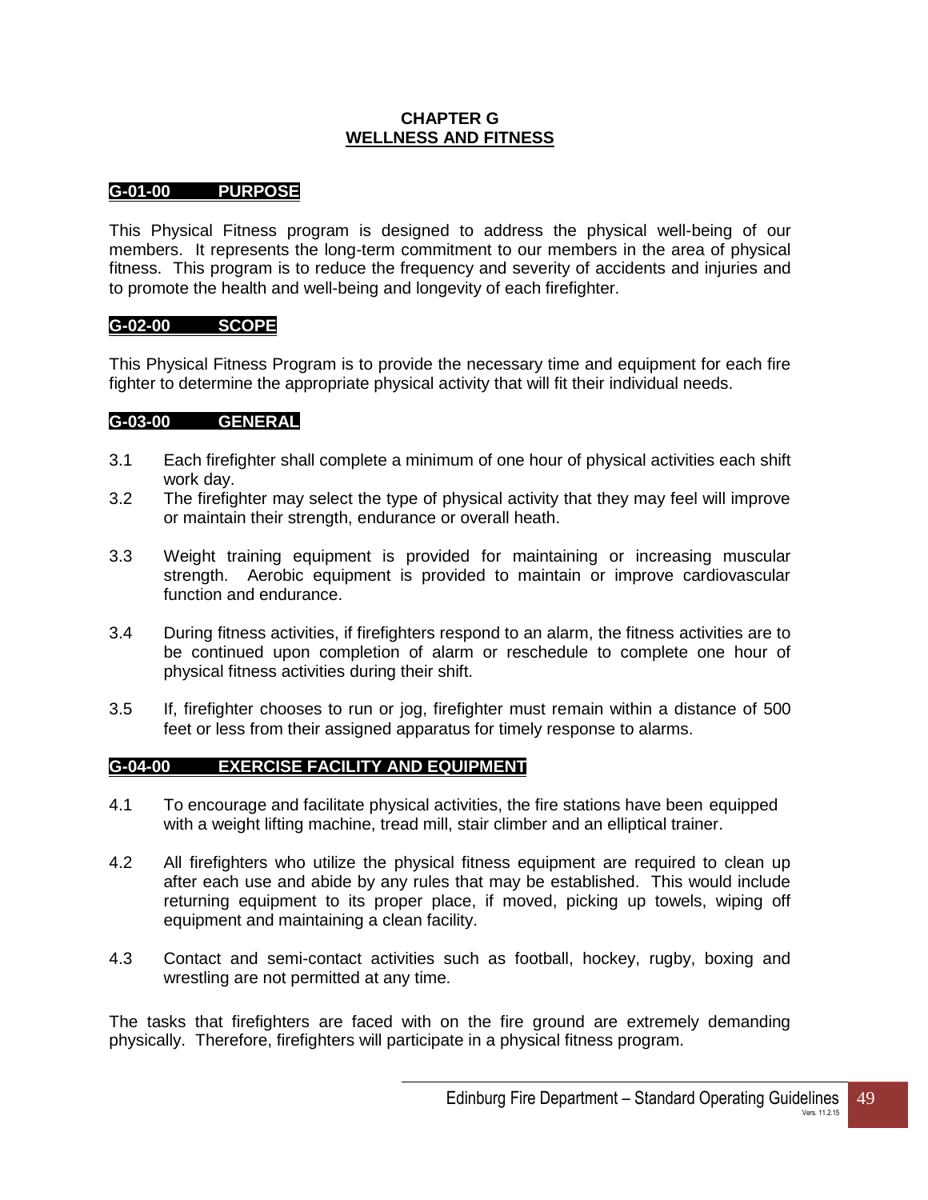# CHAPTER G
## WELLNESS AND FITNESS

### G-01-00 PURPOSE

This Physical Fitness program is designed to address the physical well-being of our members. It represents the long-term commitment to our members in the area of physical fitness. This program is to reduce the frequency and severity of accidents and injuries and to promote the health and well-being and longevity of each firefighter.

### G-02-00 SCOPE

This Physical Fitness Program is to provide the necessary time and equipment for each fire fighter to determine the appropriate physical activity that will fit their individual needs.

### G-03-00 GENERAL

3.1 Each firefighter shall complete a minimum of one hour of physical activities each shift work day.

3.2 The firefighter may select the type of physical activity that they may feel will improve or maintain their strength, endurance or overall heath.

3.3 Weight training equipment is provided for maintaining or increasing muscular strength. Aerobic equipment is provided to maintain or improve cardiovascular function and endurance.

3.4 During fitness activities, if firefighters respond to an alarm, the fitness activities are to be continued upon completion of alarm or reschedule to complete one hour of physical fitness activities during their shift.

3.5 If, firefighter chooses to run or jog, firefighter must remain within a distance of 500 feet or less from their assigned apparatus for timely response to alarms.

### G-04-00 EXERCISE FACILITY AND EQUIPMENT

4.1 To encourage and facilitate physical activities, the fire stations have been equipped with a weight lifting machine, tread mill, stair climber and an elliptical trainer.

4.2 All firefighters who utilize the physical fitness equipment are required to clean up after each use and abide by any rules that may be established. This would include returning equipment to its proper place, if moved, picking up towels, wiping off equipment and maintaining a clean facility.

4.3 Contact and semi-contact activities such as football, hockey, rugby, boxing and wrestling are not permitted at any time.

The tasks that firefighters are faced with on the fire ground are extremely demanding physically. Therefore, firefighters will participate in a physical fitness program.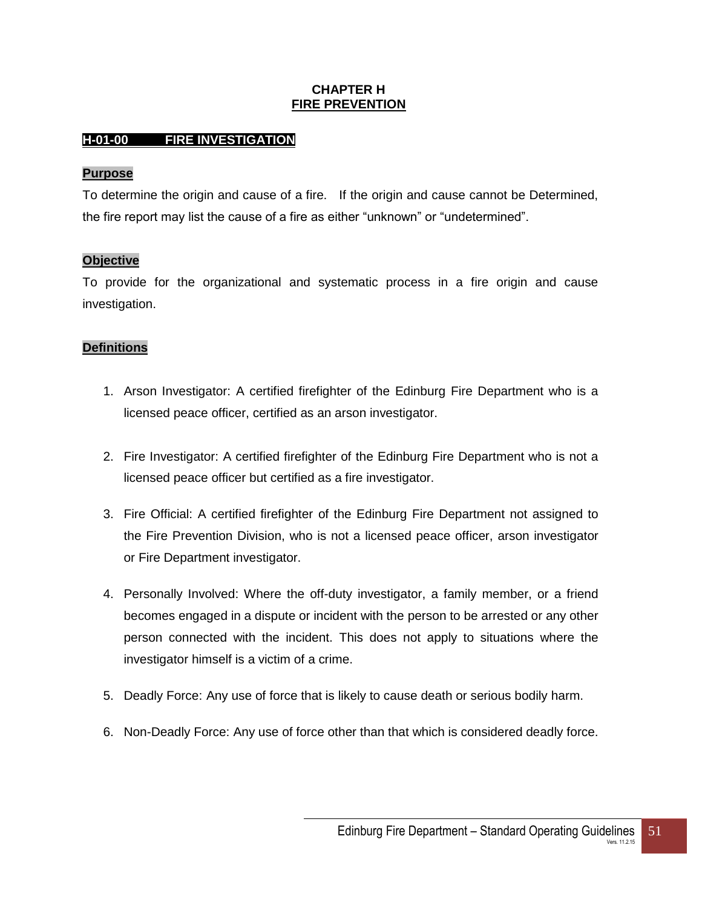# CHAPTER H
## FIRE PREVENTION

### H-01-00 FIRE INVESTIGATION

**Purpose**

To determine the origin and cause of a fire. If the origin and cause cannot be Determined, the fire report may list the cause of a fire as either "unknown" or "undetermined".

**Objective**

To provide for the organizational and systematic process in a fire origin and cause investigation.

**Definitions**

1. Arson Investigator: A certified firefighter of the Edinburg Fire Department who is a licensed peace officer, certified as an arson investigator.
2. Fire Investigator: A certified firefighter of the Edinburg Fire Department who is not a licensed peace officer but certified as a fire investigator.
3. Fire Official: A certified firefighter of the Edinburg Fire Department not assigned to the Fire Prevention Division, who is not a licensed peace officer, arson investigator or Fire Department investigator.
4. Personally Involved: Where the off-duty investigator, a family member, or a friend becomes engaged in a dispute or incident with the person to be arrested or any other person connected with the incident. This does not apply to situations where the investigator himself is a victim of a crime.
5. Deadly Force: Any use of force that is likely to cause death or serious bodily harm.
6. Non-Deadly Force: Any use of force other than that which is considered deadly force.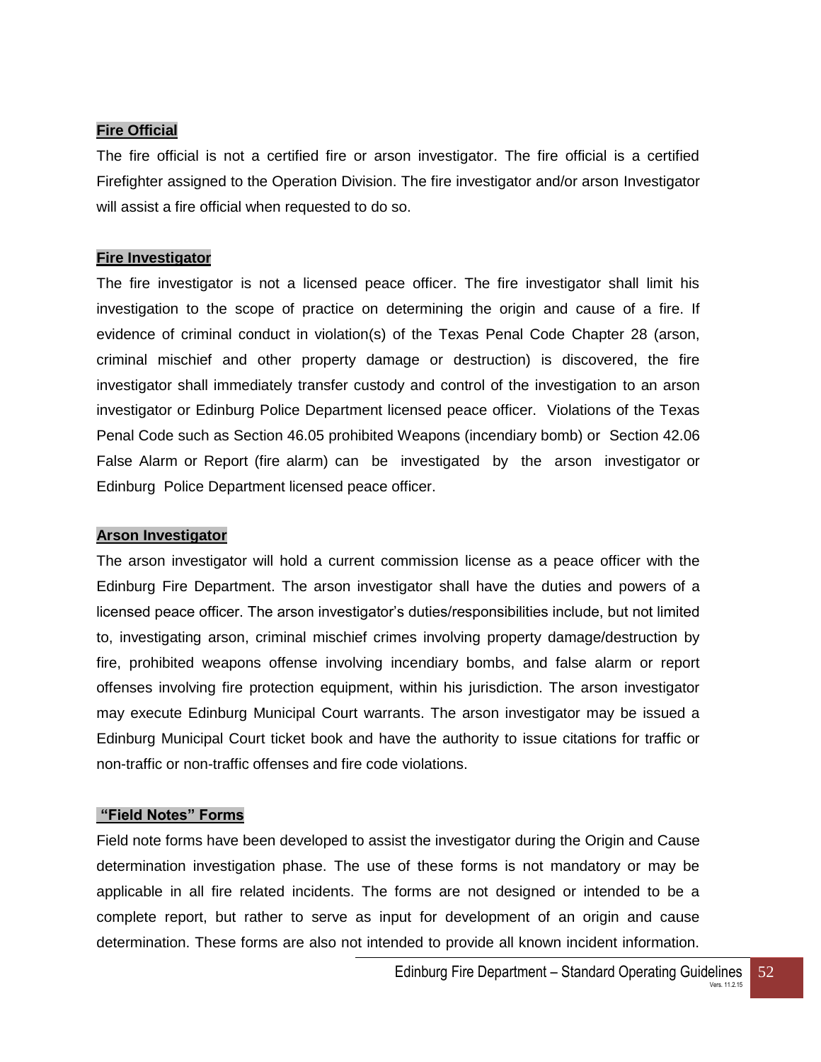**Fire Official**

The fire official is not a certified fire or arson investigator. The fire official is a certified Firefighter assigned to the Operation Division. The fire investigator and/or arson Investigator will assist a fire official when requested to do so.

**Fire Investigator**

The fire investigator is not a licensed peace officer. The fire investigator shall limit his investigation to the scope of practice on determining the origin and cause of a fire. If evidence of criminal conduct in violation(s) of the Texas Penal Code Chapter 28 (arson, criminal mischief and other property damage or destruction) is discovered, the fire investigator shall immediately transfer custody and control of the investigation to an arson investigator or Edinburg Police Department licensed peace officer. Violations of the Texas Penal Code such as Section 46.05 prohibited Weapons (incendiary bomb) or Section 42.06 False Alarm or Report (fire alarm) can be investigated by the arson investigator or Edinburg Police Department licensed peace officer.

**Arson Investigator**

The arson investigator will hold a current commission license as a peace officer with the Edinburg Fire Department. The arson investigator shall have the duties and powers of a licensed peace officer. The arson investigator's duties/responsibilities include, but not limited to, investigating arson, criminal mischief crimes involving property damage/destruction by fire, prohibited weapons offense involving incendiary bombs, and false alarm or report offenses involving fire protection equipment, within his jurisdiction. The arson investigator may execute Edinburg Municipal Court warrants. The arson investigator may be issued a Edinburg Municipal Court ticket book and have the authority to issue citations for traffic or non-traffic or non-traffic offenses and fire code violations.

**"Field Notes" Forms**

Field note forms have been developed to assist the investigator during the Origin and Cause determination investigation phase. The use of these forms is not mandatory or may be applicable in all fire related incidents. The forms are not designed or intended to be a complete report, but rather to serve as input for development of an origin and cause determination. These forms are also not intended to provide all known incident information.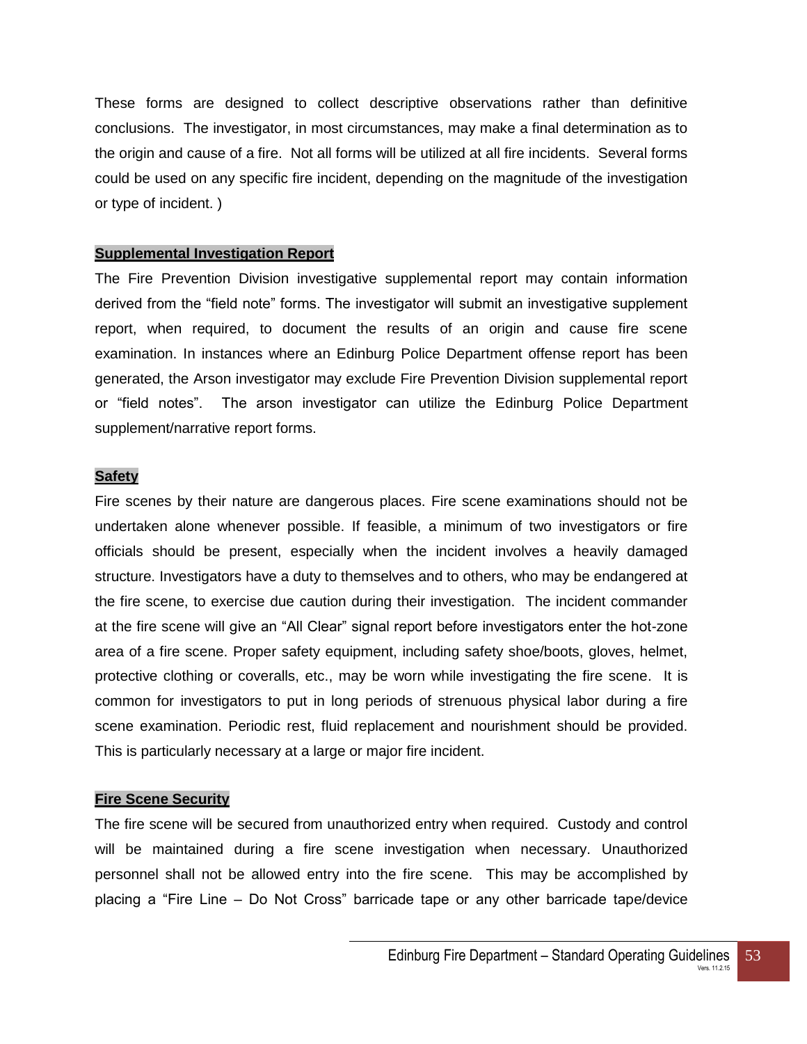These forms are designed to collect descriptive observations rather than definitive conclusions. The investigator, in most circumstances, may make a final determination as to the origin and cause of a fire. Not all forms will be utilized at all fire incidents. Several forms could be used on any specific fire incident, depending on the magnitude of the investigation or type of incident. )

### Supplemental Investigation Report

The Fire Prevention Division investigative supplemental report may contain information derived from the "field note" forms. The investigator will submit an investigative supplement report, when required, to document the results of an origin and cause fire scene examination. In instances where an Edinburg Police Department offense report has been generated, the Arson investigator may exclude Fire Prevention Division supplemental report or "field notes". The arson investigator can utilize the Edinburg Police Department supplement/narrative report forms.

### Safety

Fire scenes by their nature are dangerous places. Fire scene examinations should not be undertaken alone whenever possible. If feasible, a minimum of two investigators or fire officials should be present, especially when the incident involves a heavily damaged structure. Investigators have a duty to themselves and to others, who may be endangered at the fire scene, to exercise due caution during their investigation. The incident commander at the fire scene will give an "All Clear" signal report before investigators enter the hot-zone area of a fire scene. Proper safety equipment, including safety shoe/boots, gloves, helmet, protective clothing or coveralls, etc., may be worn while investigating the fire scene. It is common for investigators to put in long periods of strenuous physical labor during a fire scene examination. Periodic rest, fluid replacement and nourishment should be provided. This is particularly necessary at a large or major fire incident.

### Fire Scene Security

The fire scene will be secured from unauthorized entry when required. Custody and control will be maintained during a fire scene investigation when necessary. Unauthorized personnel shall not be allowed entry into the fire scene. This may be accomplished by placing a "Fire Line – Do Not Cross" barricade tape or any other barricade tape/device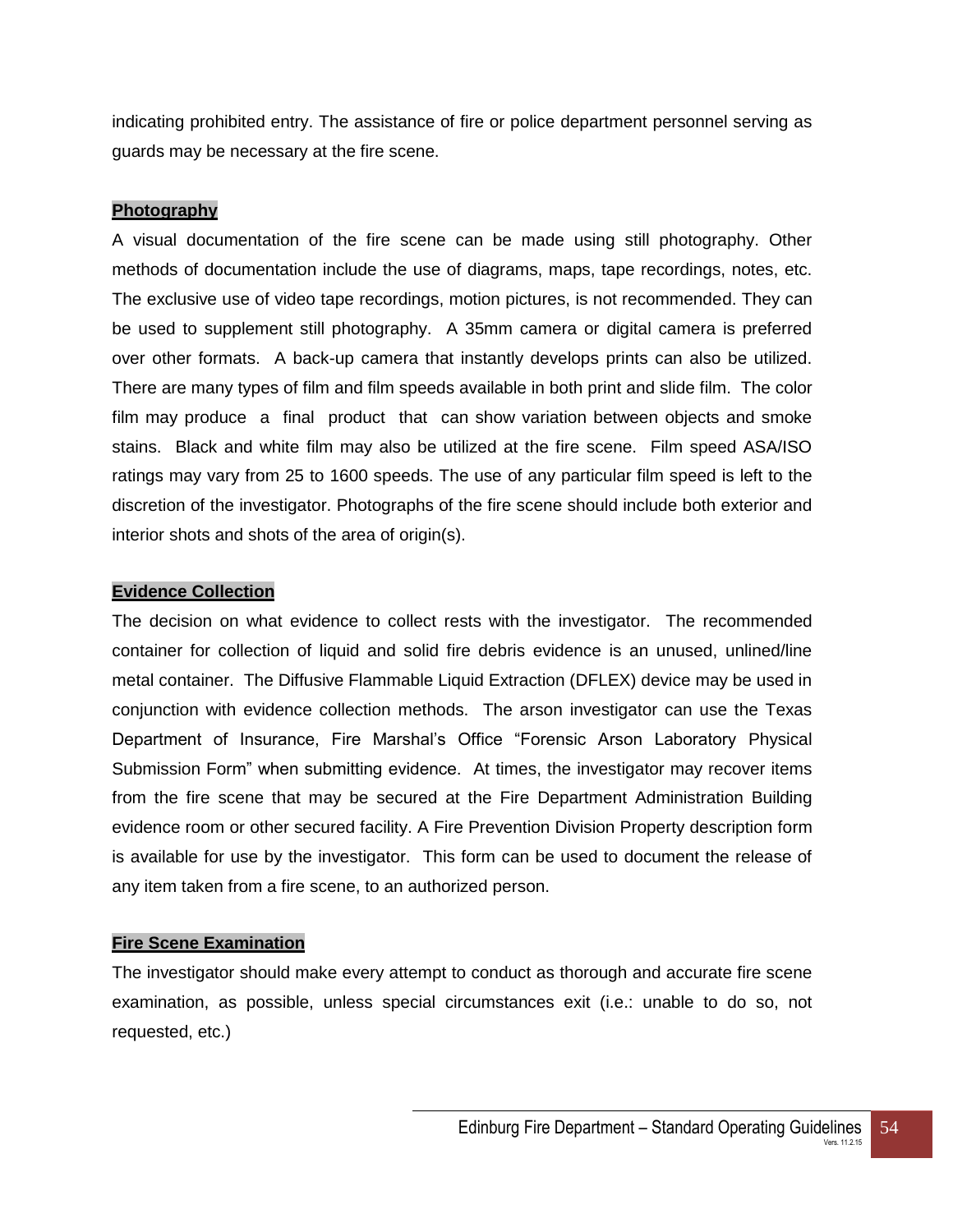indicating prohibited entry. The assistance of fire or police department personnel serving as guards may be necessary at the fire scene.

**Photography**

A visual documentation of the fire scene can be made using still photography. Other methods of documentation include the use of diagrams, maps, tape recordings, notes, etc. The exclusive use of video tape recordings, motion pictures, is not recommended. They can be used to supplement still photography. A 35mm camera or digital camera is preferred over other formats. A back-up camera that instantly develops prints can also be utilized. There are many types of film and film speeds available in both print and slide film. The color film may produce a final product that can show variation between objects and smoke stains. Black and white film may also be utilized at the fire scene. Film speed ASA/ISO ratings may vary from 25 to 1600 speeds. The use of any particular film speed is left to the discretion of the investigator. Photographs of the fire scene should include both exterior and interior shots and shots of the area of origin(s).

**Evidence Collection**

The decision on what evidence to collect rests with the investigator. The recommended container for collection of liquid and solid fire debris evidence is an unused, unlined/line metal container. The Diffusive Flammable Liquid Extraction (DFLEX) device may be used in conjunction with evidence collection methods. The arson investigator can use the Texas Department of Insurance, Fire Marshal's Office "Forensic Arson Laboratory Physical Submission Form" when submitting evidence. At times, the investigator may recover items from the fire scene that may be secured at the Fire Department Administration Building evidence room or other secured facility. A Fire Prevention Division Property description form is available for use by the investigator. This form can be used to document the release of any item taken from a fire scene, to an authorized person.

**Fire Scene Examination**

The investigator should make every attempt to conduct as thorough and accurate fire scene examination, as possible, unless special circumstances exit (i.e.: unable to do so, not requested, etc.)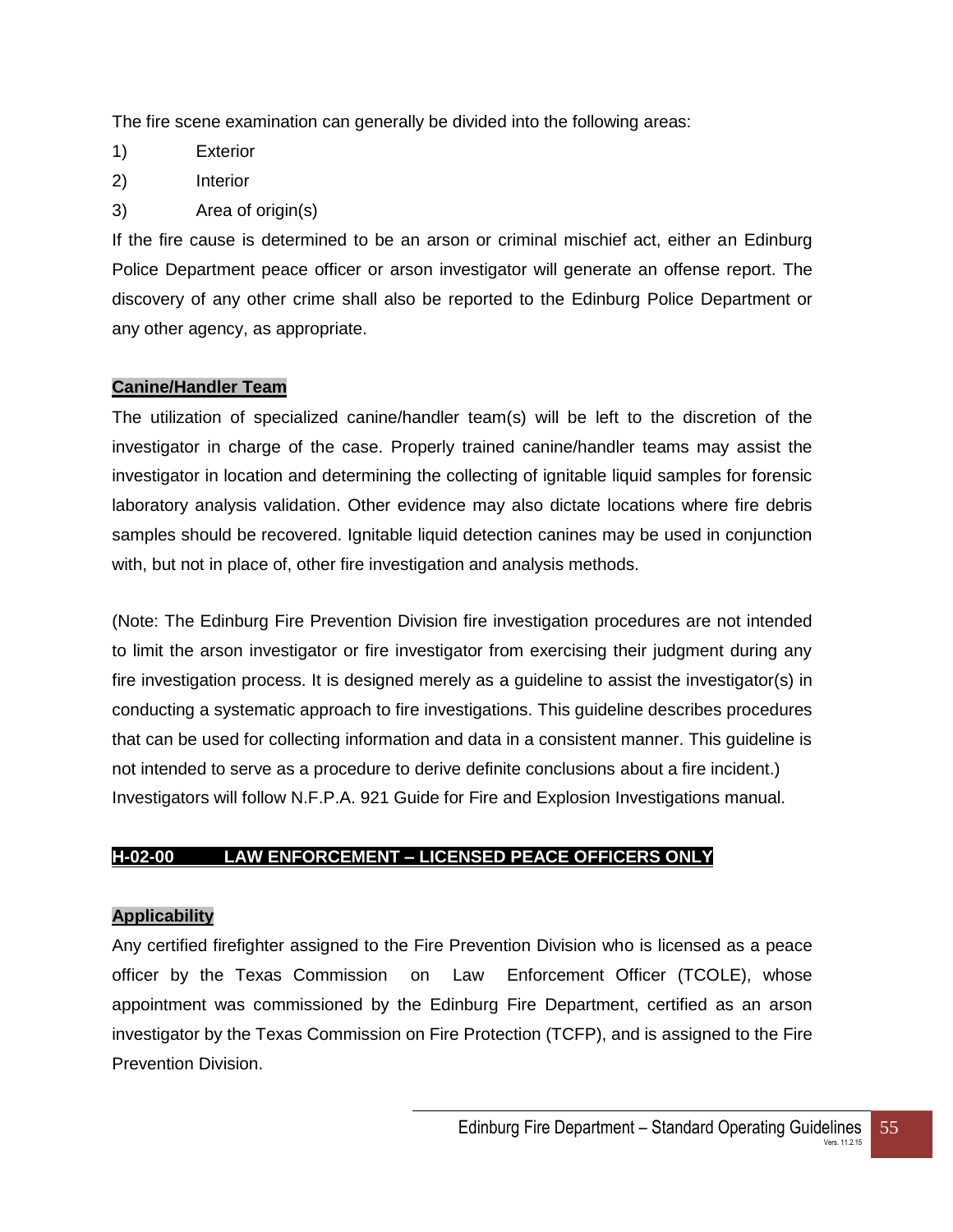The fire scene examination can generally be divided into the following areas:

1) Exterior
2) Interior
3) Area of origin(s)

If the fire cause is determined to be an arson or criminal mischief act, either an Edinburg Police Department peace officer or arson investigator will generate an offense report. The discovery of any other crime shall also be reported to the Edinburg Police Department or any other agency, as appropriate.

**Canine/Handler Team**

The utilization of specialized canine/handler team(s) will be left to the discretion of the investigator in charge of the case. Properly trained canine/handler teams may assist the investigator in location and determining the collecting of ignitable liquid samples for forensic laboratory analysis validation. Other evidence may also dictate locations where fire debris samples should be recovered. Ignitable liquid detection canines may be used in conjunction with, but not in place of, other fire investigation and analysis methods.

(Note: The Edinburg Fire Prevention Division fire investigation procedures are not intended to limit the arson investigator or fire investigator from exercising their judgment during any fire investigation process. It is designed merely as a guideline to assist the investigator(s) in conducting a systematic approach to fire investigations. This guideline describes procedures that can be used for collecting information and data in a consistent manner. This guideline is not intended to serve as a procedure to derive definite conclusions about a fire incident.) Investigators will follow N.F.P.A. 921 Guide for Fire and Explosion Investigations manual.

## H-02-00 LAW ENFORCEMENT – LICENSED PEACE OFFICERS ONLY

**Applicability**

Any certified firefighter assigned to the Fire Prevention Division who is licensed as a peace officer by the Texas Commission on Law Enforcement Officer (TCOLE), whose appointment was commissioned by the Edinburg Fire Department, certified as an arson investigator by the Texas Commission on Fire Protection (TCFP), and is assigned to the Fire Prevention Division.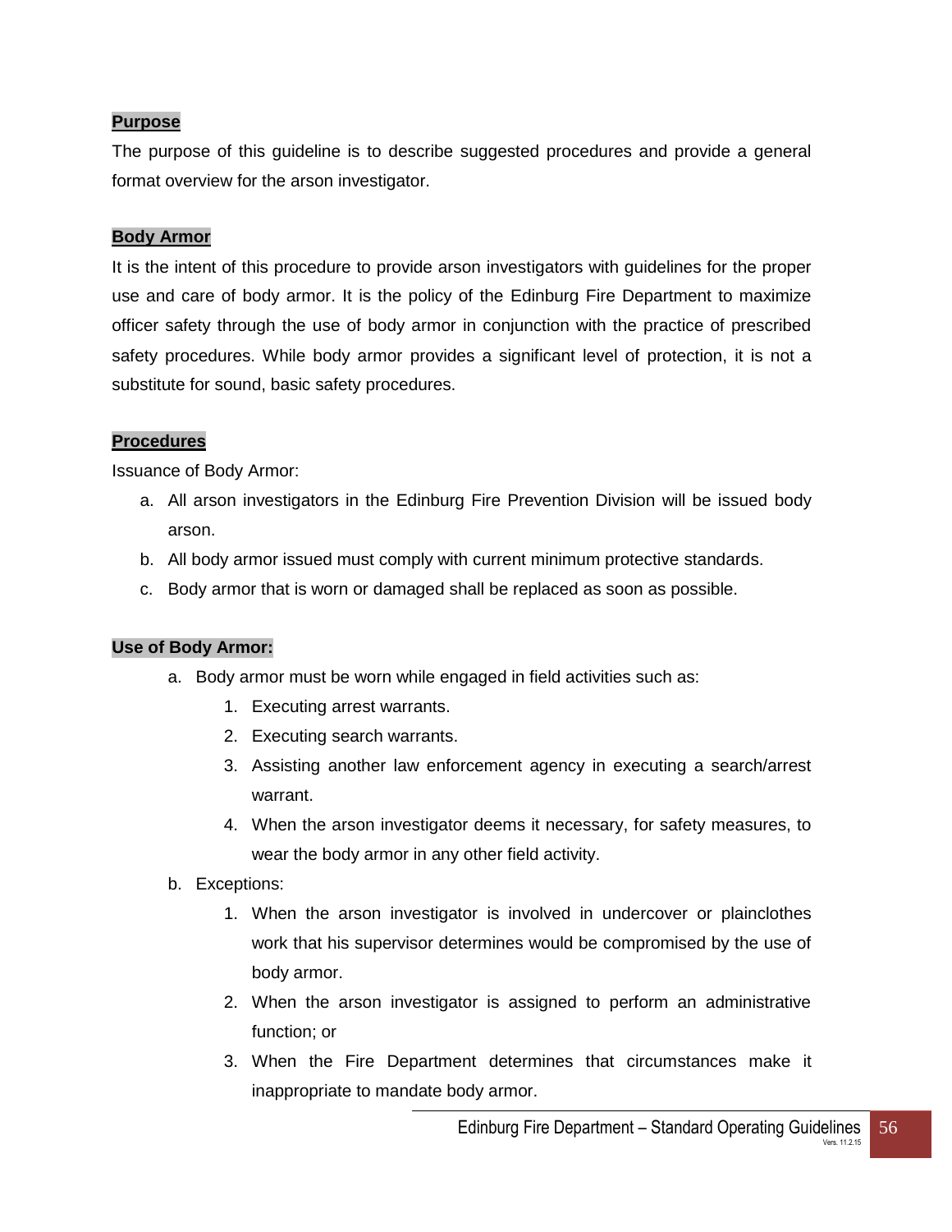**Purpose**

The purpose of this guideline is to describe suggested procedures and provide a general format overview for the arson investigator.

**Body Armor**

It is the intent of this procedure to provide arson investigators with guidelines for the proper use and care of body armor. It is the policy of the Edinburg Fire Department to maximize officer safety through the use of body armor in conjunction with the practice of prescribed safety procedures. While body armor provides a significant level of protection, it is not a substitute for sound, basic safety procedures.

**Procedures**

Issuance of Body Armor:

a. All arson investigators in the Edinburg Fire Prevention Division will be issued body arson.
b. All body armor issued must comply with current minimum protective standards.
c. Body armor that is worn or damaged shall be replaced as soon as possible.

**Use of Body Armor:**

a. Body armor must be worn while engaged in field activities such as:
    1. Executing arrest warrants.
    2. Executing search warrants.
    3. Assisting another law enforcement agency in executing a search/arrest warrant.
    4. When the arson investigator deems it necessary, for safety measures, to wear the body armor in any other field activity.
b. Exceptions:
    1. When the arson investigator is involved in undercover or plainclothes work that his supervisor determines would be compromised by the use of body armor.
    2. When the arson investigator is assigned to perform an administrative function; or
    3. When the Fire Department determines that circumstances make it inappropriate to mandate body armor.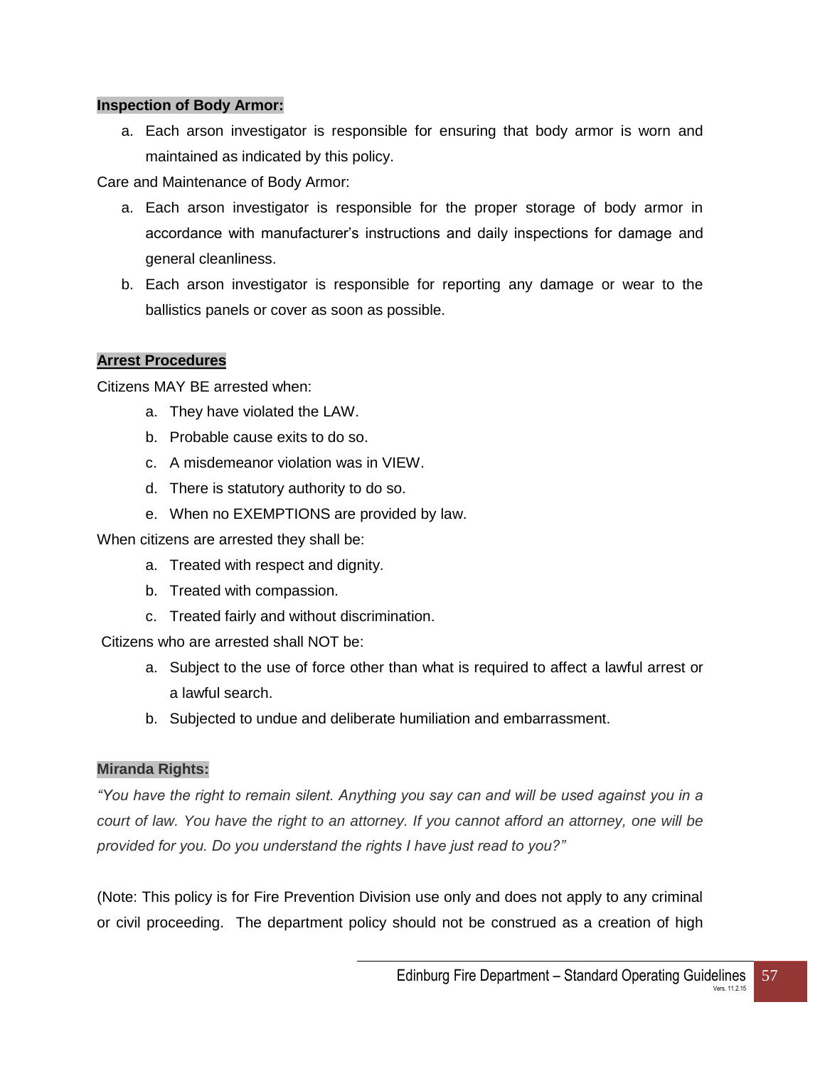**Inspection of Body Armor:**

a. Each arson investigator is responsible for ensuring that body armor is worn and maintained as indicated by this policy.

Care and Maintenance of Body Armor:

a. Each arson investigator is responsible for the proper storage of body armor in accordance with manufacturer's instructions and daily inspections for damage and general cleanliness.
b. Each arson investigator is responsible for reporting any damage or wear to the ballistics panels or cover as soon as possible.

**Arrest Procedures**

Citizens MAY BE arrested when:

a. They have violated the LAW.
b. Probable cause exits to do so.
c. A misdemeanor violation was in VIEW.
d. There is statutory authority to do so.
e. When no EXEMPTIONS are provided by law.

When citizens are arrested they shall be:

a. Treated with respect and dignity.
b. Treated with compassion.
c. Treated fairly and without discrimination.

Citizens who are arrested shall NOT be:

a. Subject to the use of force other than what is required to affect a lawful arrest or a lawful search.
b. Subjected to undue and deliberate humiliation and embarrassment.

**Miranda Rights:**

*"You have the right to remain silent. Anything you say can and will be used against you in a court of law. You have the right to an attorney. If you cannot afford an attorney, one will be provided for you. Do you understand the rights I have just read to you?"*

(Note: This policy is for Fire Prevention Division use only and does not apply to any criminal or civil proceeding. The department policy should not be construed as a creation of high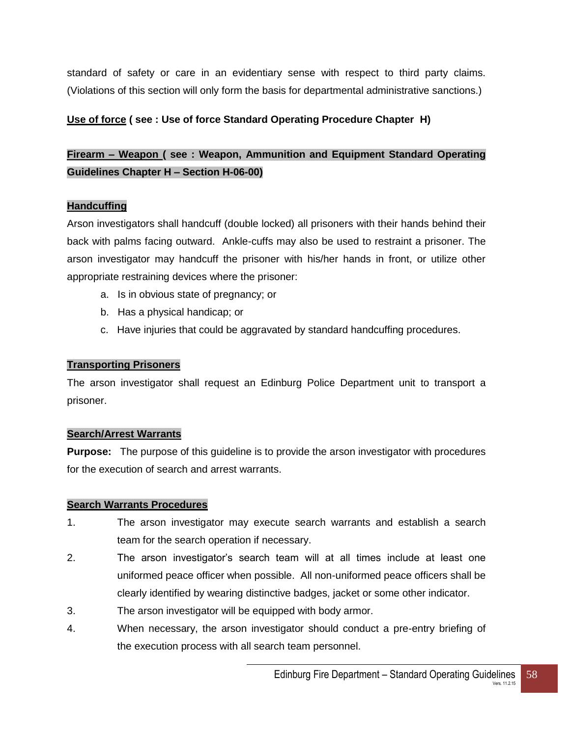standard of safety or care in an evidentiary sense with respect to third party claims. (Violations of this section will only form the basis for departmental administrative sanctions.)

**Use of force ( see : Use of force Standard Operating Procedure Chapter H)**

**Firearm – Weapon ( see : Weapon, Ammunition and Equipment Standard Operating Guidelines Chapter H – Section H-06-00)**

**Handcuffing**

Arson investigators shall handcuff (double locked) all prisoners with their hands behind their back with palms facing outward. Ankle-cuffs may also be used to restraint a prisoner. The arson investigator may handcuff the prisoner with his/her hands in front, or utilize other appropriate restraining devices where the prisoner:

a. Is in obvious state of pregnancy; or
b. Has a physical handicap; or
c. Have injuries that could be aggravated by standard handcuffing procedures.

**Transporting Prisoners**

The arson investigator shall request an Edinburg Police Department unit to transport a prisoner.

**Search/Arrest Warrants**

**Purpose:** The purpose of this guideline is to provide the arson investigator with procedures for the execution of search and arrest warrants.

**Search Warrants Procedures**

1. The arson investigator may execute search warrants and establish a search team for the search operation if necessary.
2. The arson investigator's search team will at all times include at least one uniformed peace officer when possible. All non-uniformed peace officers shall be clearly identified by wearing distinctive badges, jacket or some other indicator.
3. The arson investigator will be equipped with body armor.
4. When necessary, the arson investigator should conduct a pre-entry briefing of the execution process with all search team personnel.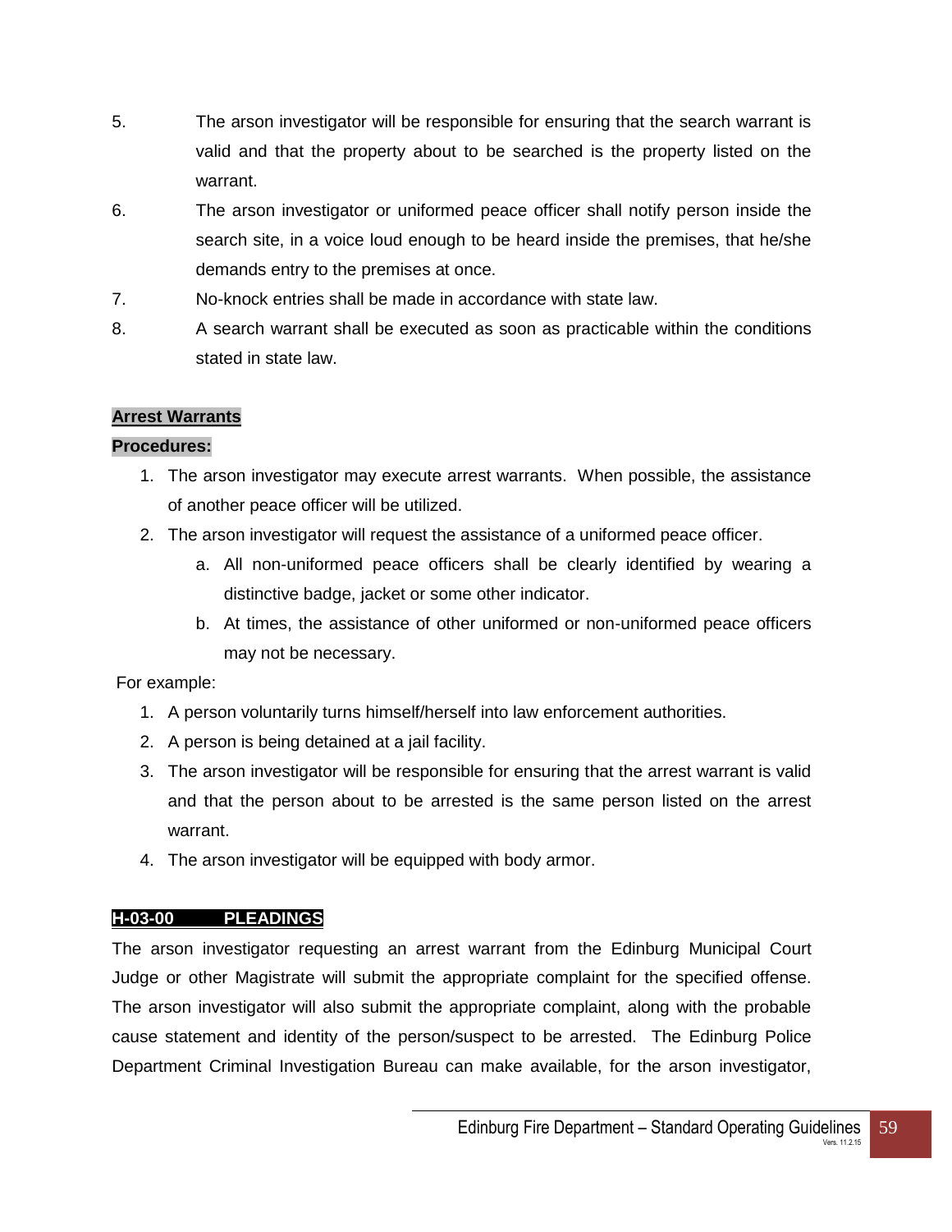5. The arson investigator will be responsible for ensuring that the search warrant is valid and that the property about to be searched is the property listed on the warrant.
6. The arson investigator or uniformed peace officer shall notify person inside the search site, in a voice loud enough to be heard inside the premises, that he/she demands entry to the premises at once.
7. No-knock entries shall be made in accordance with state law.
8. A search warrant shall be executed as soon as practicable within the conditions stated in state law.

**Arrest Warrants**

**Procedures:**

1. The arson investigator may execute arrest warrants. When possible, the assistance of another peace officer will be utilized.
2. The arson investigator will request the assistance of a uniformed peace officer.
   a. All non-uniformed peace officers shall be clearly identified by wearing a distinctive badge, jacket or some other indicator.
   b. At times, the assistance of other uniformed or non-uniformed peace officers may not be necessary.

For example:

1. A person voluntarily turns himself/herself into law enforcement authorities.
2. A person is being detained at a jail facility.
3. The arson investigator will be responsible for ensuring that the arrest warrant is valid and that the person about to be arrested is the same person listed on the arrest warrant.
4. The arson investigator will be equipped with body armor.

## H-03-00 PLEADINGS

The arson investigator requesting an arrest warrant from the Edinburg Municipal Court Judge or other Magistrate will submit the appropriate complaint for the specified offense. The arson investigator will also submit the appropriate complaint, along with the probable cause statement and identity of the person/suspect to be arrested. The Edinburg Police Department Criminal Investigation Bureau can make available, for the arson investigator,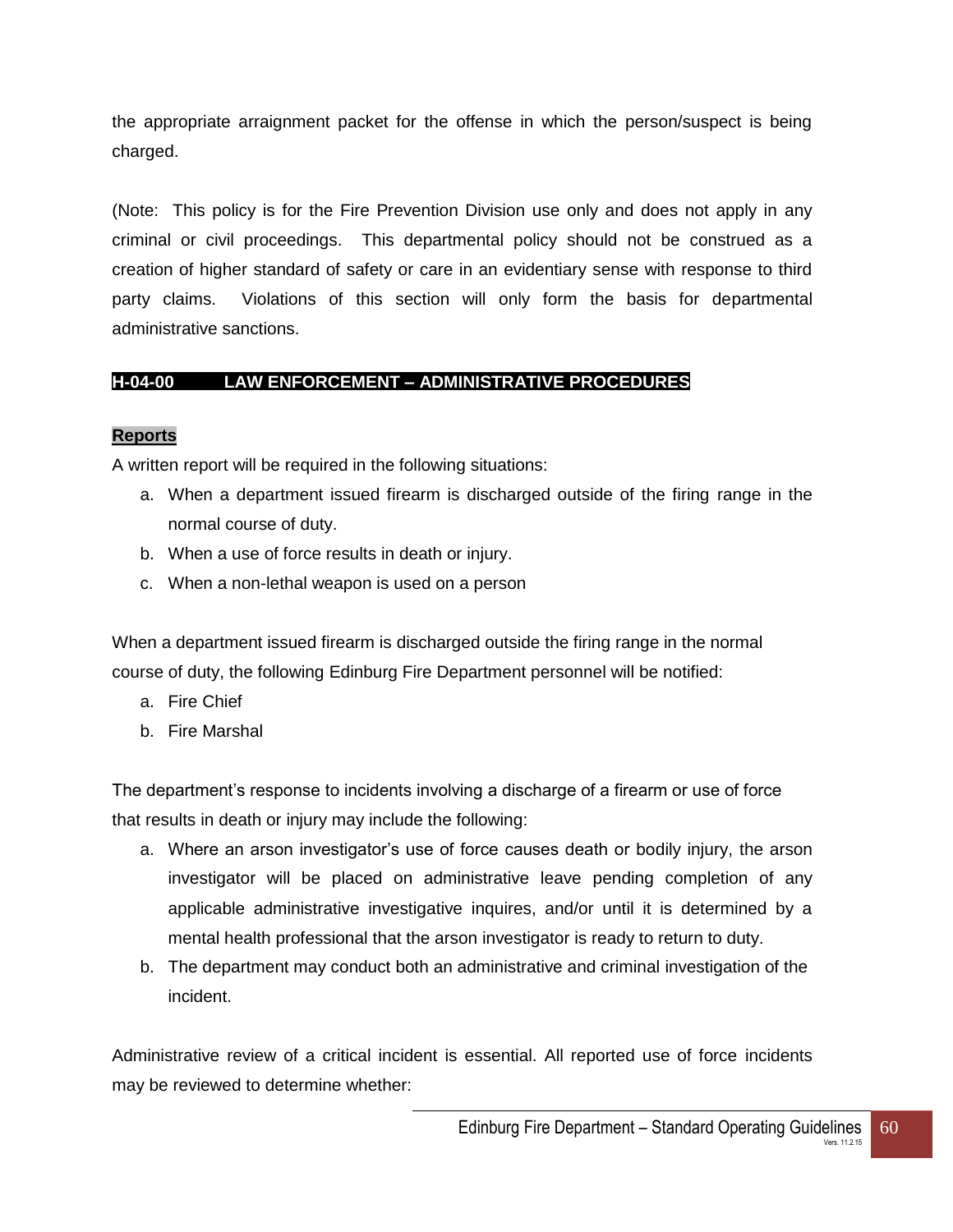the appropriate arraignment packet for the offense in which the person/suspect is being charged.

(Note: This policy is for the Fire Prevention Division use only and does not apply in any criminal or civil proceedings. This departmental policy should not be construed as a creation of higher standard of safety or care in an evidentiary sense with response to third party claims. Violations of this section will only form the basis for departmental administrative sanctions.

## H-04-00 LAW ENFORCEMENT – ADMINISTRATIVE PROCEDURES

### Reports

A written report will be required in the following situations:

a. When a department issued firearm is discharged outside of the firing range in the normal course of duty.
b. When a use of force results in death or injury.
c. When a non-lethal weapon is used on a person

When a department issued firearm is discharged outside the firing range in the normal course of duty, the following Edinburg Fire Department personnel will be notified:

a. Fire Chief
b. Fire Marshal

The department's response to incidents involving a discharge of a firearm or use of force that results in death or injury may include the following:

a. Where an arson investigator's use of force causes death or bodily injury, the arson investigator will be placed on administrative leave pending completion of any applicable administrative investigative inquires, and/or until it is determined by a mental health professional that the arson investigator is ready to return to duty.
b. The department may conduct both an administrative and criminal investigation of the incident.

Administrative review of a critical incident is essential. All reported use of force incidents may be reviewed to determine whether: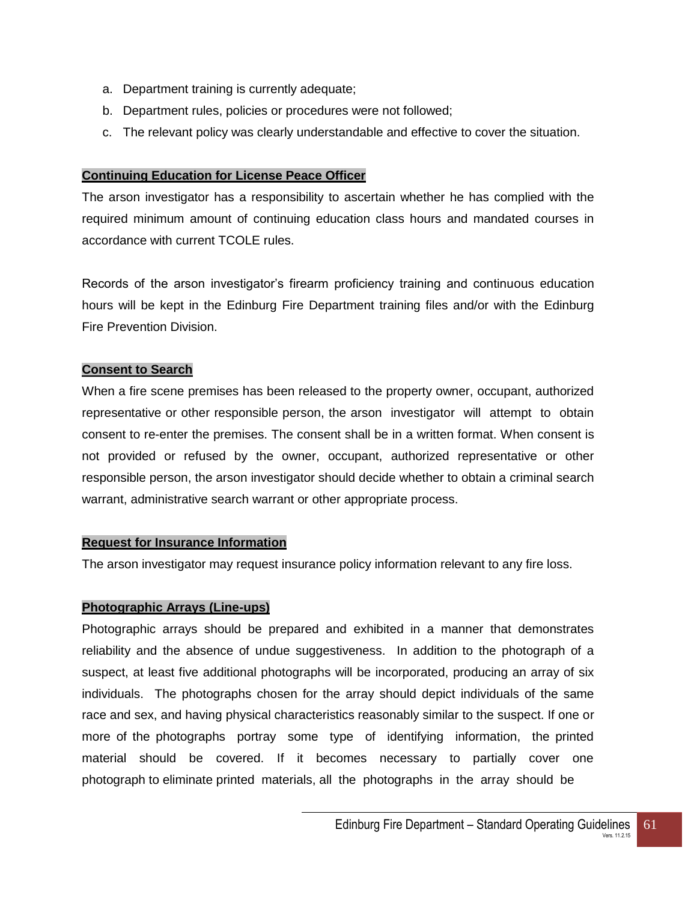a. Department training is currently adequate;
b. Department rules, policies or procedures were not followed;
c. The relevant policy was clearly understandable and effective to cover the situation.

**Continuing Education for License Peace Officer**

The arson investigator has a responsibility to ascertain whether he has complied with the required minimum amount of continuing education class hours and mandated courses in accordance with current TCOLE rules.

Records of the arson investigator's firearm proficiency training and continuous education hours will be kept in the Edinburg Fire Department training files and/or with the Edinburg Fire Prevention Division.

**Consent to Search**

When a fire scene premises has been released to the property owner, occupant, authorized representative or other responsible person, the arson investigator will attempt to obtain consent to re-enter the premises. The consent shall be in a written format. When consent is not provided or refused by the owner, occupant, authorized representative or other responsible person, the arson investigator should decide whether to obtain a criminal search warrant, administrative search warrant or other appropriate process.

**Request for Insurance Information**

The arson investigator may request insurance policy information relevant to any fire loss.

**Photographic Arrays (Line-ups)**

Photographic arrays should be prepared and exhibited in a manner that demonstrates reliability and the absence of undue suggestiveness. In addition to the photograph of a suspect, at least five additional photographs will be incorporated, producing an array of six individuals. The photographs chosen for the array should depict individuals of the same race and sex, and having physical characteristics reasonably similar to the suspect. If one or more of the photographs portray some type of identifying information, the printed material should be covered. If it becomes necessary to partially cover one photograph to eliminate printed materials, all the photographs in the array should be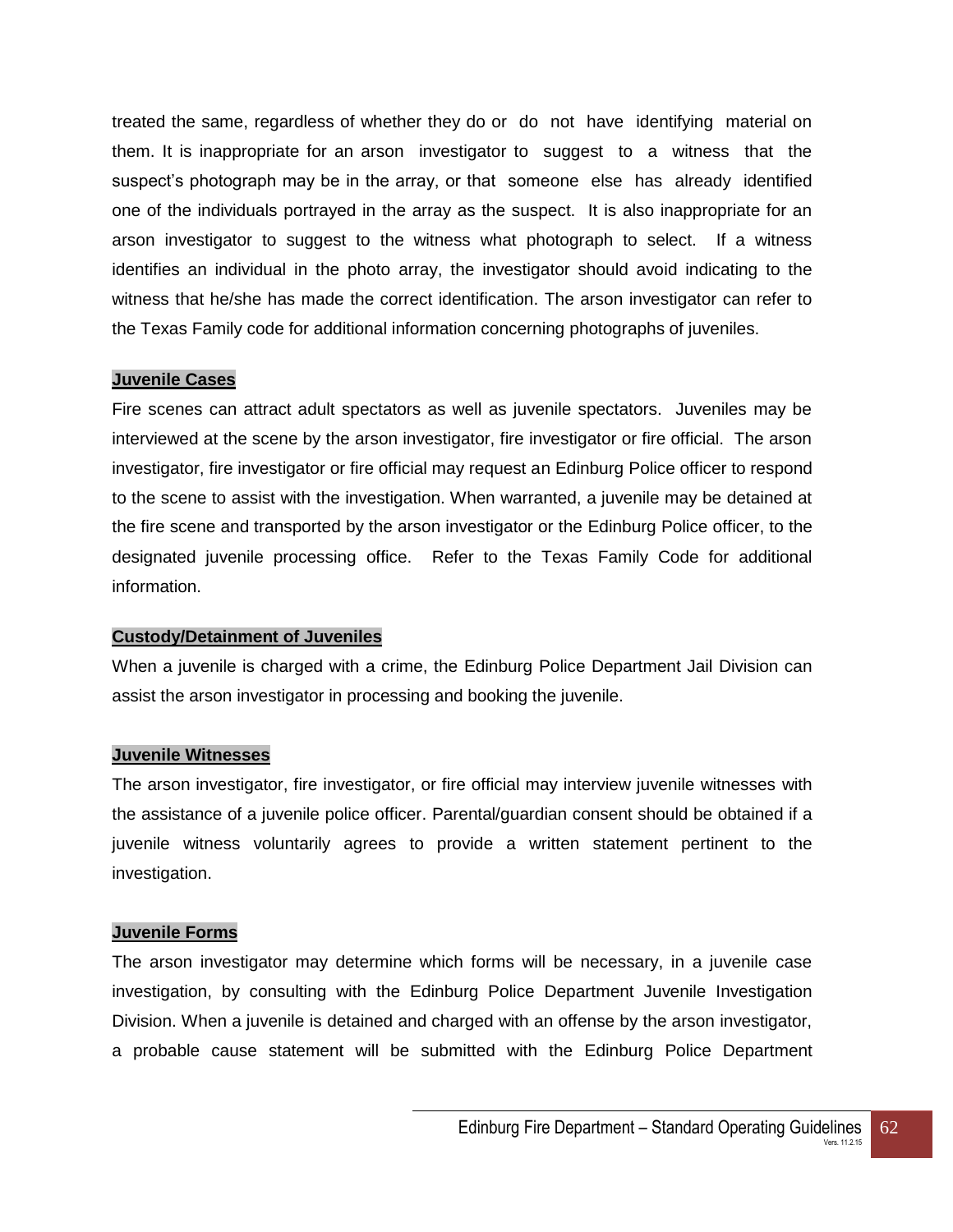treated the same, regardless of whether they do or do not have identifying material on them. It is inappropriate for an arson investigator to suggest to a witness that the suspect's photograph may be in the array, or that someone else has already identified one of the individuals portrayed in the array as the suspect. It is also inappropriate for an arson investigator to suggest to the witness what photograph to select. If a witness identifies an individual in the photo array, the investigator should avoid indicating to the witness that he/she has made the correct identification. The arson investigator can refer to the Texas Family code for additional information concerning photographs of juveniles.

**Juvenile Cases**

Fire scenes can attract adult spectators as well as juvenile spectators. Juveniles may be interviewed at the scene by the arson investigator, fire investigator or fire official. The arson investigator, fire investigator or fire official may request an Edinburg Police officer to respond to the scene to assist with the investigation. When warranted, a juvenile may be detained at the fire scene and transported by the arson investigator or the Edinburg Police officer, to the designated juvenile processing office. Refer to the Texas Family Code for additional information.

**Custody/Detainment of Juveniles**

When a juvenile is charged with a crime, the Edinburg Police Department Jail Division can assist the arson investigator in processing and booking the juvenile.

**Juvenile Witnesses**

The arson investigator, fire investigator, or fire official may interview juvenile witnesses with the assistance of a juvenile police officer. Parental/guardian consent should be obtained if a juvenile witness voluntarily agrees to provide a written statement pertinent to the investigation.

**Juvenile Forms**

The arson investigator may determine which forms will be necessary, in a juvenile case investigation, by consulting with the Edinburg Police Department Juvenile Investigation Division. When a juvenile is detained and charged with an offense by the arson investigator, a probable cause statement will be submitted with the Edinburg Police Department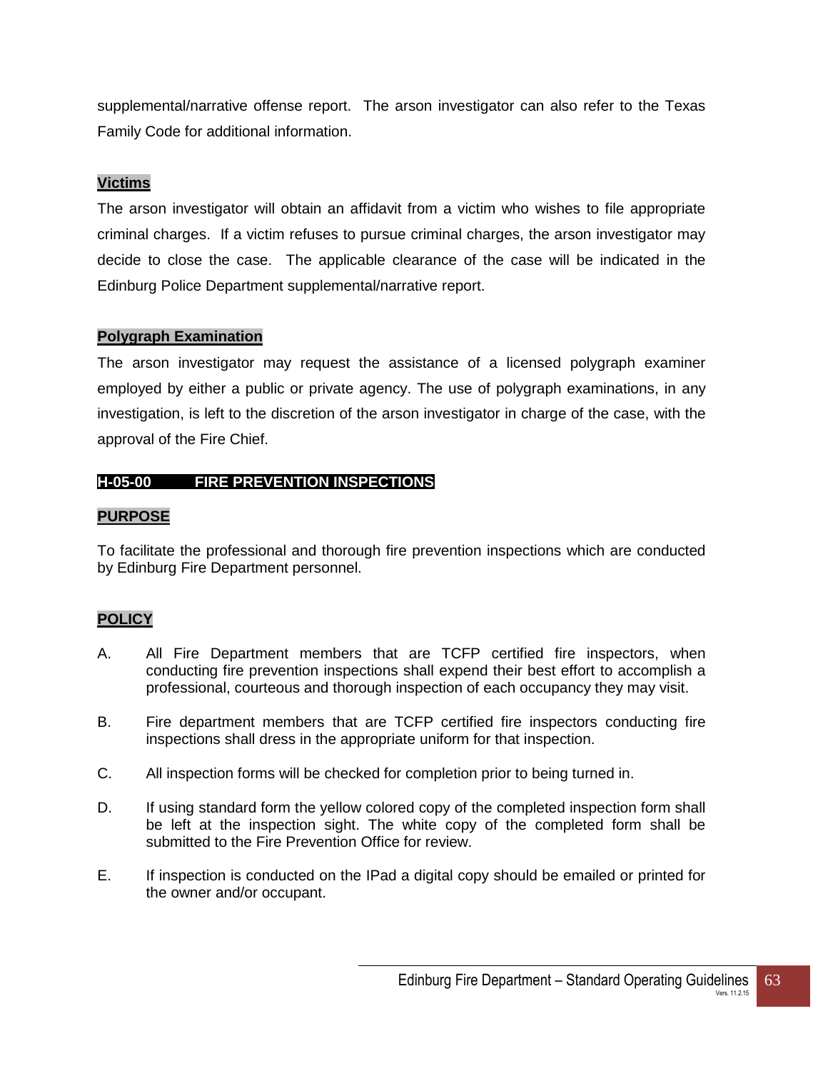supplemental/narrative offense report. The arson investigator can also refer to the Texas Family Code for additional information.

### Victims

The arson investigator will obtain an affidavit from a victim who wishes to file appropriate criminal charges. If a victim refuses to pursue criminal charges, the arson investigator may decide to close the case. The applicable clearance of the case will be indicated in the Edinburg Police Department supplemental/narrative report.

### Polygraph Examination

The arson investigator may request the assistance of a licensed polygraph examiner employed by either a public or private agency. The use of polygraph examinations, in any investigation, is left to the discretion of the arson investigator in charge of the case, with the approval of the Fire Chief.

## H-05-00 FIRE PREVENTION INSPECTIONS

### PURPOSE

To facilitate the professional and thorough fire prevention inspections which are conducted by Edinburg Fire Department personnel.

### POLICY

A. All Fire Department members that are TCFP certified fire inspectors, when conducting fire prevention inspections shall expend their best effort to accomplish a professional, courteous and thorough inspection of each occupancy they may visit.

B. Fire department members that are TCFP certified fire inspectors conducting fire inspections shall dress in the appropriate uniform for that inspection.

C. All inspection forms will be checked for completion prior to being turned in.

D. If using standard form the yellow colored copy of the completed inspection form shall be left at the inspection sight. The white copy of the completed form shall be submitted to the Fire Prevention Office for review.

E. If inspection is conducted on the IPad a digital copy should be emailed or printed for the owner and/or occupant.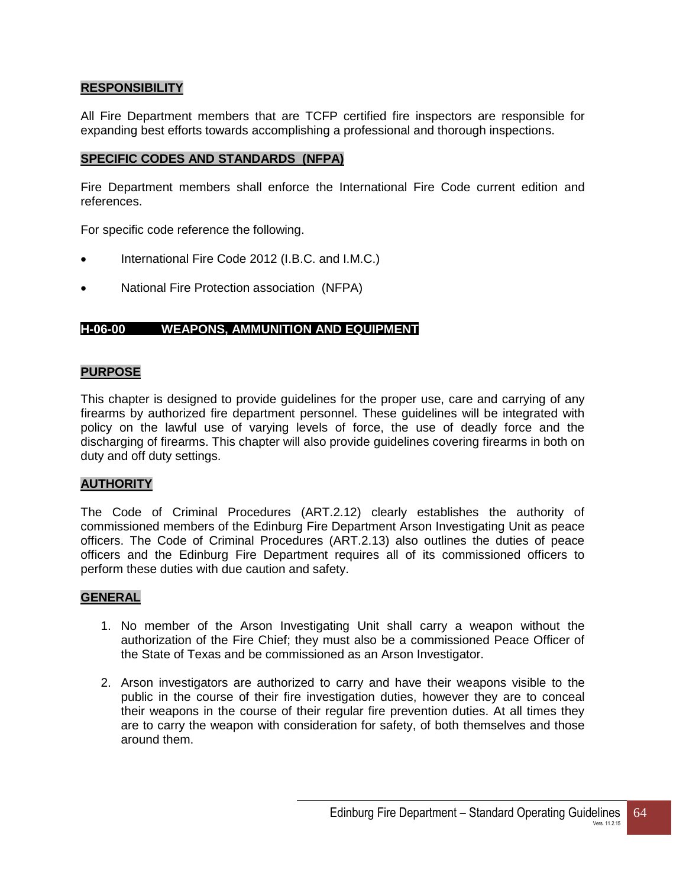**RESPONSIBILITY**

All Fire Department members that are TCFP certified fire inspectors are responsible for expanding best efforts towards accomplishing a professional and thorough inspections.

**SPECIFIC CODES AND STANDARDS (NFPA)**

Fire Department members shall enforce the International Fire Code current edition and references.

For specific code reference the following.

- International Fire Code 2012 (I.B.C. and I.M.C.)
- National Fire Protection association (NFPA)

## H-06-00 WEAPONS, AMMUNITION AND EQUIPMENT

**PURPOSE**

This chapter is designed to provide guidelines for the proper use, care and carrying of any firearms by authorized fire department personnel. These guidelines will be integrated with policy on the lawful use of varying levels of force, the use of deadly force and the discharging of firearms. This chapter will also provide guidelines covering firearms in both on duty and off duty settings.

**AUTHORITY**

The Code of Criminal Procedures (ART.2.12) clearly establishes the authority of commissioned members of the Edinburg Fire Department Arson Investigating Unit as peace officers. The Code of Criminal Procedures (ART.2.13) also outlines the duties of peace officers and the Edinburg Fire Department requires all of its commissioned officers to perform these duties with due caution and safety.

**GENERAL**

1. No member of the Arson Investigating Unit shall carry a weapon without the authorization of the Fire Chief; they must also be a commissioned Peace Officer of the State of Texas and be commissioned as an Arson Investigator.
2. Arson investigators are authorized to carry and have their weapons visible to the public in the course of their fire investigation duties, however they are to conceal their weapons in the course of their regular fire prevention duties. At all times they are to carry the weapon with consideration for safety, of both themselves and those around them.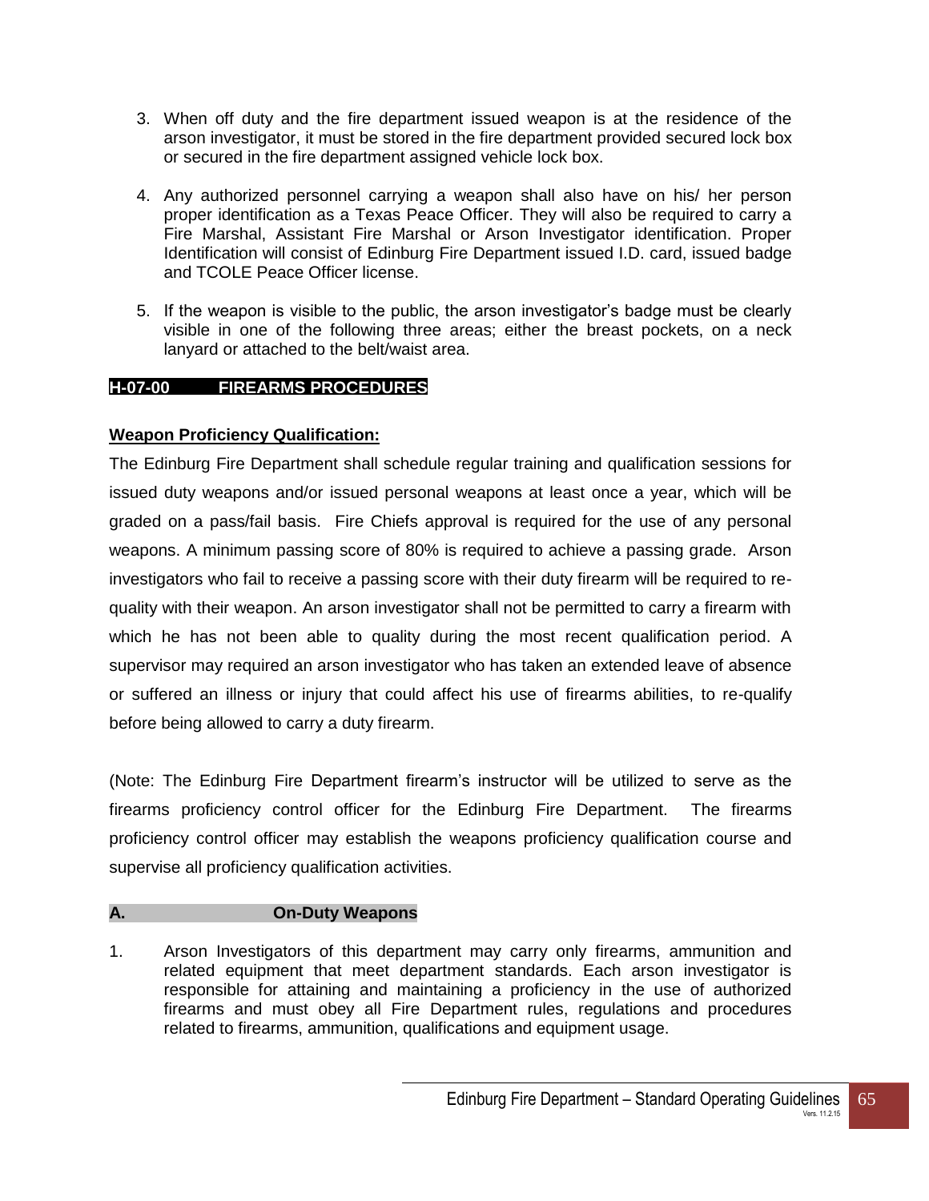3. When off duty and the fire department issued weapon is at the residence of the arson investigator, it must be stored in the fire department provided secured lock box or secured in the fire department assigned vehicle lock box.

4. Any authorized personnel carrying a weapon shall also have on his/ her person proper identification as a Texas Peace Officer. They will also be required to carry a Fire Marshal, Assistant Fire Marshal or Arson Investigator identification. Proper Identification will consist of Edinburg Fire Department issued I.D. card, issued badge and TCOLE Peace Officer license.

5. If the weapon is visible to the public, the arson investigator's badge must be clearly visible in one of the following three areas; either the breast pockets, on a neck lanyard or attached to the belt/waist area.

## H-07-00 FIREARMS PROCEDURES

**Weapon Proficiency Qualification:**

The Edinburg Fire Department shall schedule regular training and qualification sessions for issued duty weapons and/or issued personal weapons at least once a year, which will be graded on a pass/fail basis. Fire Chiefs approval is required for the use of any personal weapons. A minimum passing score of 80% is required to achieve a passing grade. Arson investigators who fail to receive a passing score with their duty firearm will be required to re-quality with their weapon. An arson investigator shall not be permitted to carry a firearm with which he has not been able to quality during the most recent qualification period. A supervisor may required an arson investigator who has taken an extended leave of absence or suffered an illness or injury that could affect his use of firearms abilities, to re-qualify before being allowed to carry a duty firearm.

(Note: The Edinburg Fire Department firearm's instructor will be utilized to serve as the firearms proficiency control officer for the Edinburg Fire Department. The firearms proficiency control officer may establish the weapons proficiency qualification course and supervise all proficiency qualification activities.

### A. On-Duty Weapons

1. Arson Investigators of this department may carry only firearms, ammunition and related equipment that meet department standards. Each arson investigator is responsible for attaining and maintaining a proficiency in the use of authorized firearms and must obey all Fire Department rules, regulations and procedures related to firearms, ammunition, qualifications and equipment usage.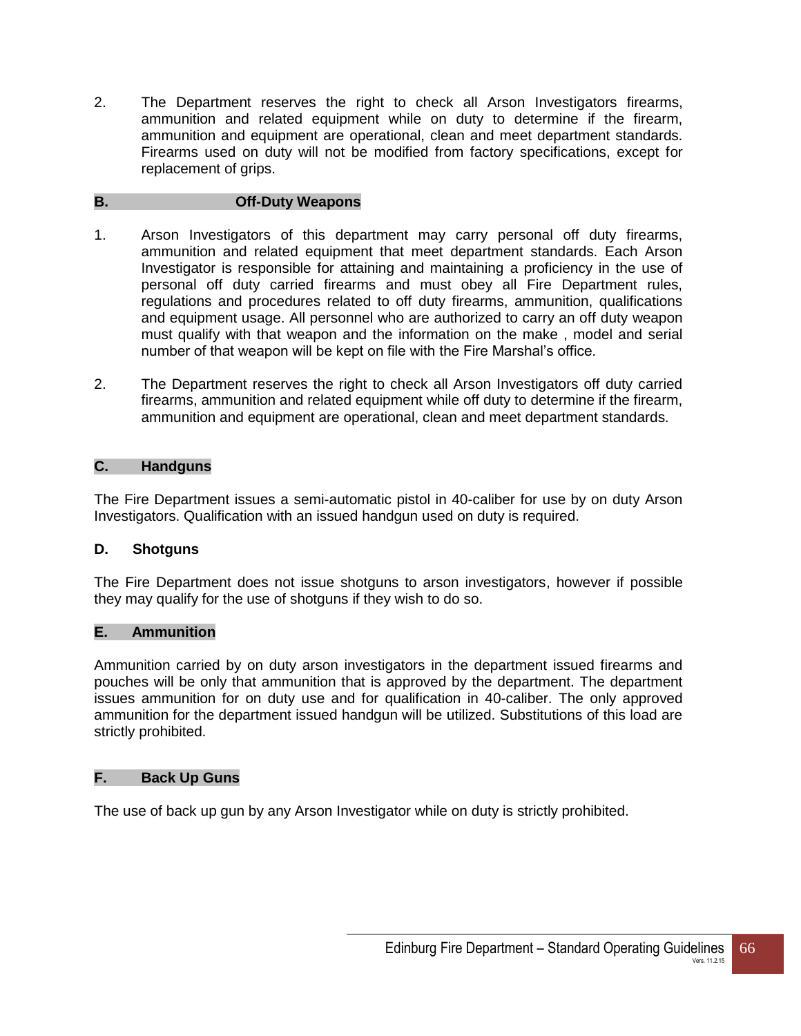2. The Department reserves the right to check all Arson Investigators firearms, ammunition and related equipment while on duty to determine if the firearm, ammunition and equipment are operational, clean and meet department standards. Firearms used on duty will not be modified from factory specifications, except for replacement of grips.

### B. Off-Duty Weapons

1. Arson Investigators of this department may carry personal off duty firearms, ammunition and related equipment that meet department standards. Each Arson Investigator is responsible for attaining and maintaining a proficiency in the use of personal off duty carried firearms and must obey all Fire Department rules, regulations and procedures related to off duty firearms, ammunition, qualifications and equipment usage. All personnel who are authorized to carry an off duty weapon must qualify with that weapon and the information on the make , model and serial number of that weapon will be kept on file with the Fire Marshal's office.

2. The Department reserves the right to check all Arson Investigators off duty carried firearms, ammunition and related equipment while off duty to determine if the firearm, ammunition and equipment are operational, clean and meet department standards.

### C. Handguns

The Fire Department issues a semi-automatic pistol in 40-caliber for use by on duty Arson Investigators. Qualification with an issued handgun used on duty is required.

### D. Shotguns

The Fire Department does not issue shotguns to arson investigators, however if possible they may qualify for the use of shotguns if they wish to do so.

### E. Ammunition

Ammunition carried by on duty arson investigators in the department issued firearms and pouches will be only that ammunition that is approved by the department. The department issues ammunition for on duty use and for qualification in 40-caliber. The only approved ammunition for the department issued handgun will be utilized. Substitutions of this load are strictly prohibited.

### F. Back Up Guns

The use of back up gun by any Arson Investigator while on duty is strictly prohibited.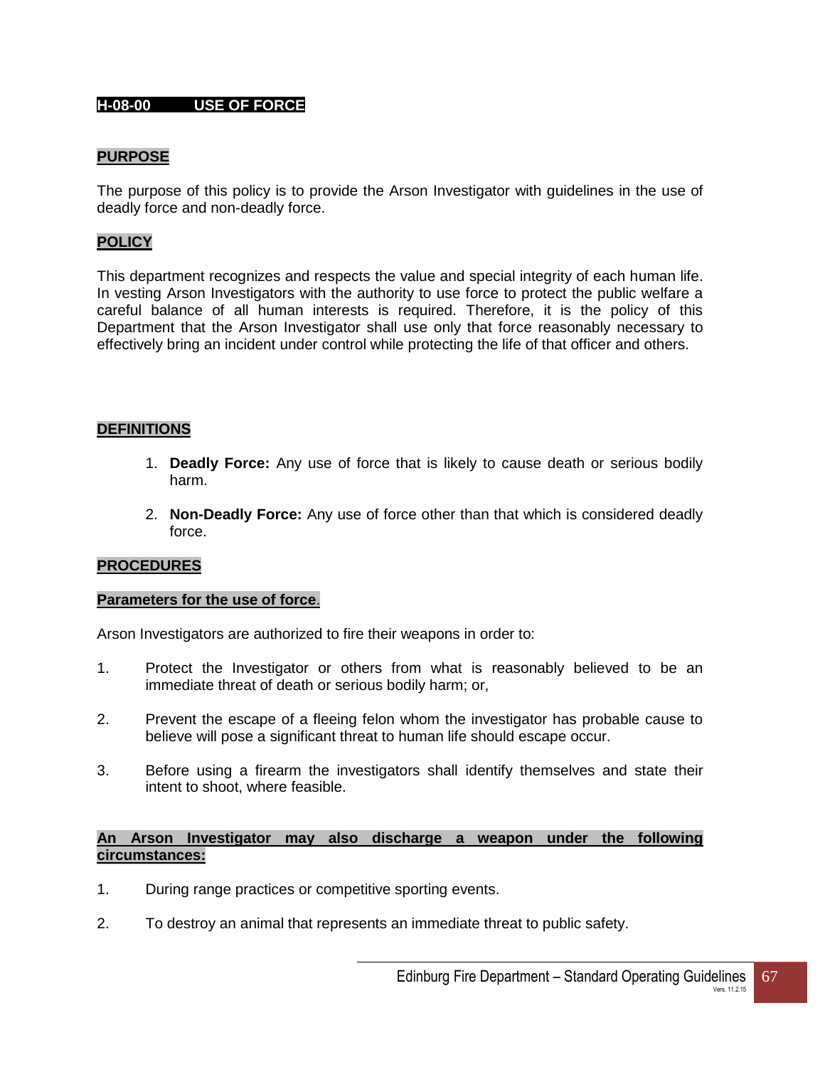## H-08-00 USE OF FORCE

### PURPOSE

The purpose of this policy is to provide the Arson Investigator with guidelines in the use of deadly force and non-deadly force.

### POLICY

This department recognizes and respects the value and special integrity of each human life. In vesting Arson Investigators with the authority to use force to protect the public welfare a careful balance of all human interests is required. Therefore, it is the policy of this Department that the Arson Investigator shall use only that force reasonably necessary to effectively bring an incident under control while protecting the life of that officer and others.

### DEFINITIONS

1. **Deadly Force:** Any use of force that is likely to cause death or serious bodily harm.

2. **Non-Deadly Force:** Any use of force other than that which is considered deadly force.

### PROCEDURES

**Parameters for the use of force**.

Arson Investigators are authorized to fire their weapons in order to:

1. Protect the Investigator or others from what is reasonably believed to be an immediate threat of death or serious bodily harm; or,

2. Prevent the escape of a fleeing felon whom the investigator has probable cause to believe will pose a significant threat to human life should escape occur.

3. Before using a firearm the investigators shall identify themselves and state their intent to shoot, where feasible.

**An Arson Investigator may also discharge a weapon under the following circumstances:**

1. During range practices or competitive sporting events.

2. To destroy an animal that represents an immediate threat to public safety.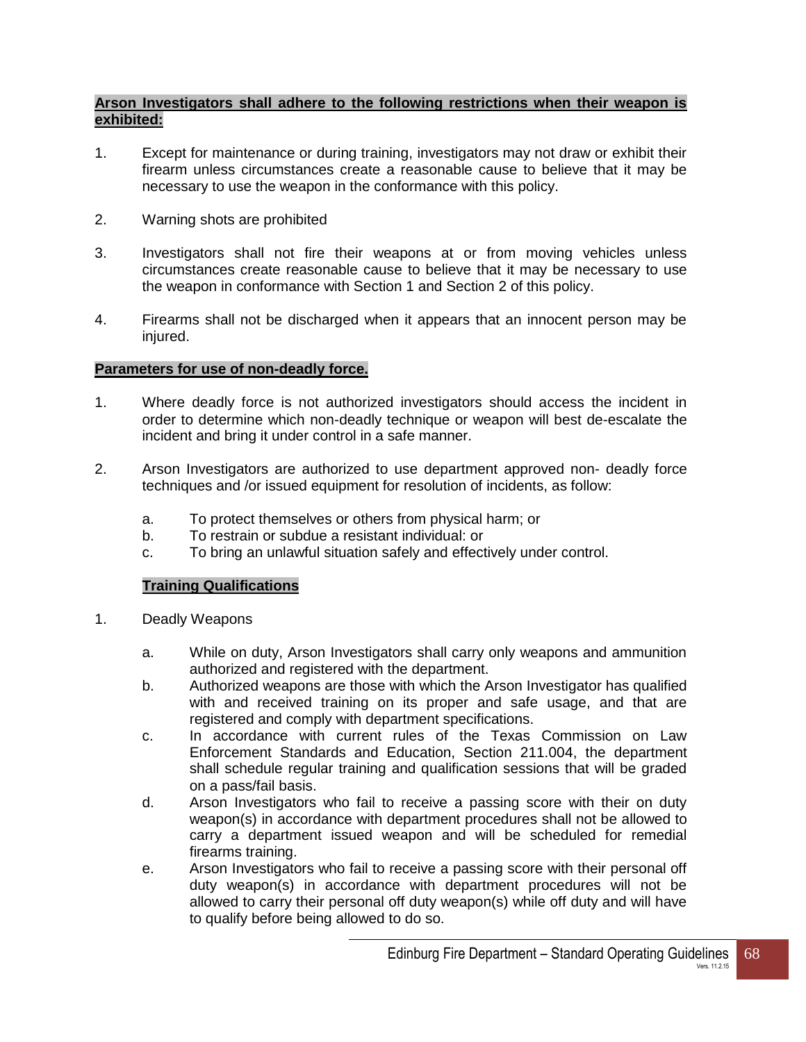**Arson Investigators shall adhere to the following restrictions when their weapon is exhibited:**

1. Except for maintenance or during training, investigators may not draw or exhibit their firearm unless circumstances create a reasonable cause to believe that it may be necessary to use the weapon in the conformance with this policy.

2. Warning shots are prohibited

3. Investigators shall not fire their weapons at or from moving vehicles unless circumstances create reasonable cause to believe that it may be necessary to use the weapon in conformance with Section 1 and Section 2 of this policy.

4. Firearms shall not be discharged when it appears that an innocent person may be injured.

**Parameters for use of non-deadly force.**

1. Where deadly force is not authorized investigators should access the incident in order to determine which non-deadly technique or weapon will best de-escalate the incident and bring it under control in a safe manner.

2. Arson Investigators are authorized to use department approved non- deadly force techniques and /or issued equipment for resolution of incidents, as follow:

   a. To protect themselves or others from physical harm; or
   b. To restrain or subdue a resistant individual: or
   c. To bring an unlawful situation safely and effectively under control.

**Training Qualifications**

1. Deadly Weapons

   a. While on duty, Arson Investigators shall carry only weapons and ammunition authorized and registered with the department.
   b. Authorized weapons are those with which the Arson Investigator has qualified with and received training on its proper and safe usage, and that are registered and comply with department specifications.
   c. In accordance with current rules of the Texas Commission on Law Enforcement Standards and Education, Section 211.004, the department shall schedule regular training and qualification sessions that will be graded on a pass/fail basis.
   d. Arson Investigators who fail to receive a passing score with their on duty weapon(s) in accordance with department procedures shall not be allowed to carry a department issued weapon and will be scheduled for remedial firearms training.
   e. Arson Investigators who fail to receive a passing score with their personal off duty weapon(s) in accordance with department procedures will not be allowed to carry their personal off duty weapon(s) while off duty and will have to qualify before being allowed to do so.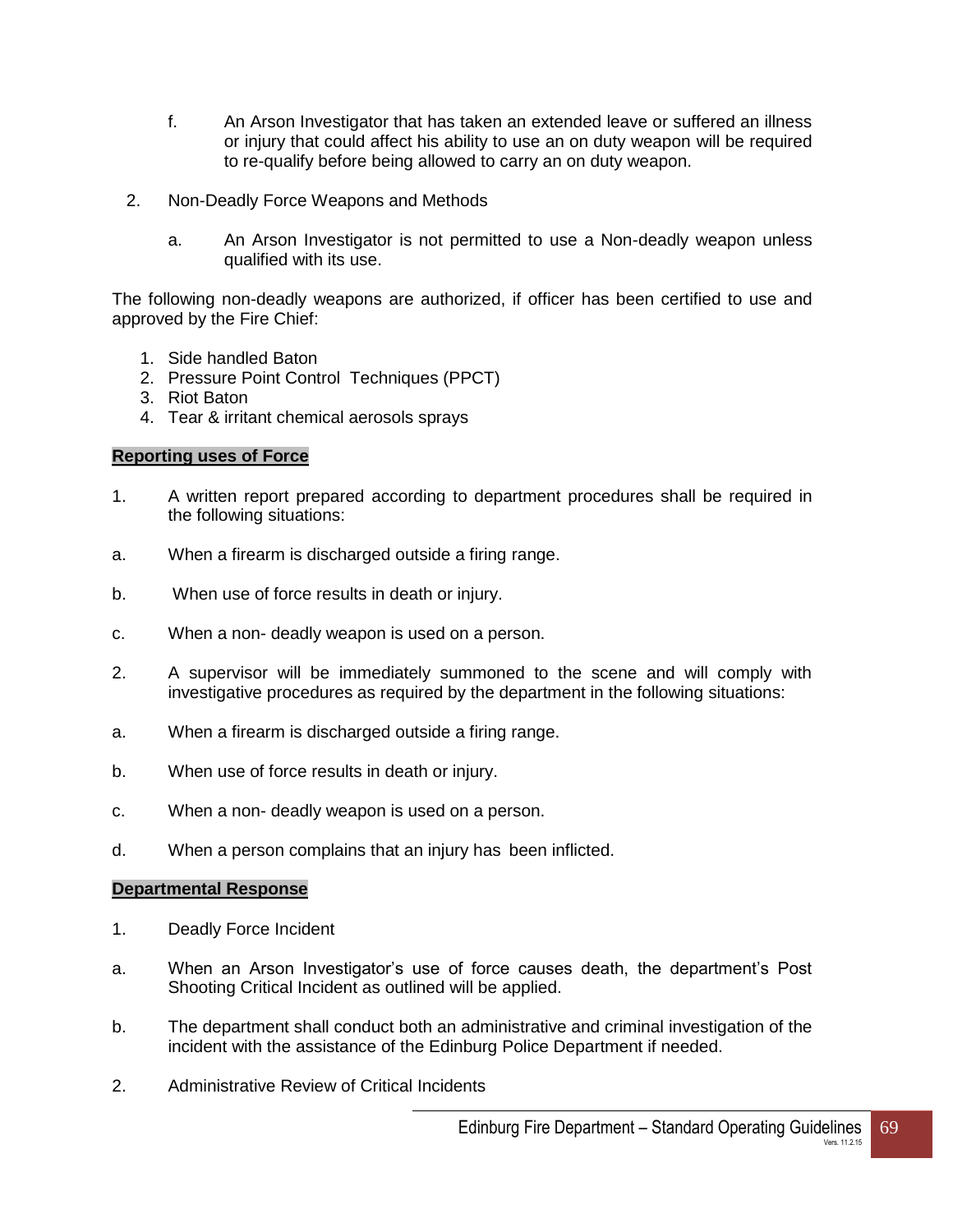f. An Arson Investigator that has taken an extended leave or suffered an illness or injury that could affect his ability to use an on duty weapon will be required to re-qualify before being allowed to carry an on duty weapon.

2. Non-Deadly Force Weapons and Methods

   a. An Arson Investigator is not permitted to use a Non-deadly weapon unless qualified with its use.

The following non-deadly weapons are authorized, if officer has been certified to use and approved by the Fire Chief:

1. Side handled Baton
2. Pressure Point Control Techniques (PPCT)
3. Riot Baton
4. Tear & irritant chemical aerosols sprays

**Reporting uses of Force**

1. A written report prepared according to department procedures shall be required in the following situations:

a. When a firearm is discharged outside a firing range.

b. When use of force results in death or injury.

c. When a non- deadly weapon is used on a person.

2. A supervisor will be immediately summoned to the scene and will comply with investigative procedures as required by the department in the following situations:

a. When a firearm is discharged outside a firing range.

b. When use of force results in death or injury.

c. When a non- deadly weapon is used on a person.

d. When a person complains that an injury has been inflicted.

**Departmental Response**

1. Deadly Force Incident

a. When an Arson Investigator's use of force causes death, the department's Post Shooting Critical Incident as outlined will be applied.

b. The department shall conduct both an administrative and criminal investigation of the incident with the assistance of the Edinburg Police Department if needed.

2. Administrative Review of Critical Incidents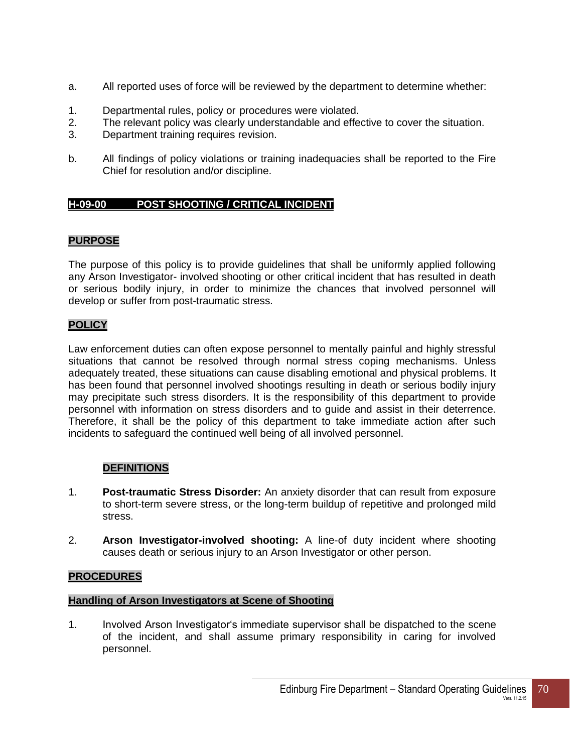a. All reported uses of force will be reviewed by the department to determine whether:

1. Departmental rules, policy or procedures were violated.
2. The relevant policy was clearly understandable and effective to cover the situation.
3. Department training requires revision.

b. All findings of policy violations or training inadequacies shall be reported to the Fire Chief for resolution and/or discipline.

## H-09-00 POST SHOOTING / CRITICAL INCIDENT

### PURPOSE

The purpose of this policy is to provide guidelines that shall be uniformly applied following any Arson Investigator- involved shooting or other critical incident that has resulted in death or serious bodily injury, in order to minimize the chances that involved personnel will develop or suffer from post-traumatic stress.

### POLICY

Law enforcement duties can often expose personnel to mentally painful and highly stressful situations that cannot be resolved through normal stress coping mechanisms. Unless adequately treated, these situations can cause disabling emotional and physical problems. It has been found that personnel involved shootings resulting in death or serious bodily injury may precipitate such stress disorders. It is the responsibility of this department to provide personnel with information on stress disorders and to guide and assist in their deterrence. Therefore, it shall be the policy of this department to take immediate action after such incidents to safeguard the continued well being of all involved personnel.

### DEFINITIONS

1. **Post-traumatic Stress Disorder:** An anxiety disorder that can result from exposure to short-term severe stress, or the long-term buildup of repetitive and prolonged mild stress.

2. **Arson Investigator-involved shooting:** A line-of duty incident where shooting causes death or serious injury to an Arson Investigator or other person.

### PROCEDURES

#### Handling of Arson Investigators at Scene of Shooting

1. Involved Arson Investigator's immediate supervisor shall be dispatched to the scene of the incident, and shall assume primary responsibility in caring for involved personnel.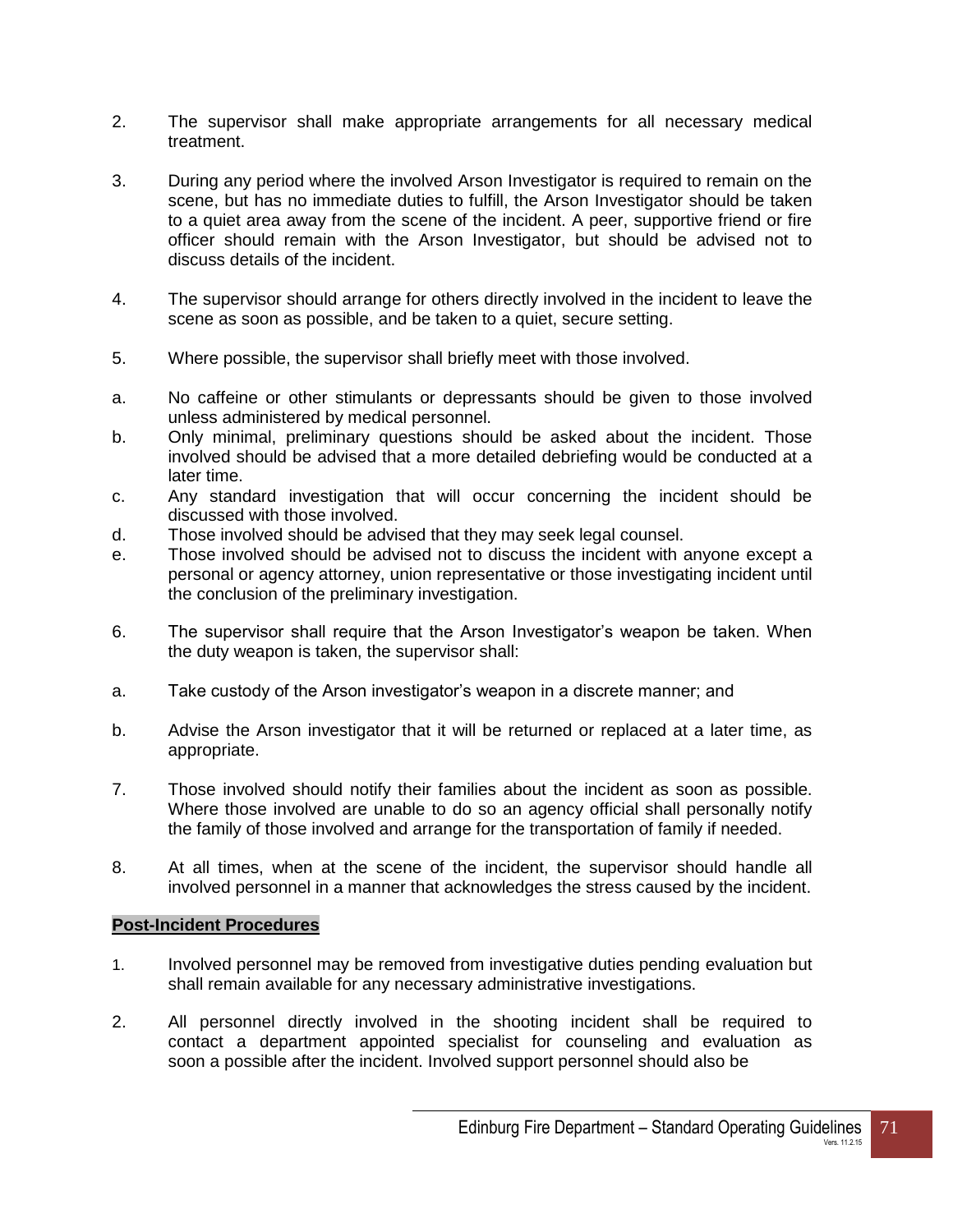2. The supervisor shall make appropriate arrangements for all necessary medical treatment.

3. During any period where the involved Arson Investigator is required to remain on the scene, but has no immediate duties to fulfill, the Arson Investigator should be taken to a quiet area away from the scene of the incident. A peer, supportive friend or fire officer should remain with the Arson Investigator, but should be advised not to discuss details of the incident.

4. The supervisor should arrange for others directly involved in the incident to leave the scene as soon as possible, and be taken to a quiet, secure setting.

5. Where possible, the supervisor shall briefly meet with those involved.

a. No caffeine or other stimulants or depressants should be given to those involved unless administered by medical personnel.
b. Only minimal, preliminary questions should be asked about the incident. Those involved should be advised that a more detailed debriefing would be conducted at a later time.
c. Any standard investigation that will occur concerning the incident should be discussed with those involved.
d. Those involved should be advised that they may seek legal counsel.
e. Those involved should be advised not to discuss the incident with anyone except a personal or agency attorney, union representative or those investigating incident until the conclusion of the preliminary investigation.

6. The supervisor shall require that the Arson Investigator's weapon be taken. When the duty weapon is taken, the supervisor shall:

a. Take custody of the Arson investigator's weapon in a discrete manner; and

b. Advise the Arson investigator that it will be returned or replaced at a later time, as appropriate.

7. Those involved should notify their families about the incident as soon as possible. Where those involved are unable to do so an agency official shall personally notify the family of those involved and arrange for the transportation of family if needed.

8. At all times, when at the scene of the incident, the supervisor should handle all involved personnel in a manner that acknowledges the stress caused by the incident.

**Post-Incident Procedures**

1. Involved personnel may be removed from investigative duties pending evaluation but shall remain available for any necessary administrative investigations.

2. All personnel directly involved in the shooting incident shall be required to contact a department appointed specialist for counseling and evaluation as soon a possible after the incident. Involved support personnel should also be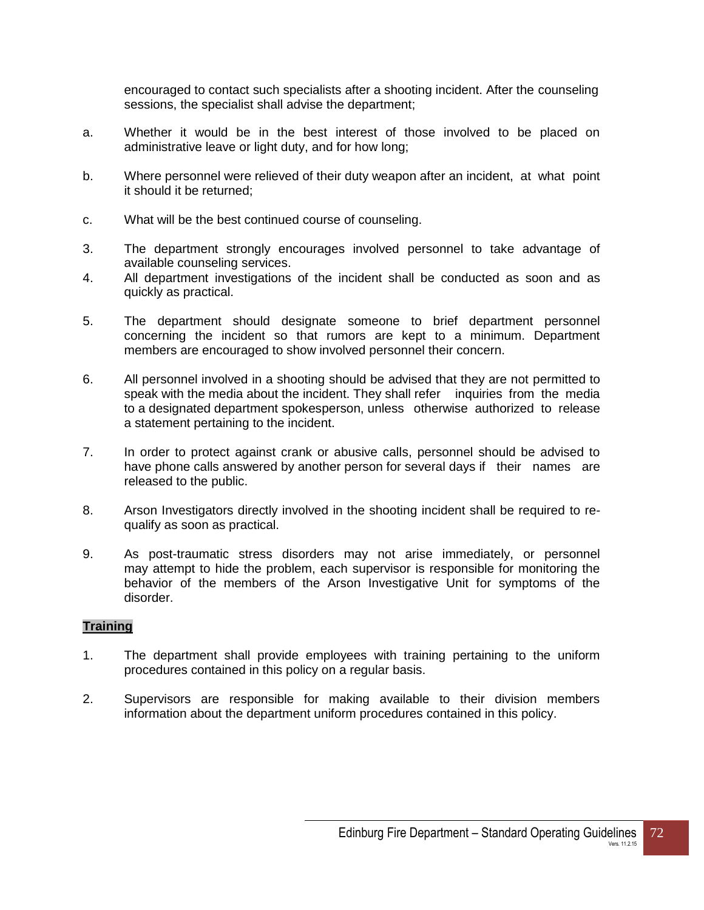encouraged to contact such specialists after a shooting incident. After the counseling sessions, the specialist shall advise the department;

a. Whether it would be in the best interest of those involved to be placed on administrative leave or light duty, and for how long;

b. Where personnel were relieved of their duty weapon after an incident, at what point it should it be returned;

c. What will be the best continued course of counseling.

3. The department strongly encourages involved personnel to take advantage of available counseling services.
4. All department investigations of the incident shall be conducted as soon and as quickly as practical.

5. The department should designate someone to brief department personnel concerning the incident so that rumors are kept to a minimum. Department members are encouraged to show involved personnel their concern.

6. All personnel involved in a shooting should be advised that they are not permitted to speak with the media about the incident. They shall refer inquiries from the media to a designated department spokesperson, unless otherwise authorized to release a statement pertaining to the incident.

7. In order to protect against crank or abusive calls, personnel should be advised to have phone calls answered by another person for several days if their names are released to the public.

8. Arson Investigators directly involved in the shooting incident shall be required to re-qualify as soon as practical.

9. As post-traumatic stress disorders may not arise immediately, or personnel may attempt to hide the problem, each supervisor is responsible for monitoring the behavior of the members of the Arson Investigative Unit for symptoms of the disorder.

**Training**

1. The department shall provide employees with training pertaining to the uniform procedures contained in this policy on a regular basis.

2. Supervisors are responsible for making available to their division members information about the department uniform procedures contained in this policy.